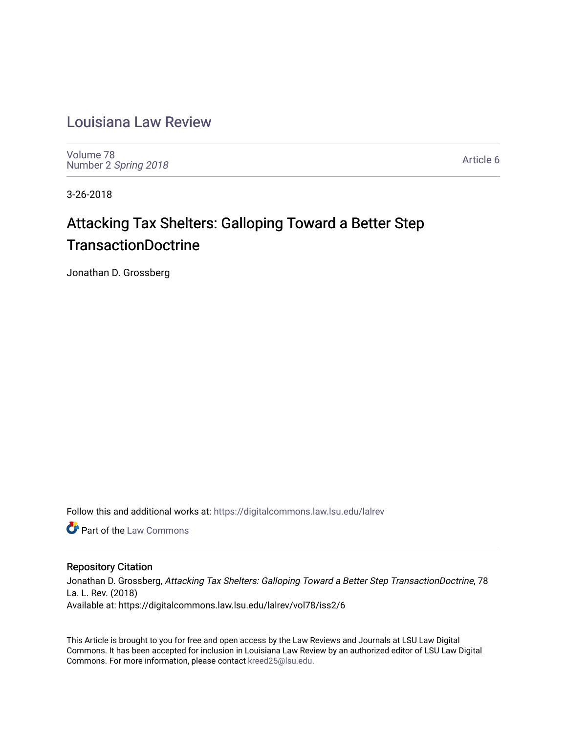# Louisiana Law Review

Volume 78
Number 2 *Spring 2018*

Article 6

3-26-2018

## Attacking Tax Shelters: Galloping Toward a Better Step TransactionDoctrine

Jonathan D. Grossberg

Follow this and additional works at: https://digitalcommons.law.lsu.edu/lalrev

Part of the Law Commons

### Repository Citation

Jonathan D. Grossberg, *Attacking Tax Shelters: Galloping Toward a Better Step TransactionDoctrine*, 78 La. L. Rev. (2018)
Available at: https://digitalcommons.law.lsu.edu/lalrev/vol78/iss2/6

This Article is brought to you for free and open access by the Law Reviews and Journals at LSU Law Digital Commons. It has been accepted for inclusion in Louisiana Law Review by an authorized editor of LSU Law Digital Commons. For more information, please contact kreed25@lsu.edu.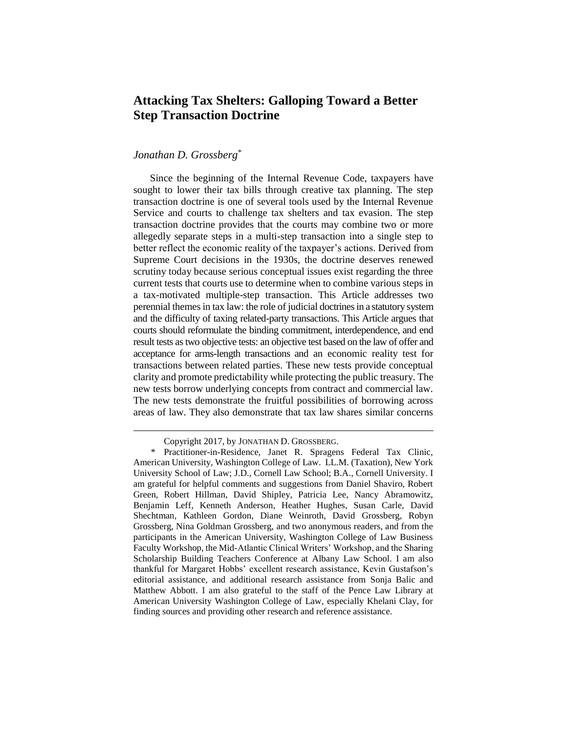# Attacking Tax Shelters: Galloping Toward a Better Step Transaction Doctrine

*Jonathan D. Grossberg*[*]

Since the beginning of the Internal Revenue Code, taxpayers have sought to lower their tax bills through creative tax planning. The step transaction doctrine is one of several tools used by the Internal Revenue Service and courts to challenge tax shelters and tax evasion. The step transaction doctrine provides that the courts may combine two or more allegedly separate steps in a multi-step transaction into a single step to better reflect the economic reality of the taxpayer's actions. Derived from Supreme Court decisions in the 1930s, the doctrine deserves renewed scrutiny today because serious conceptual issues exist regarding the three current tests that courts use to determine when to combine various steps in a tax-motivated multiple-step transaction. This Article addresses two perennial themes in tax law: the role of judicial doctrines in a statutory system and the difficulty of taxing related-party transactions. This Article argues that courts should reformulate the binding commitment, interdependence, and end result tests as two objective tests: an objective test based on the law of offer and acceptance for arms-length transactions and an economic reality test for transactions between related parties. These new tests provide conceptual clarity and promote predictability while protecting the public treasury. The new tests borrow underlying concepts from contract and commercial law. The new tests demonstrate the fruitful possibilities of borrowing across areas of law. They also demonstrate that tax law shares similar concerns

---

Copyright 2017, by JONATHAN D. GROSSBERG.

[*] Practitioner-in-Residence, Janet R. Spragens Federal Tax Clinic, American University, Washington College of Law. LL.M. (Taxation), New York University School of Law; J.D., Cornell Law School; B.A., Cornell University. I am grateful for helpful comments and suggestions from Daniel Shaviro, Robert Green, Robert Hillman, David Shipley, Patricia Lee, Nancy Abramowitz, Benjamin Leff, Kenneth Anderson, Heather Hughes, Susan Carle, David Shechtman, Kathleen Gordon, Diane Weinroth, David Grossberg, Robyn Grossberg, Nina Goldman Grossberg, and two anonymous readers, and from the participants in the American University, Washington College of Law Business Faculty Workshop, the Mid-Atlantic Clinical Writers' Workshop, and the Sharing Scholarship Building Teachers Conference at Albany Law School. I am also thankful for Margaret Hobbs' excellent research assistance, Kevin Gustafson's editorial assistance, and additional research assistance from Sonja Balic and Matthew Abbott. I am also grateful to the staff of the Pence Law Library at American University Washington College of Law, especially Khelani Clay, for finding sources and providing other research and reference assistance.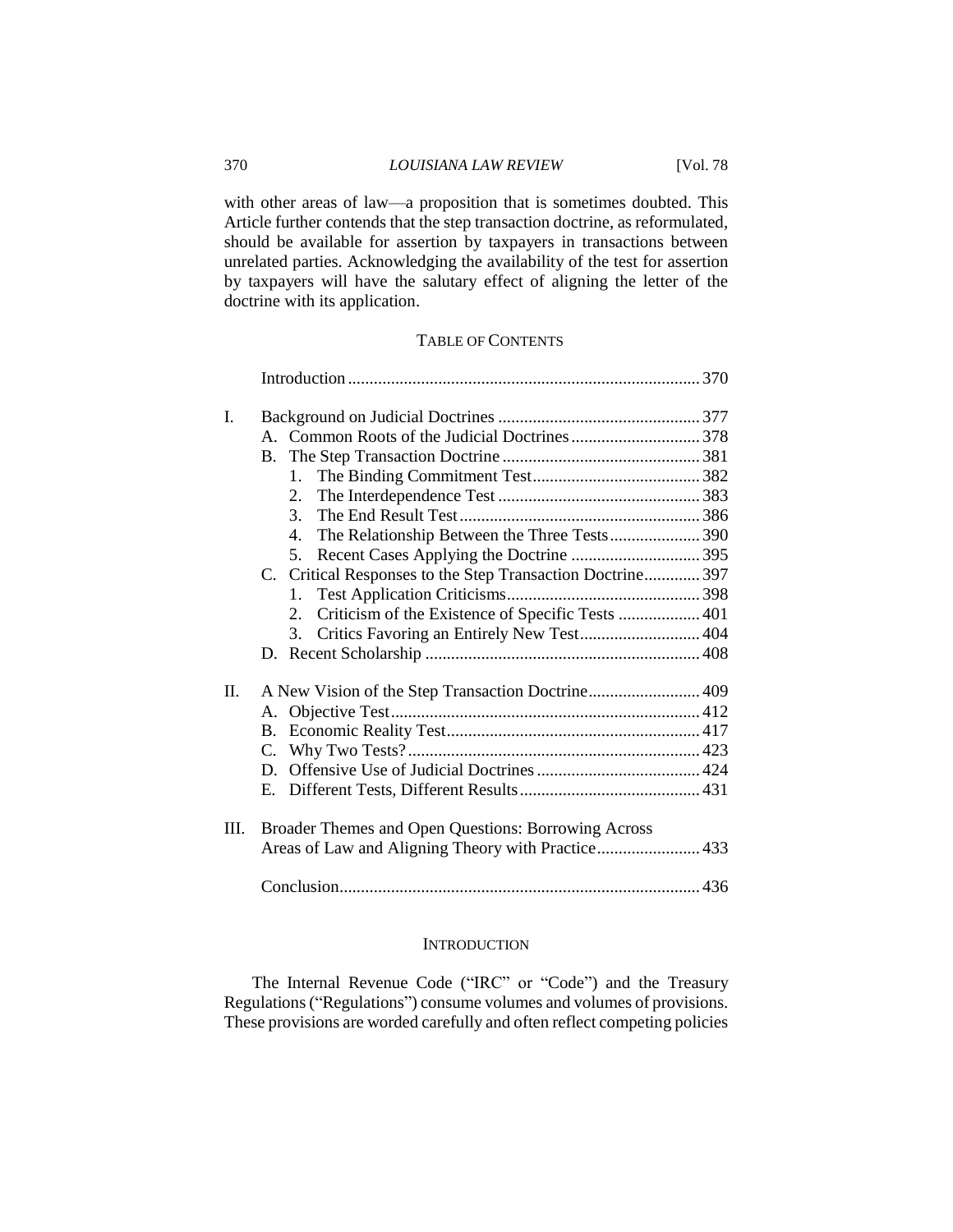with other areas of law—a proposition that is sometimes doubted. This Article further contends that the step transaction doctrine, as reformulated, should be available for assertion by taxpayers in transactions between unrelated parties. Acknowledging the availability of the test for assertion by taxpayers will have the salutary effect of aligning the letter of the doctrine with its application.

## TABLE OF CONTENTS

Introduction ........ 370

I. Background on Judicial Doctrines ........ 377
  - A. Common Roots of the Judicial Doctrines ........ 378
  - B. The Step Transaction Doctrine ........ 381
    1. The Binding Commitment Test ........ 382
    2. The Interdependence Test ........ 383
    3. The End Result Test ........ 386
    4. The Relationship Between the Three Tests ........ 390
    5. Recent Cases Applying the Doctrine ........ 395
  - C. Critical Responses to the Step Transaction Doctrine ........ 397
    1. Test Application Criticisms ........ 398
    2. Criticism of the Existence of Specific Tests ........ 401
    3. Critics Favoring an Entirely New Test ........ 404
  - D. Recent Scholarship ........ 408

II. A New Vision of the Step Transaction Doctrine ........ 409
  - A. Objective Test ........ 412
  - B. Economic Reality Test ........ 417
  - C. Why Two Tests? ........ 423
  - D. Offensive Use of Judicial Doctrines ........ 424
  - E. Different Tests, Different Results ........ 431

III. Broader Themes and Open Questions: Borrowing Across Areas of Law and Aligning Theory with Practice ........ 433

Conclusion ........ 436

## INTRODUCTION

The Internal Revenue Code ("IRC" or "Code") and the Treasury Regulations ("Regulations") consume volumes and volumes of provisions. These provisions are worded carefully and often reflect competing policies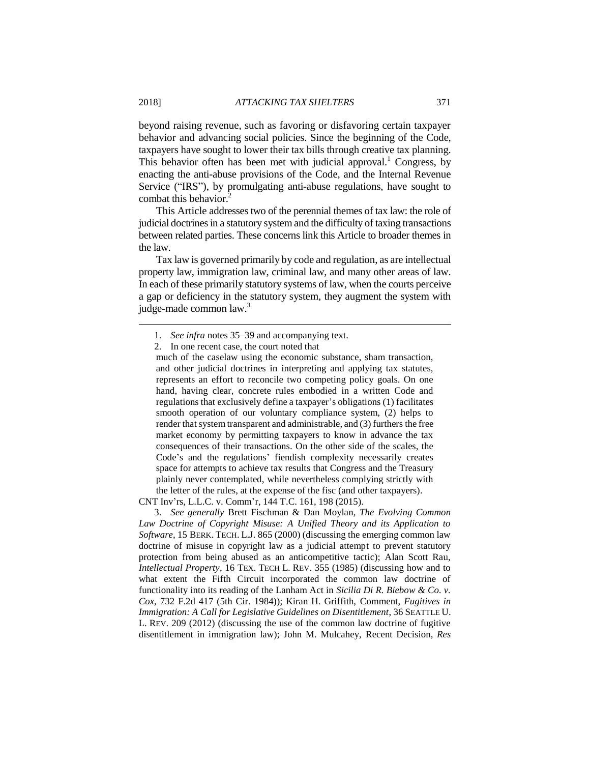beyond raising revenue, such as favoring or disfavoring certain taxpayer behavior and advancing social policies. Since the beginning of the Code, taxpayers have sought to lower their tax bills through creative tax planning. This behavior often has been met with judicial approval.[1] Congress, by enacting the anti-abuse provisions of the Code, and the Internal Revenue Service ("IRS"), by promulgating anti-abuse regulations, have sought to combat this behavior.[2]

This Article addresses two of the perennial themes of tax law: the role of judicial doctrines in a statutory system and the difficulty of taxing transactions between related parties. These concerns link this Article to broader themes in the law.

Tax law is governed primarily by code and regulation, as are intellectual property law, immigration law, criminal law, and many other areas of law. In each of these primarily statutory systems of law, when the courts perceive a gap or deficiency in the statutory system, they augment the system with judge-made common law.[3]

---

1. *See infra* notes 35–39 and accompanying text.

2. In one recent case, the court noted that

> much of the caselaw using the economic substance, sham transaction, and other judicial doctrines in interpreting and applying tax statutes, represents an effort to reconcile two competing policy goals. On one hand, having clear, concrete rules embodied in a written Code and regulations that exclusively define a taxpayer's obligations (1) facilitates smooth operation of our voluntary compliance system, (2) helps to render that system transparent and administrable, and (3) furthers the free market economy by permitting taxpayers to know in advance the tax consequences of their transactions. On the other side of the scales, the Code's and the regulations' fiendish complexity necessarily creates space for attempts to achieve tax results that Congress and the Treasury plainly never contemplated, while nevertheless complying strictly with the letter of the rules, at the expense of the fisc (and other taxpayers).

CNT Inv'rs, L.L.C. v. Comm'r, 144 T.C. 161, 198 (2015).

3. *See generally* Brett Fischman & Dan Moylan, *The Evolving Common Law Doctrine of Copyright Misuse: A Unified Theory and its Application to Software*, 15 BERK. TECH. L.J. 865 (2000) (discussing the emerging common law doctrine of misuse in copyright law as a judicial attempt to prevent statutory protection from being abused as an anticompetitive tactic); Alan Scott Rau, *Intellectual Property*, 16 TEX. TECH L. REV. 355 (1985) (discussing how and to what extent the Fifth Circuit incorporated the common law doctrine of functionality into its reading of the Lanham Act in *Sicilia Di R. Biebow & Co. v. Cox*, 732 F.2d 417 (5th Cir. 1984)); Kiran H. Griffith, Comment, *Fugitives in Immigration: A Call for Legislative Guidelines on Disentitlement*, 36 SEATTLE U. L. REV. 209 (2012) (discussing the use of the common law doctrine of fugitive disentitlement in immigration law); John M. Mulcahey, Recent Decision, *Res*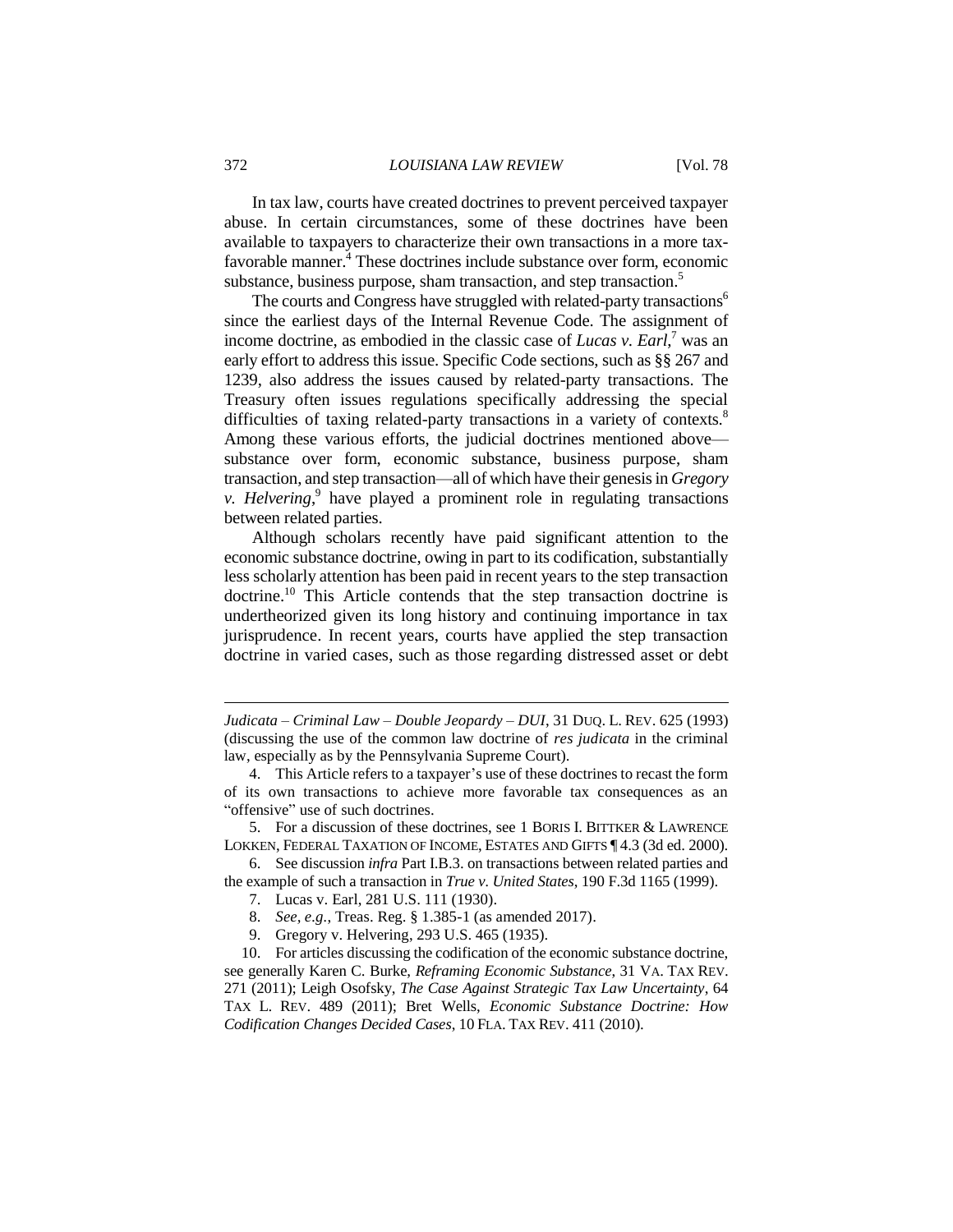In tax law, courts have created doctrines to prevent perceived taxpayer abuse. In certain circumstances, some of these doctrines have been available to taxpayers to characterize their own transactions in a more tax-favorable manner.[4] These doctrines include substance over form, economic substance, business purpose, sham transaction, and step transaction.[5]

The courts and Congress have struggled with related-party transactions[6] since the earliest days of the Internal Revenue Code. The assignment of income doctrine, as embodied in the classic case of *Lucas v. Earl*,[7] was an early effort to address this issue. Specific Code sections, such as §§ 267 and 1239, also address the issues caused by related-party transactions. The Treasury often issues regulations specifically addressing the special difficulties of taxing related-party transactions in a variety of contexts.[8] Among these various efforts, the judicial doctrines mentioned above—substance over form, economic substance, business purpose, sham transaction, and step transaction—all of which have their genesis in *Gregory v. Helvering*,[9] have played a prominent role in regulating transactions between related parties.

Although scholars recently have paid significant attention to the economic substance doctrine, owing in part to its codification, substantially less scholarly attention has been paid in recent years to the step transaction doctrine.[10] This Article contends that the step transaction doctrine is undertheorized given its long history and continuing importance in tax jurisprudence. In recent years, courts have applied the step transaction doctrine in varied cases, such as those regarding distressed asset or debt

---

*Judicata – Criminal Law – Double Jeopardy – DUI*, 31 DUQ. L. REV. 625 (1993) (discussing the use of the common law doctrine of *res judicata* in the criminal law, especially as by the Pennsylvania Supreme Court).

4. This Article refers to a taxpayer's use of these doctrines to recast the form of its own transactions to achieve more favorable tax consequences as an "offensive" use of such doctrines.

5. For a discussion of these doctrines, see 1 BORIS I. BITTKER & LAWRENCE LOKKEN, FEDERAL TAXATION OF INCOME, ESTATES AND GIFTS ¶ 4.3 (3d ed. 2000).

6. See discussion *infra* Part I.B.3. on transactions between related parties and the example of such a transaction in *True v. United States*, 190 F.3d 1165 (1999).

7. Lucas v. Earl, 281 U.S. 111 (1930).

8. *See, e.g.*, Treas. Reg. § 1.385-1 (as amended 2017).

9. Gregory v. Helvering, 293 U.S. 465 (1935).

10. For articles discussing the codification of the economic substance doctrine, see generally Karen C. Burke, *Reframing Economic Substance*, 31 VA. TAX REV. 271 (2011); Leigh Osofsky, *The Case Against Strategic Tax Law Uncertainty*, 64 TAX L. REV. 489 (2011); Bret Wells, *Economic Substance Doctrine: How Codification Changes Decided Cases*, 10 FLA. TAX REV. 411 (2010).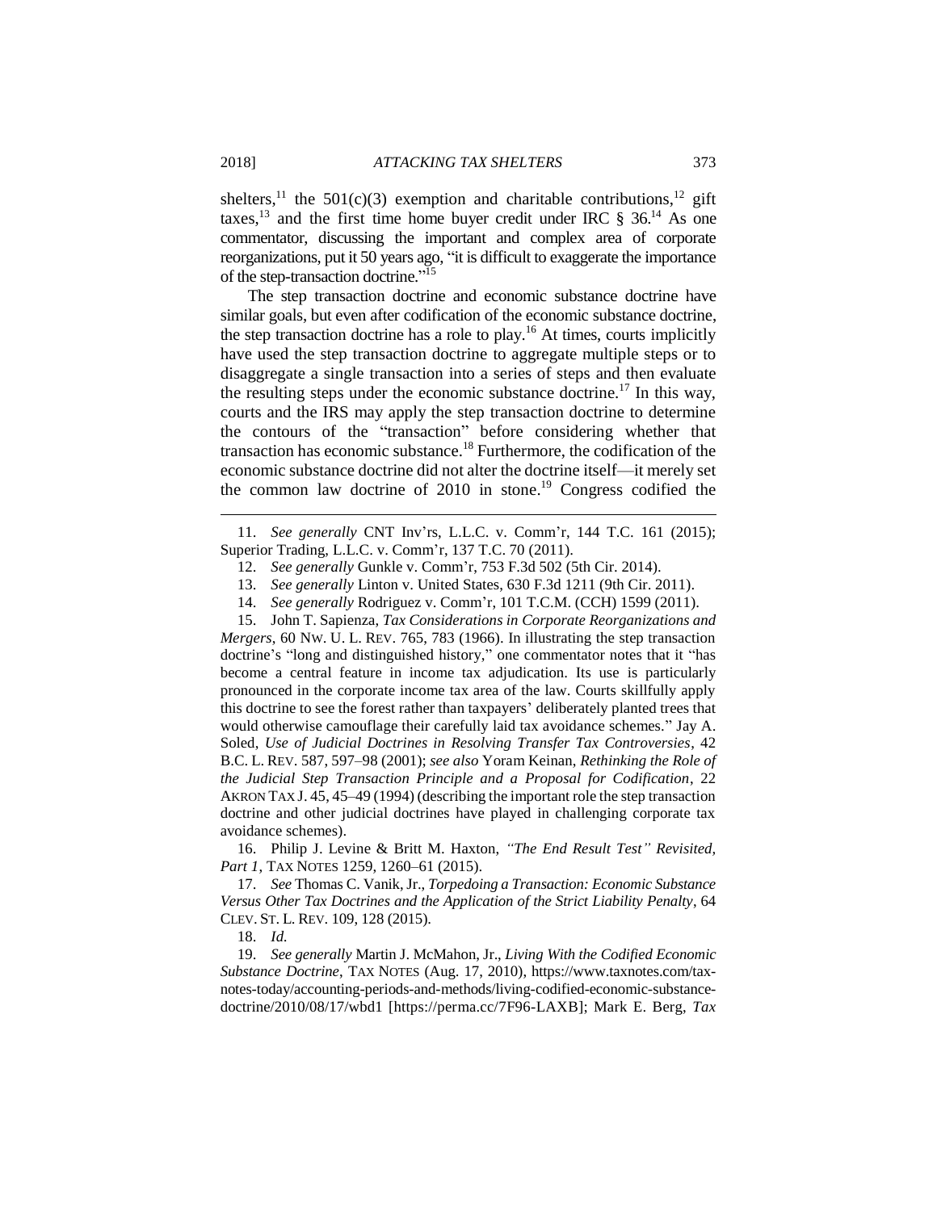shelters,[11] the 501(c)(3) exemption and charitable contributions,[12] gift taxes,[13] and the first time home buyer credit under IRC § 36.[14] As one commentator, discussing the important and complex area of corporate reorganizations, put it 50 years ago, "it is difficult to exaggerate the importance of the step-transaction doctrine."[15]

The step transaction doctrine and economic substance doctrine have similar goals, but even after codification of the economic substance doctrine, the step transaction doctrine has a role to play.[16] At times, courts implicitly have used the step transaction doctrine to aggregate multiple steps or to disaggregate a single transaction into a series of steps and then evaluate the resulting steps under the economic substance doctrine.[17] In this way, courts and the IRS may apply the step transaction doctrine to determine the contours of the "transaction" before considering whether that transaction has economic substance.[18] Furthermore, the codification of the economic substance doctrine did not alter the doctrine itself—it merely set the common law doctrine of 2010 in stone.[19] Congress codified the

---

11. *See generally* CNT Inv'rs, L.L.C. v. Comm'r, 144 T.C. 161 (2015); Superior Trading, L.L.C. v. Comm'r, 137 T.C. 70 (2011).

12. *See generally* Gunkle v. Comm'r, 753 F.3d 502 (5th Cir. 2014).

13. *See generally* Linton v. United States, 630 F.3d 1211 (9th Cir. 2011).

14. *See generally* Rodriguez v. Comm'r, 101 T.C.M. (CCH) 1599 (2011).

15. John T. Sapienza, *Tax Considerations in Corporate Reorganizations and Mergers*, 60 NW. U. L. REV. 765, 783 (1966). In illustrating the step transaction doctrine's "long and distinguished history," one commentator notes that it "has become a central feature in income tax adjudication. Its use is particularly pronounced in the corporate income tax area of the law. Courts skillfully apply this doctrine to see the forest rather than taxpayers' deliberately planted trees that would otherwise camouflage their carefully laid tax avoidance schemes." Jay A. Soled, *Use of Judicial Doctrines in Resolving Transfer Tax Controversies*, 42 B.C. L. REV. 587, 597–98 (2001); *see also* Yoram Keinan, *Rethinking the Role of the Judicial Step Transaction Principle and a Proposal for Codification*, 22 AKRON TAX J. 45, 45–49 (1994) (describing the important role the step transaction doctrine and other judicial doctrines have played in challenging corporate tax avoidance schemes).

16. Philip J. Levine & Britt M. Haxton, *"The End Result Test" Revisited, Part 1*, TAX NOTES 1259, 1260–61 (2015).

17. *See* Thomas C. Vanik, Jr., *Torpedoing a Transaction: Economic Substance Versus Other Tax Doctrines and the Application of the Strict Liability Penalty*, 64 CLEV. ST. L. REV. 109, 128 (2015).

18. *Id.*

19. *See generally* Martin J. McMahon, Jr., *Living With the Codified Economic Substance Doctrine*, TAX NOTES (Aug. 17, 2010), https://www.taxnotes.com/tax-notes-today/accounting-periods-and-methods/living-codified-economic-substance-doctrine/2010/08/17/wbd1 [https://perma.cc/7F96-LAXB]; Mark E. Berg, *Tax*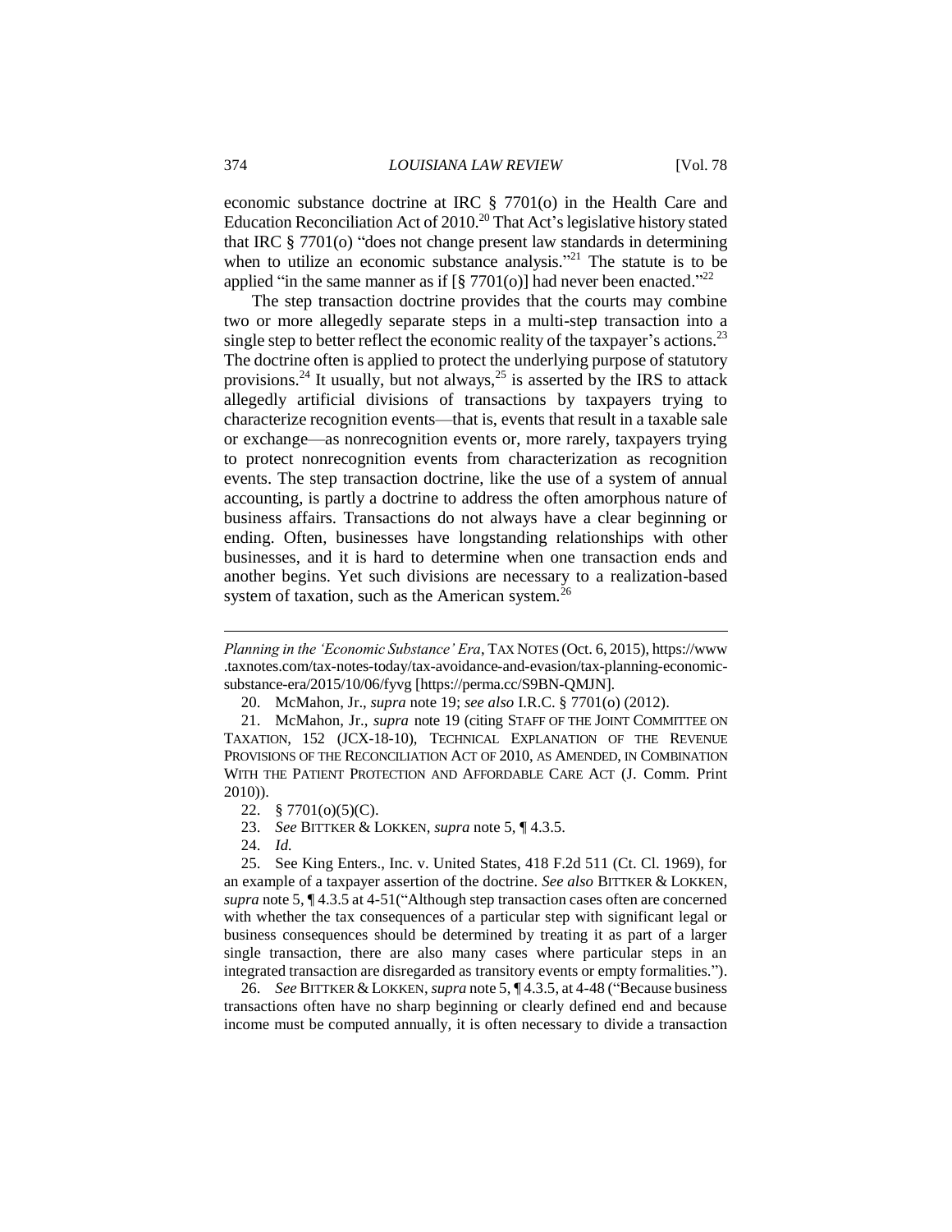economic substance doctrine at IRC § 7701(o) in the Health Care and Education Reconciliation Act of 2010.[20] That Act's legislative history stated that IRC § 7701(o) "does not change present law standards in determining when to utilize an economic substance analysis."[21] The statute is to be applied "in the same manner as if [§ 7701(o)] had never been enacted."[22]

The step transaction doctrine provides that the courts may combine two or more allegedly separate steps in a multi-step transaction into a single step to better reflect the economic reality of the taxpayer's actions.[23] The doctrine often is applied to protect the underlying purpose of statutory provisions.[24] It usually, but not always,[25] is asserted by the IRS to attack allegedly artificial divisions of transactions by taxpayers trying to characterize recognition events—that is, events that result in a taxable sale or exchange—as nonrecognition events or, more rarely, taxpayers trying to protect nonrecognition events from characterization as recognition events. The step transaction doctrine, like the use of a system of annual accounting, is partly a doctrine to address the often amorphous nature of business affairs. Transactions do not always have a clear beginning or ending. Often, businesses have longstanding relationships with other businesses, and it is hard to determine when one transaction ends and another begins. Yet such divisions are necessary to a realization-based system of taxation, such as the American system.[26]

---

*Planning in the 'Economic Substance' Era*, TAX NOTES (Oct. 6, 2015), https://www.taxnotes.com/tax-notes-today/tax-avoidance-and-evasion/tax-planning-economic-substance-era/2015/10/06/fyvg [https://perma.cc/S9BN-QMJN].

20. McMahon, Jr., *supra* note 19; *see also* I.R.C. § 7701(o) (2012).

21. McMahon, Jr., *supra* note 19 (citing STAFF OF THE JOINT COMMITTEE ON TAXATION, 152 (JCX-18-10), TECHNICAL EXPLANATION OF THE REVENUE PROVISIONS OF THE RECONCILIATION ACT OF 2010, AS AMENDED, IN COMBINATION WITH THE PATIENT PROTECTION AND AFFORDABLE CARE ACT (J. Comm. Print 2010)).

22. § 7701(o)(5)(C).

23. *See* BITTKER & LOKKEN, *supra* note 5, ¶ 4.3.5.

24. *Id.*

25. See King Enters., Inc. v. United States, 418 F.2d 511 (Ct. Cl. 1969), for an example of a taxpayer assertion of the doctrine. *See also* BITTKER & LOKKEN, *supra* note 5, ¶ 4.3.5 at 4-51("Although step transaction cases often are concerned with whether the tax consequences of a particular step with significant legal or business consequences should be determined by treating it as part of a larger single transaction, there are also many cases where particular steps in an integrated transaction are disregarded as transitory events or empty formalities.").

26. *See* BITTKER & LOKKEN, *supra* note 5, ¶ 4.3.5, at 4-48 ("Because business transactions often have no sharp beginning or clearly defined end and because income must be computed annually, it is often necessary to divide a transaction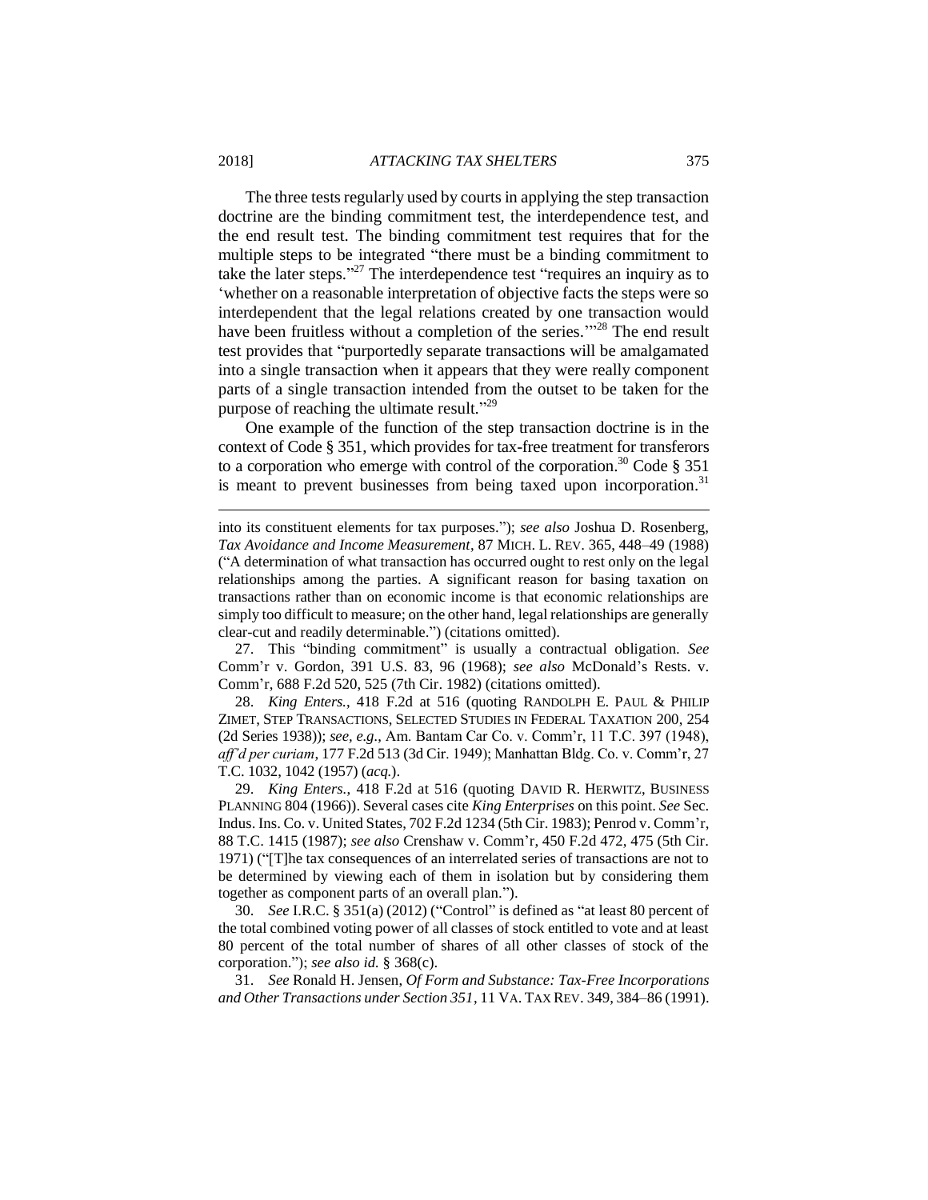The three tests regularly used by courts in applying the step transaction doctrine are the binding commitment test, the interdependence test, and the end result test. The binding commitment test requires that for the multiple steps to be integrated "there must be a binding commitment to take the later steps."[27] The interdependence test "requires an inquiry as to 'whether on a reasonable interpretation of objective facts the steps were so interdependent that the legal relations created by one transaction would have been fruitless without a completion of the series.'"[28] The end result test provides that "purportedly separate transactions will be amalgamated into a single transaction when it appears that they were really component parts of a single transaction intended from the outset to be taken for the purpose of reaching the ultimate result."[29]

One example of the function of the step transaction doctrine is in the context of Code § 351, which provides for tax-free treatment for transferors to a corporation who emerge with control of the corporation.[30] Code § 351 is meant to prevent businesses from being taxed upon incorporation.[31]

---

into its constituent elements for tax purposes."); *see also* Joshua D. Rosenberg, *Tax Avoidance and Income Measurement*, 87 MICH. L. REV. 365, 448–49 (1988) ("A determination of what transaction has occurred ought to rest only on the legal relationships among the parties. A significant reason for basing taxation on transactions rather than on economic income is that economic relationships are simply too difficult to measure; on the other hand, legal relationships are generally clear-cut and readily determinable.") (citations omitted).

27. This "binding commitment" is usually a contractual obligation. *See* Comm'r v. Gordon, 391 U.S. 83, 96 (1968); *see also* McDonald's Rests. v. Comm'r, 688 F.2d 520, 525 (7th Cir. 1982) (citations omitted).

28. *King Enters.*, 418 F.2d at 516 (quoting RANDOLPH E. PAUL & PHILIP ZIMET, STEP TRANSACTIONS, SELECTED STUDIES IN FEDERAL TAXATION 200, 254 (2d Series 1938)); *see, e.g.*, Am. Bantam Car Co. v. Comm'r, 11 T.C. 397 (1948), *aff'd per curiam*, 177 F.2d 513 (3d Cir. 1949); Manhattan Bldg. Co. v. Comm'r, 27 T.C. 1032, 1042 (1957) (*acq.*).

29. *King Enters.*, 418 F.2d at 516 (quoting DAVID R. HERWITZ, BUSINESS PLANNING 804 (1966)). Several cases cite *King Enterprises* on this point. *See* Sec. Indus. Ins. Co. v. United States, 702 F.2d 1234 (5th Cir. 1983); Penrod v. Comm'r, 88 T.C. 1415 (1987); *see also* Crenshaw v. Comm'r, 450 F.2d 472, 475 (5th Cir. 1971) ("[T]he tax consequences of an interrelated series of transactions are not to be determined by viewing each of them in isolation but by considering them together as component parts of an overall plan.").

30. *See* I.R.C. § 351(a) (2012) ("Control" is defined as "at least 80 percent of the total combined voting power of all classes of stock entitled to vote and at least 80 percent of the total number of shares of all other classes of stock of the corporation."); *see also id.* § 368(c).

31. *See* Ronald H. Jensen, *Of Form and Substance: Tax-Free Incorporations and Other Transactions under Section 351*, 11 VA. TAX REV. 349, 384–86 (1991).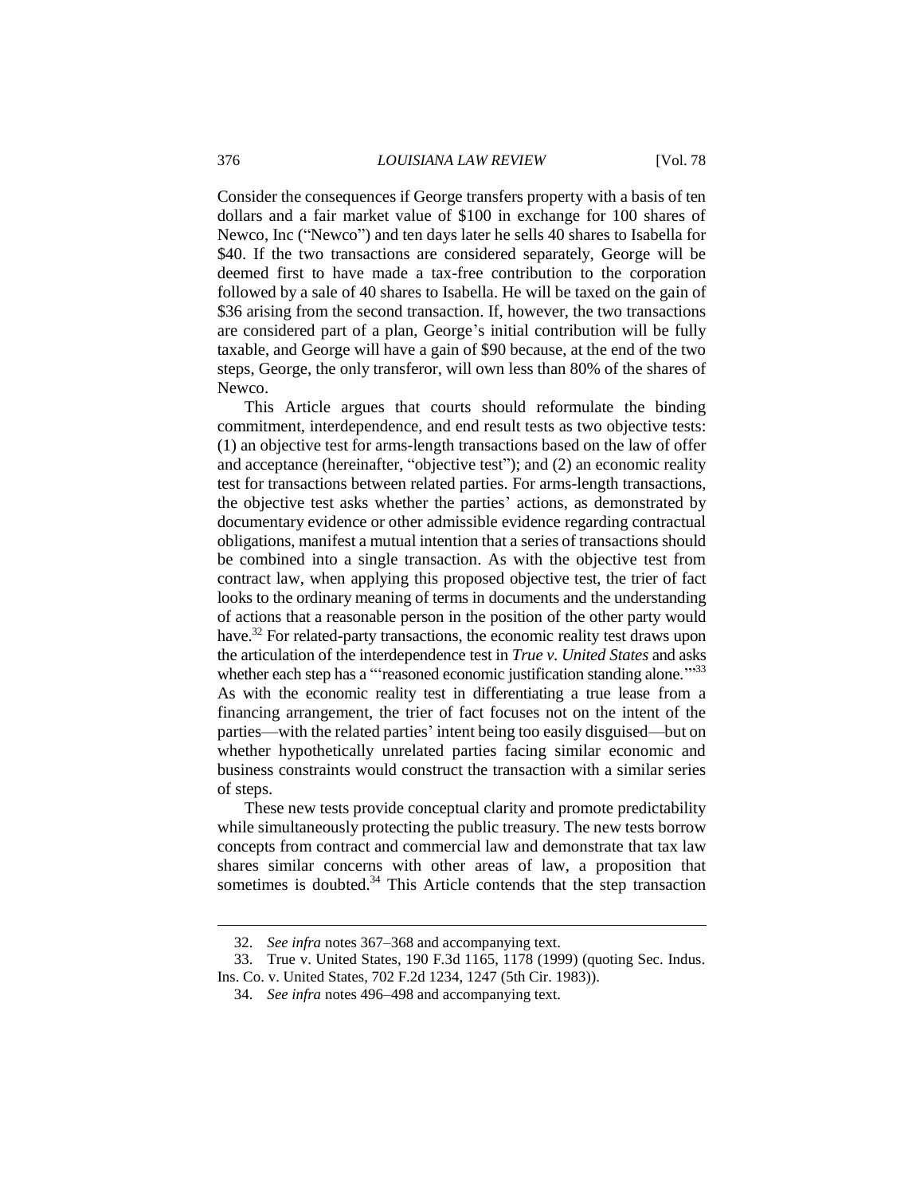Consider the consequences if George transfers property with a basis of ten dollars and a fair market value of $100 in exchange for 100 shares of Newco, Inc ("Newco") and ten days later he sells 40 shares to Isabella for $40. If the two transactions are considered separately, George will be deemed first to have made a tax-free contribution to the corporation followed by a sale of 40 shares to Isabella. He will be taxed on the gain of $36 arising from the second transaction. If, however, the two transactions are considered part of a plan, George's initial contribution will be fully taxable, and George will have a gain of $90 because, at the end of the two steps, George, the only transferor, will own less than 80% of the shares of Newco.

This Article argues that courts should reformulate the binding commitment, interdependence, and end result tests as two objective tests: (1) an objective test for arms-length transactions based on the law of offer and acceptance (hereinafter, "objective test"); and (2) an economic reality test for transactions between related parties. For arms-length transactions, the objective test asks whether the parties' actions, as demonstrated by documentary evidence or other admissible evidence regarding contractual obligations, manifest a mutual intention that a series of transactions should be combined into a single transaction. As with the objective test from contract law, when applying this proposed objective test, the trier of fact looks to the ordinary meaning of terms in documents and the understanding of actions that a reasonable person in the position of the other party would have.[32] For related-party transactions, the economic reality test draws upon the articulation of the interdependence test in *True v. United States* and asks whether each step has a "'reasoned economic justification standing alone.'"[33] As with the economic reality test in differentiating a true lease from a financing arrangement, the trier of fact focuses not on the intent of the parties—with the related parties' intent being too easily disguised—but on whether hypothetically unrelated parties facing similar economic and business constraints would construct the transaction with a similar series of steps.

These new tests provide conceptual clarity and promote predictability while simultaneously protecting the public treasury. The new tests borrow concepts from contract and commercial law and demonstrate that tax law shares similar concerns with other areas of law, a proposition that sometimes is doubted.[34] This Article contends that the step transaction

32. *See infra* notes 367–368 and accompanying text.

33. True v. United States, 190 F.3d 1165, 1178 (1999) (quoting Sec. Indus. Ins. Co. v. United States, 702 F.2d 1234, 1247 (5th Cir. 1983)).

34. *See infra* notes 496–498 and accompanying text.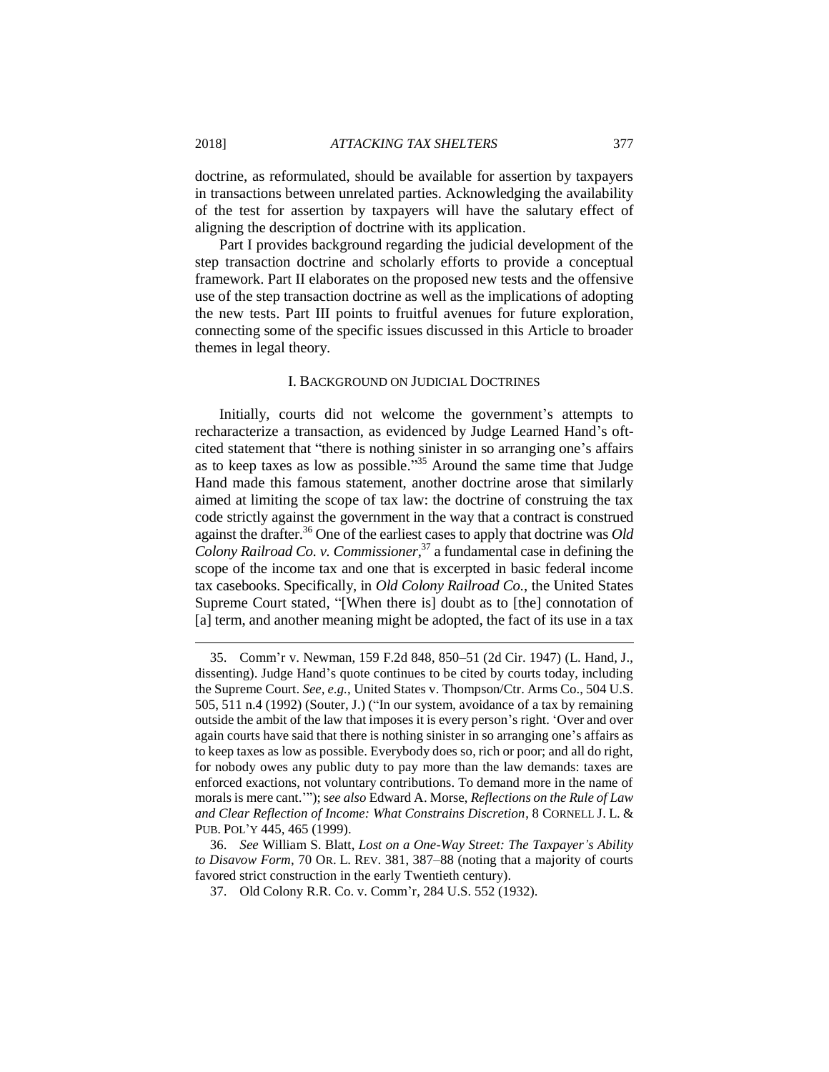doctrine, as reformulated, should be available for assertion by taxpayers in transactions between unrelated parties. Acknowledging the availability of the test for assertion by taxpayers will have the salutary effect of aligning the description of doctrine with its application.

Part I provides background regarding the judicial development of the step transaction doctrine and scholarly efforts to provide a conceptual framework. Part II elaborates on the proposed new tests and the offensive use of the step transaction doctrine as well as the implications of adopting the new tests. Part III points to fruitful avenues for future exploration, connecting some of the specific issues discussed in this Article to broader themes in legal theory.

## I. BACKGROUND ON JUDICIAL DOCTRINES

Initially, courts did not welcome the government's attempts to recharacterize a transaction, as evidenced by Judge Learned Hand's oft-cited statement that "there is nothing sinister in so arranging one's affairs as to keep taxes as low as possible."[35] Around the same time that Judge Hand made this famous statement, another doctrine arose that similarly aimed at limiting the scope of tax law: the doctrine of construing the tax code strictly against the government in the way that a contract is construed against the drafter.[36] One of the earliest cases to apply that doctrine was *Old Colony Railroad Co. v. Commissioner*,[37] a fundamental case in defining the scope of the income tax and one that is excerpted in basic federal income tax casebooks. Specifically, in *Old Colony Railroad Co.*, the United States Supreme Court stated, "[When there is] doubt as to [the] connotation of [a] term, and another meaning might be adopted, the fact of its use in a tax

---

35. Comm'r v. Newman, 159 F.2d 848, 850–51 (2d Cir. 1947) (L. Hand, J., dissenting). Judge Hand's quote continues to be cited by courts today, including the Supreme Court. *See, e.g.*, United States v. Thompson/Ctr. Arms Co., 504 U.S. 505, 511 n.4 (1992) (Souter, J.) ("In our system, avoidance of a tax by remaining outside the ambit of the law that imposes it is every person's right. 'Over and over again courts have said that there is nothing sinister in so arranging one's affairs as to keep taxes as low as possible. Everybody does so, rich or poor; and all do right, for nobody owes any public duty to pay more than the law demands: taxes are enforced exactions, not voluntary contributions. To demand more in the name of morals is mere cant.'"); *see also* Edward A. Morse, *Reflections on the Rule of Law and Clear Reflection of Income: What Constrains Discretion*, 8 CORNELL J. L. & PUB. POL'Y 445, 465 (1999).

36. *See* William S. Blatt, *Lost on a One-Way Street: The Taxpayer's Ability to Disavow Form*, 70 OR. L. REV. 381, 387–88 (noting that a majority of courts favored strict construction in the early Twentieth century).

37. Old Colony R.R. Co. v. Comm'r, 284 U.S. 552 (1932).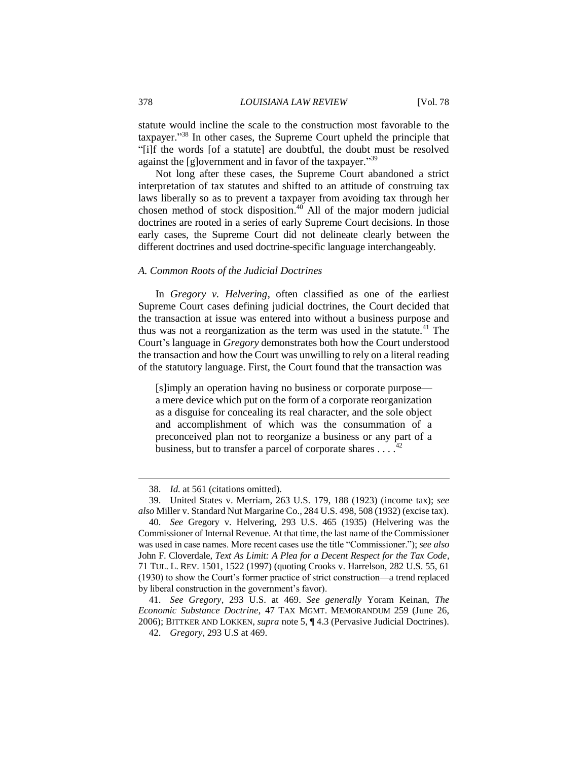statute would incline the scale to the construction most favorable to the taxpayer."[38] In other cases, the Supreme Court upheld the principle that "[i]f the words [of a statute] are doubtful, the doubt must be resolved against the [g]overnment and in favor of the taxpayer."[39]

Not long after these cases, the Supreme Court abandoned a strict interpretation of tax statutes and shifted to an attitude of construing tax laws liberally so as to prevent a taxpayer from avoiding tax through her chosen method of stock disposition.[40] All of the major modern judicial doctrines are rooted in a series of early Supreme Court decisions. In those early cases, the Supreme Court did not delineate clearly between the different doctrines and used doctrine-specific language interchangeably.

### *A. Common Roots of the Judicial Doctrines*

In *Gregory v. Helvering*, often classified as one of the earliest Supreme Court cases defining judicial doctrines, the Court decided that the transaction at issue was entered into without a business purpose and thus was not a reorganization as the term was used in the statute.[41] The Court's language in *Gregory* demonstrates both how the Court understood the transaction and how the Court was unwilling to rely on a literal reading of the statutory language. First, the Court found that the transaction was

> [s]imply an operation having no business or corporate purpose—a mere device which put on the form of a corporate reorganization as a disguise for concealing its real character, and the sole object and accomplishment of which was the consummation of a preconceived plan not to reorganize a business or any part of a business, but to transfer a parcel of corporate shares . . . .[42]

---

38. *Id.* at 561 (citations omitted).

39. United States v. Merriam, 263 U.S. 179, 188 (1923) (income tax); *see also* Miller v. Standard Nut Margarine Co., 284 U.S. 498, 508 (1932) (excise tax).

40. *See* Gregory v. Helvering, 293 U.S. 465 (1935) (Helvering was the Commissioner of Internal Revenue. At that time, the last name of the Commissioner was used in case names. More recent cases use the title "Commissioner."); *see also* John F. Cloverdale, *Text As Limit: A Plea for a Decent Respect for the Tax Code*, 71 TUL. L. REV. 1501, 1522 (1997) (quoting Crooks v. Harrelson, 282 U.S. 55, 61 (1930) to show the Court's former practice of strict construction—a trend replaced by liberal construction in the government's favor).

41. *See Gregory*, 293 U.S. at 469. *See generally* Yoram Keinan, *The Economic Substance Doctrine*, 47 TAX MGMT. MEMORANDUM 259 (June 26, 2006); BITTKER AND LOKKEN, *supra* note 5, ¶ 4.3 (Pervasive Judicial Doctrines).

42. *Gregory*, 293 U.S at 469.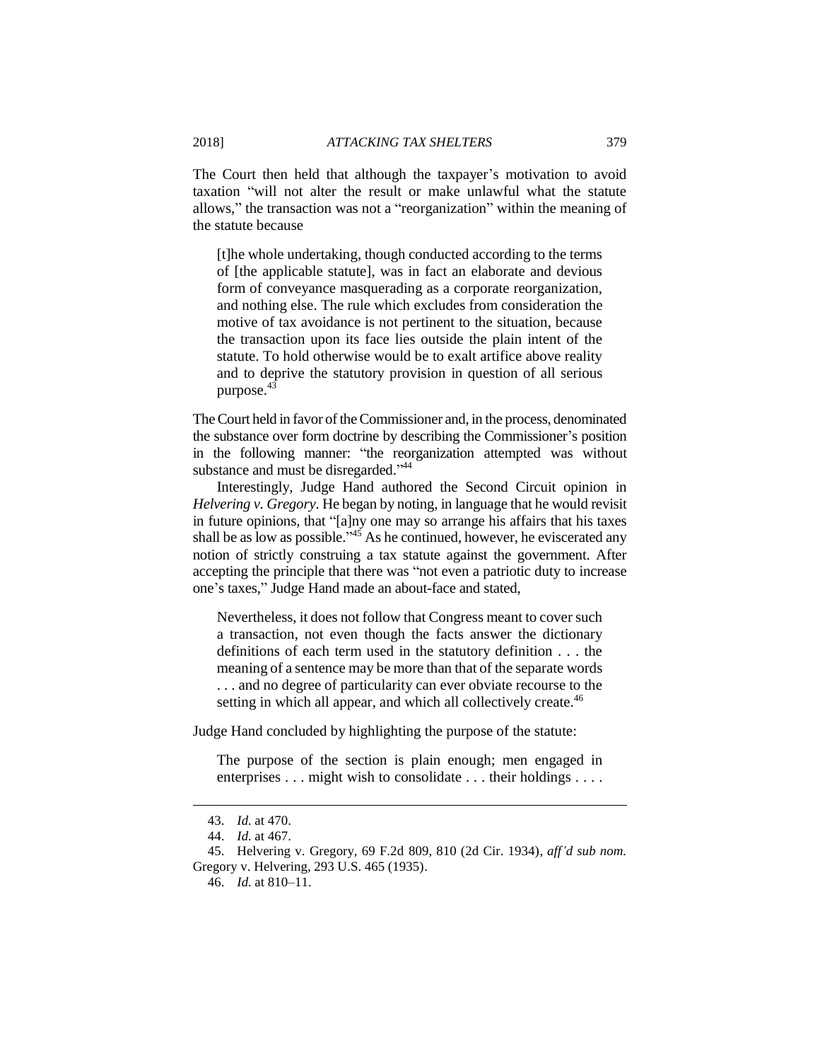The Court then held that although the taxpayer's motivation to avoid taxation "will not alter the result or make unlawful what the statute allows," the transaction was not a "reorganization" within the meaning of the statute because

> [t]he whole undertaking, though conducted according to the terms of [the applicable statute], was in fact an elaborate and devious form of conveyance masquerading as a corporate reorganization, and nothing else. The rule which excludes from consideration the motive of tax avoidance is not pertinent to the situation, because the transaction upon its face lies outside the plain intent of the statute. To hold otherwise would be to exalt artifice above reality and to deprive the statutory provision in question of all serious purpose.[43]

The Court held in favor of the Commissioner and, in the process, denominated the substance over form doctrine by describing the Commissioner's position in the following manner: "the reorganization attempted was without substance and must be disregarded."[44]

Interestingly, Judge Hand authored the Second Circuit opinion in *Helvering v. Gregory*. He began by noting, in language that he would revisit in future opinions, that "[a]ny one may so arrange his affairs that his taxes shall be as low as possible."[45] As he continued, however, he eviscerated any notion of strictly construing a tax statute against the government. After accepting the principle that there was "not even a patriotic duty to increase one's taxes," Judge Hand made an about-face and stated,

> Nevertheless, it does not follow that Congress meant to cover such a transaction, not even though the facts answer the dictionary definitions of each term used in the statutory definition . . . the meaning of a sentence may be more than that of the separate words . . . and no degree of particularity can ever obviate recourse to the setting in which all appear, and which all collectively create.[46]

Judge Hand concluded by highlighting the purpose of the statute:

> The purpose of the section is plain enough; men engaged in enterprises . . . might wish to consolidate . . . their holdings . . . .

---

43. *Id.* at 470.

44. *Id.* at 467.

45. Helvering v. Gregory, 69 F.2d 809, 810 (2d Cir. 1934), *aff'd sub nom.* Gregory v. Helvering, 293 U.S. 465 (1935).

46. *Id.* at 810–11.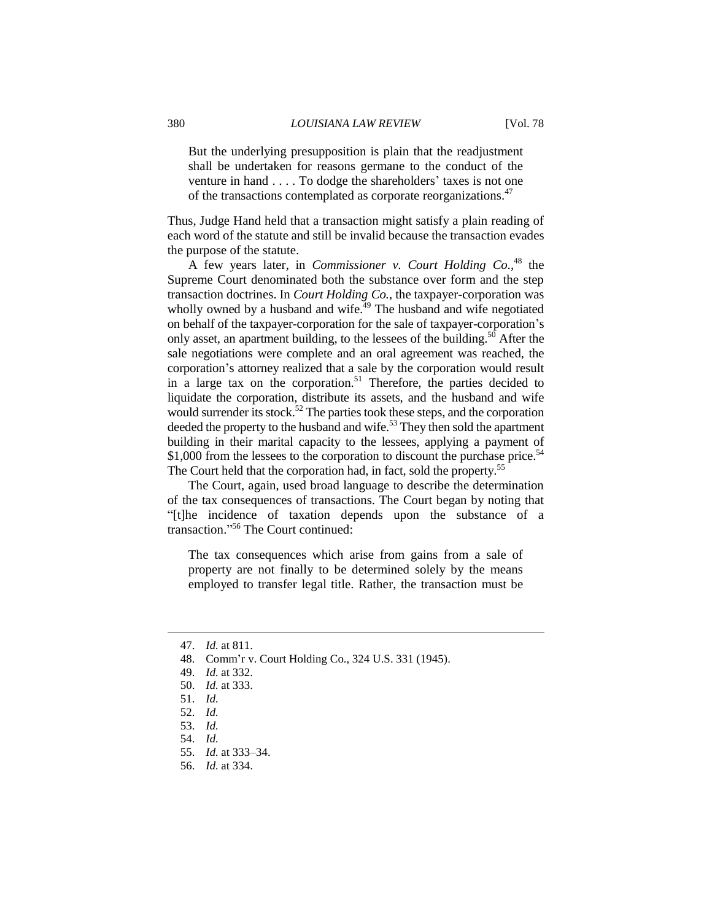> But the underlying presupposition is plain that the readjustment shall be undertaken for reasons germane to the conduct of the venture in hand . . . . To dodge the shareholders' taxes is not one of the transactions contemplated as corporate reorganizations.[47]

Thus, Judge Hand held that a transaction might satisfy a plain reading of each word of the statute and still be invalid because the transaction evades the purpose of the statute.

A few years later, in *Commissioner v. Court Holding Co.*,[48] the Supreme Court denominated both the substance over form and the step transaction doctrines. In *Court Holding Co.*, the taxpayer-corporation was wholly owned by a husband and wife.[49] The husband and wife negotiated on behalf of the taxpayer-corporation for the sale of taxpayer-corporation's only asset, an apartment building, to the lessees of the building.[50] After the sale negotiations were complete and an oral agreement was reached, the corporation's attorney realized that a sale by the corporation would result in a large tax on the corporation.[51] Therefore, the parties decided to liquidate the corporation, distribute its assets, and the husband and wife would surrender its stock.[52] The parties took these steps, and the corporation deeded the property to the husband and wife.[53] They then sold the apartment building in their marital capacity to the lessees, applying a payment of $1,000 from the lessees to the corporation to discount the purchase price.[54] The Court held that the corporation had, in fact, sold the property.[55]

The Court, again, used broad language to describe the determination of the tax consequences of transactions. The Court began by noting that "[t]he incidence of taxation depends upon the substance of a transaction."[56] The Court continued:

> The tax consequences which arise from gains from a sale of property are not finally to be determined solely by the means employed to transfer legal title. Rather, the transaction must be

---

47. *Id.* at 811.
48. Comm'r v. Court Holding Co., 324 U.S. 331 (1945).
49. *Id.* at 332.
50. *Id.* at 333.
51. *Id.*
52. *Id.*
53. *Id.*
54. *Id.*
55. *Id.* at 333–34.
56. *Id.* at 334.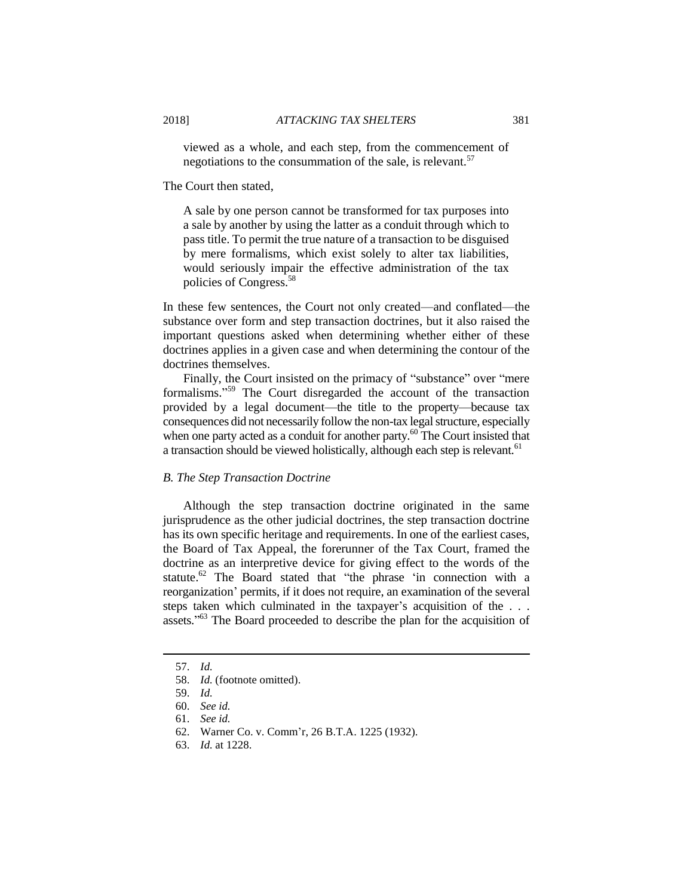> viewed as a whole, and each step, from the commencement of negotiations to the consummation of the sale, is relevant.[57]

The Court then stated,

> A sale by one person cannot be transformed for tax purposes into a sale by another by using the latter as a conduit through which to pass title. To permit the true nature of a transaction to be disguised by mere formalisms, which exist solely to alter tax liabilities, would seriously impair the effective administration of the tax policies of Congress.[58]

In these few sentences, the Court not only created—and conflated—the substance over form and step transaction doctrines, but it also raised the important questions asked when determining whether either of these doctrines applies in a given case and when determining the contour of the doctrines themselves.

Finally, the Court insisted on the primacy of "substance" over "mere formalisms."[59] The Court disregarded the account of the transaction provided by a legal document—the title to the property—because tax consequences did not necessarily follow the non-tax legal structure, especially when one party acted as a conduit for another party.[60] The Court insisted that a transaction should be viewed holistically, although each step is relevant.[61]

### *B. The Step Transaction Doctrine*

Although the step transaction doctrine originated in the same jurisprudence as the other judicial doctrines, the step transaction doctrine has its own specific heritage and requirements. In one of the earliest cases, the Board of Tax Appeal, the forerunner of the Tax Court, framed the doctrine as an interpretive device for giving effect to the words of the statute.[62] The Board stated that "the phrase 'in connection with a reorganization' permits, if it does not require, an examination of the several steps taken which culminated in the taxpayer's acquisition of the . . . assets."[63] The Board proceeded to describe the plan for the acquisition of

---

57. *Id.*

58. *Id.* (footnote omitted).

59. *Id.*

60. *See id.*

61. *See id.*

62. Warner Co. v. Comm'r, 26 B.T.A. 1225 (1932).

63. *Id.* at 1228.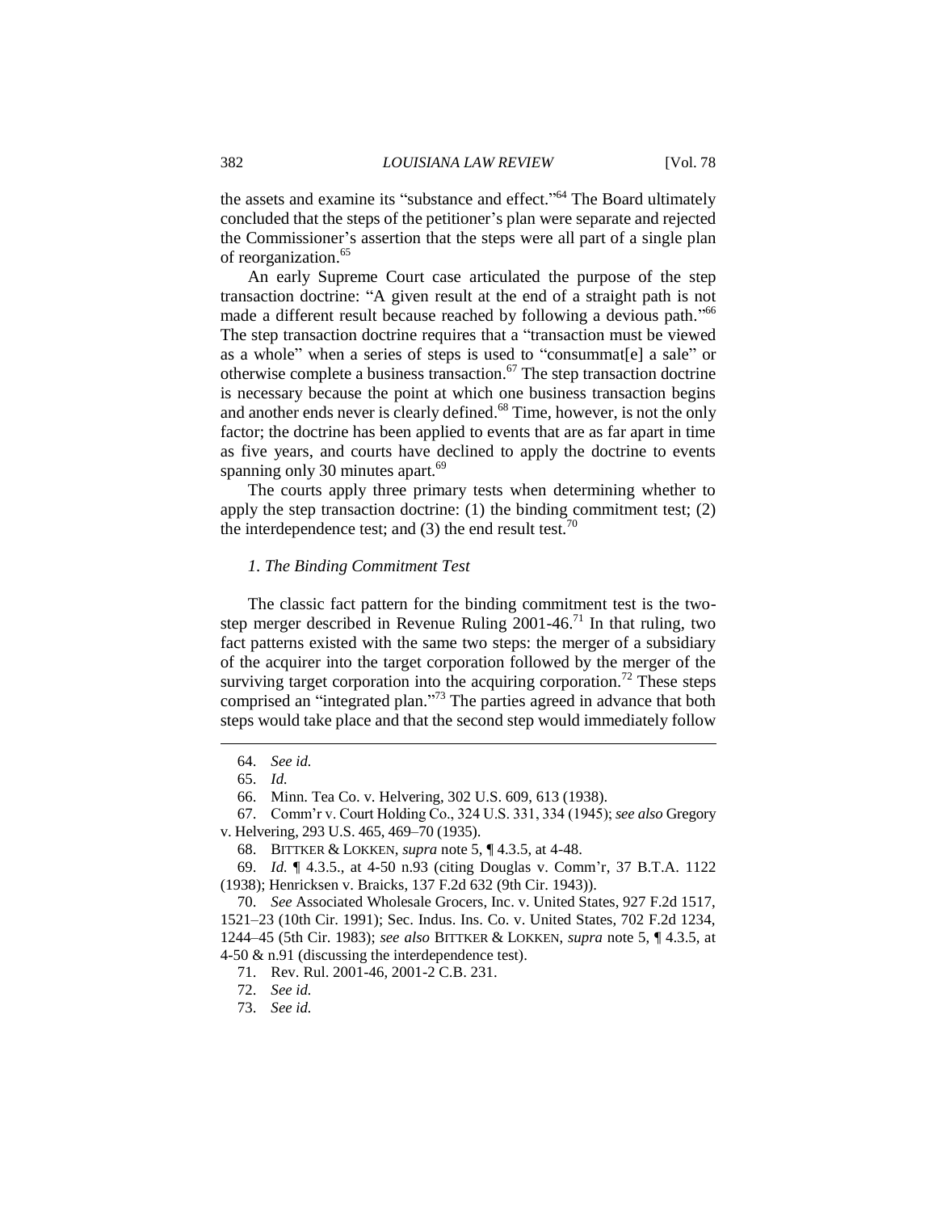the assets and examine its "substance and effect."[64] The Board ultimately concluded that the steps of the petitioner's plan were separate and rejected the Commissioner's assertion that the steps were all part of a single plan of reorganization.[65]

An early Supreme Court case articulated the purpose of the step transaction doctrine: "A given result at the end of a straight path is not made a different result because reached by following a devious path."[66] The step transaction doctrine requires that a "transaction must be viewed as a whole" when a series of steps is used to "consummat[e] a sale" or otherwise complete a business transaction.[67] The step transaction doctrine is necessary because the point at which one business transaction begins and another ends never is clearly defined.[68] Time, however, is not the only factor; the doctrine has been applied to events that are as far apart in time as five years, and courts have declined to apply the doctrine to events spanning only 30 minutes apart.[69]

The courts apply three primary tests when determining whether to apply the step transaction doctrine: (1) the binding commitment test; (2) the interdependence test; and (3) the end result test.[70]

### *1. The Binding Commitment Test*

The classic fact pattern for the binding commitment test is the two-step merger described in Revenue Ruling 2001-46.[71] In that ruling, two fact patterns existed with the same two steps: the merger of a subsidiary of the acquirer into the target corporation followed by the merger of the surviving target corporation into the acquiring corporation.[72] These steps comprised an "integrated plan."[73] The parties agreed in advance that both steps would take place and that the second step would immediately follow

---

64. *See id.*

65. *Id.*

66. Minn. Tea Co. v. Helvering, 302 U.S. 609, 613 (1938).

67. Comm'r v. Court Holding Co., 324 U.S. 331, 334 (1945); *see also* Gregory v. Helvering, 293 U.S. 465, 469–70 (1935).

68. BITTKER & LOKKEN, *supra* note 5, ¶ 4.3.5, at 4-48.

69. *Id.* ¶ 4.3.5., at 4-50 n.93 (citing Douglas v. Comm'r, 37 B.T.A. 1122 (1938); Henricksen v. Braicks, 137 F.2d 632 (9th Cir. 1943)).

70. *See* Associated Wholesale Grocers, Inc. v. United States, 927 F.2d 1517, 1521–23 (10th Cir. 1991); Sec. Indus. Ins. Co. v. United States, 702 F.2d 1234, 1244–45 (5th Cir. 1983); *see also* BITTKER & LOKKEN, *supra* note 5, ¶ 4.3.5, at 4-50 & n.91 (discussing the interdependence test).

71. Rev. Rul. 2001-46, 2001-2 C.B. 231.

72. *See id.*

73. *See id.*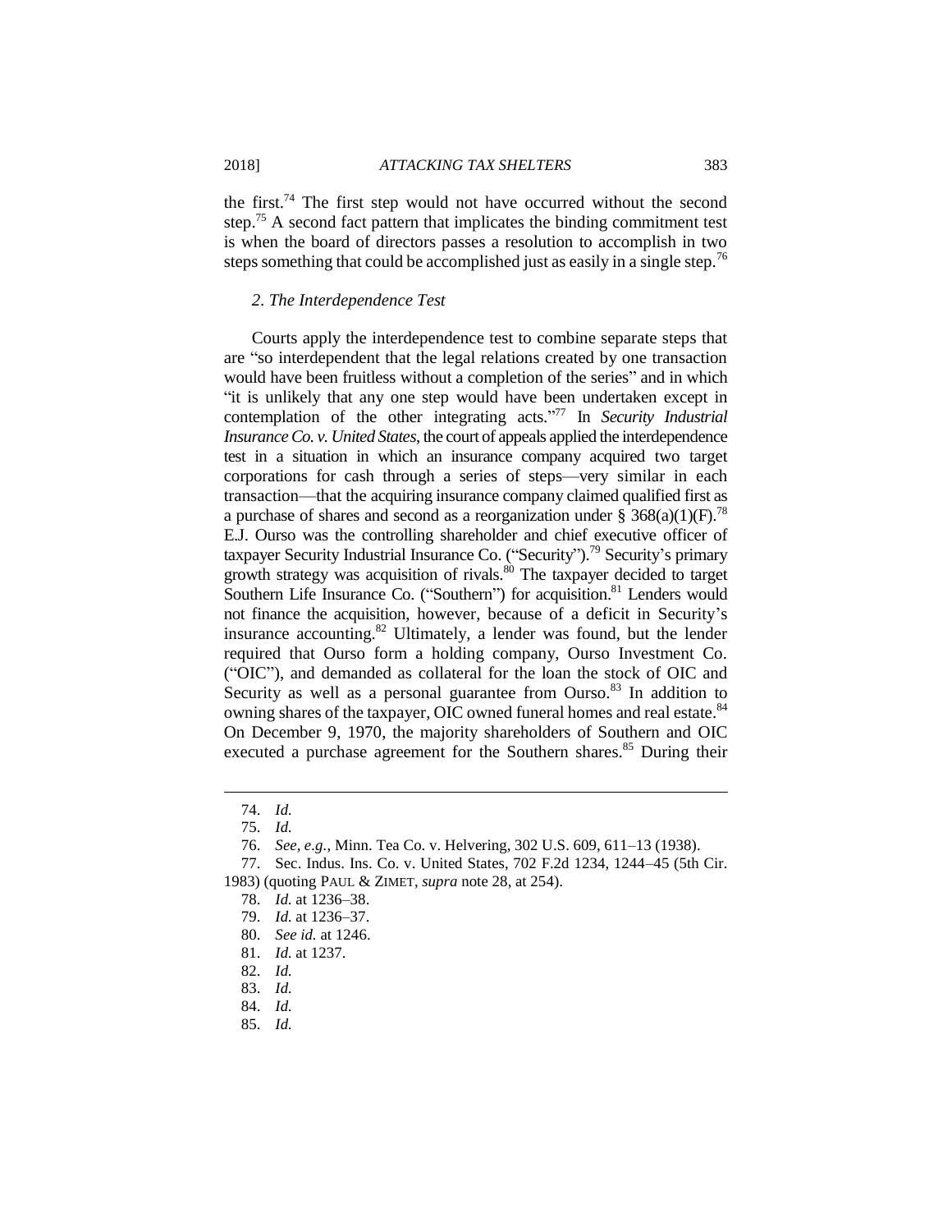the first.[74] The first step would not have occurred without the second step.[75] A second fact pattern that implicates the binding commitment test is when the board of directors passes a resolution to accomplish in two steps something that could be accomplished just as easily in a single step.[76]

### *2. The Interdependence Test*

Courts apply the interdependence test to combine separate steps that are "so interdependent that the legal relations created by one transaction would have been fruitless without a completion of the series" and in which "it is unlikely that any one step would have been undertaken except in contemplation of the other integrating acts."[77] In *Security Industrial Insurance Co. v. United States*, the court of appeals applied the interdependence test in a situation in which an insurance company acquired two target corporations for cash through a series of steps—very similar in each transaction—that the acquiring insurance company claimed qualified first as a purchase of shares and second as a reorganization under § 368(a)(1)(F).[78] E.J. Ourso was the controlling shareholder and chief executive officer of taxpayer Security Industrial Insurance Co. ("Security").[79] Security's primary growth strategy was acquisition of rivals.[80] The taxpayer decided to target Southern Life Insurance Co. ("Southern") for acquisition.[81] Lenders would not finance the acquisition, however, because of a deficit in Security's insurance accounting.[82] Ultimately, a lender was found, but the lender required that Ourso form a holding company, Ourso Investment Co. ("OIC"), and demanded as collateral for the loan the stock of OIC and Security as well as a personal guarantee from Ourso.[83] In addition to owning shares of the taxpayer, OIC owned funeral homes and real estate.[84] On December 9, 1970, the majority shareholders of Southern and OIC executed a purchase agreement for the Southern shares.[85] During their

---

74. *Id.*

75. *Id.*

76. *See, e.g.*, Minn. Tea Co. v. Helvering, 302 U.S. 609, 611–13 (1938).

77. Sec. Indus. Ins. Co. v. United States, 702 F.2d 1234, 1244–45 (5th Cir. 1983) (quoting PAUL & ZIMET, *supra* note 28, at 254).

78. *Id.* at 1236–38.

79. *Id.* at 1236–37.

80. *See id.* at 1246.

81. *Id.* at 1237.

82. *Id.*

83. *Id.*

84. *Id.*

85. *Id.*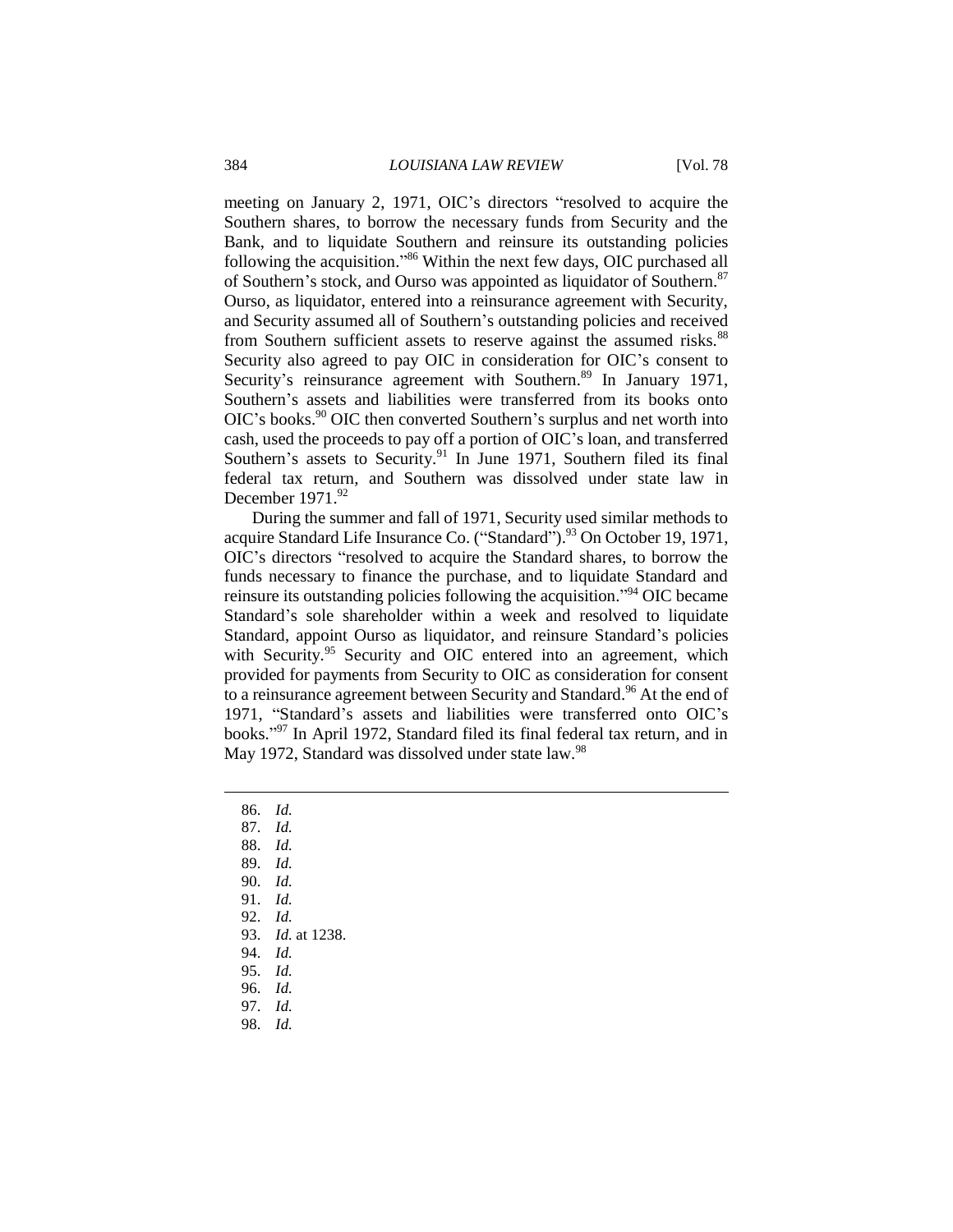meeting on January 2, 1971, OIC's directors "resolved to acquire the Southern shares, to borrow the necessary funds from Security and the Bank, and to liquidate Southern and reinsure its outstanding policies following the acquisition."[86] Within the next few days, OIC purchased all of Southern's stock, and Ourso was appointed as liquidator of Southern.[87] Ourso, as liquidator, entered into a reinsurance agreement with Security, and Security assumed all of Southern's outstanding policies and received from Southern sufficient assets to reserve against the assumed risks.[88] Security also agreed to pay OIC in consideration for OIC's consent to Security's reinsurance agreement with Southern.[89] In January 1971, Southern's assets and liabilities were transferred from its books onto OIC's books.[90] OIC then converted Southern's surplus and net worth into cash, used the proceeds to pay off a portion of OIC's loan, and transferred Southern's assets to Security.[91] In June 1971, Southern filed its final federal tax return, and Southern was dissolved under state law in December 1971.[92]

During the summer and fall of 1971, Security used similar methods to acquire Standard Life Insurance Co. ("Standard").[93] On October 19, 1971, OIC's directors "resolved to acquire the Standard shares, to borrow the funds necessary to finance the purchase, and to liquidate Standard and reinsure its outstanding policies following the acquisition."[94] OIC became Standard's sole shareholder within a week and resolved to liquidate Standard, appoint Ourso as liquidator, and reinsure Standard's policies with Security.[95] Security and OIC entered into an agreement, which provided for payments from Security to OIC as consideration for consent to a reinsurance agreement between Security and Standard.[96] At the end of 1971, "Standard's assets and liabilities were transferred onto OIC's books."[97] In April 1972, Standard filed its final federal tax return, and in May 1972, Standard was dissolved under state law.[98]

---

86. *Id.*
87. *Id.*
88. *Id.*
89. *Id.*
90. *Id.*
91. *Id.*
92. *Id.*
93. *Id.* at 1238.
94. *Id.*
95. *Id.*
96. *Id.*
97. *Id.*
98. *Id.*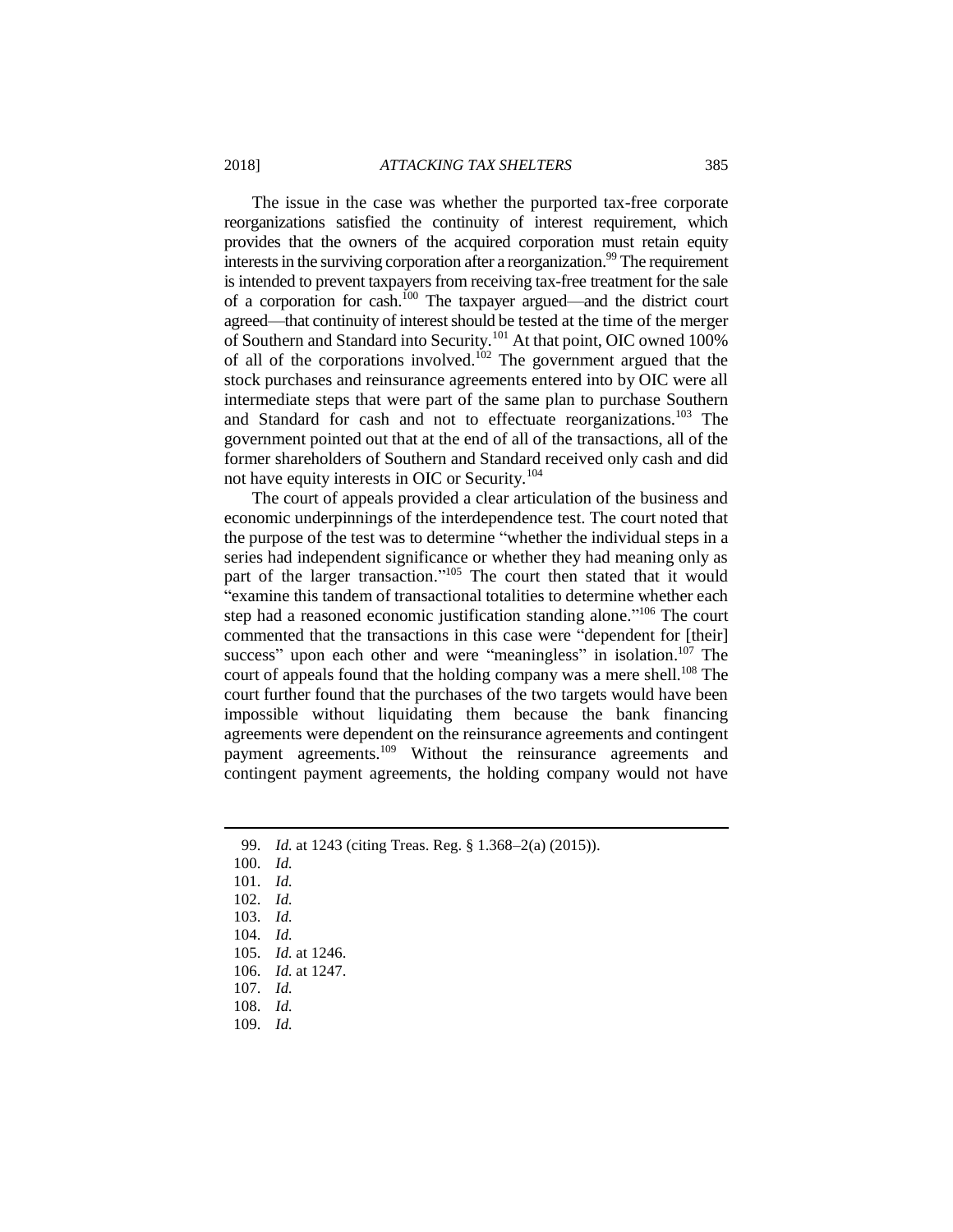The issue in the case was whether the purported tax-free corporate reorganizations satisfied the continuity of interest requirement, which provides that the owners of the acquired corporation must retain equity interests in the surviving corporation after a reorganization.[99] The requirement is intended to prevent taxpayers from receiving tax-free treatment for the sale of a corporation for cash.[100] The taxpayer argued—and the district court agreed—that continuity of interest should be tested at the time of the merger of Southern and Standard into Security.[101] At that point, OIC owned 100% of all of the corporations involved.[102] The government argued that the stock purchases and reinsurance agreements entered into by OIC were all intermediate steps that were part of the same plan to purchase Southern and Standard for cash and not to effectuate reorganizations.[103] The government pointed out that at the end of all of the transactions, all of the former shareholders of Southern and Standard received only cash and did not have equity interests in OIC or Security.[104]

The court of appeals provided a clear articulation of the business and economic underpinnings of the interdependence test. The court noted that the purpose of the test was to determine "whether the individual steps in a series had independent significance or whether they had meaning only as part of the larger transaction."[105] The court then stated that it would "examine this tandem of transactional totalities to determine whether each step had a reasoned economic justification standing alone."[106] The court commented that the transactions in this case were "dependent for [their] success" upon each other and were "meaningless" in isolation.[107] The court of appeals found that the holding company was a mere shell.[108] The court further found that the purchases of the two targets would have been impossible without liquidating them because the bank financing agreements were dependent on the reinsurance agreements and contingent payment agreements.[109] Without the reinsurance agreements and contingent payment agreements, the holding company would not have

---

99. *Id.* at 1243 (citing Treas. Reg. § 1.368–2(a) (2015)).

100. *Id.*

101. *Id.*

102. *Id.*

103. *Id.*

104. *Id.*

105. *Id.* at 1246.

106. *Id.* at 1247.

107. *Id.*

108. *Id.*

109. *Id.*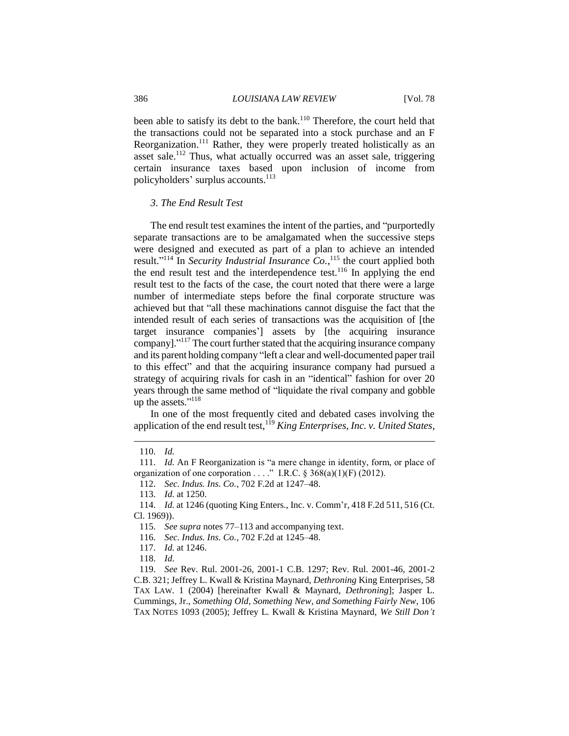been able to satisfy its debt to the bank.[110] Therefore, the court held that the transactions could not be separated into a stock purchase and an F Reorganization.[111] Rather, they were properly treated holistically as an asset sale.[112] Thus, what actually occurred was an asset sale, triggering certain insurance taxes based upon inclusion of income from policyholders' surplus accounts.[113]

### *3. The End Result Test*

The end result test examines the intent of the parties, and "purportedly separate transactions are to be amalgamated when the successive steps were designed and executed as part of a plan to achieve an intended result."[114] In *Security Industrial Insurance Co.*,[115] the court applied both the end result test and the interdependence test.[116] In applying the end result test to the facts of the case, the court noted that there were a large number of intermediate steps before the final corporate structure was achieved but that "all these machinations cannot disguise the fact that the intended result of each series of transactions was the acquisition of [the target insurance companies'] assets by [the acquiring insurance company]."[117] The court further stated that the acquiring insurance company and its parent holding company "left a clear and well-documented paper trail to this effect" and that the acquiring insurance company had pursued a strategy of acquiring rivals for cash in an "identical" fashion for over 20 years through the same method of "liquidate the rival company and gobble up the assets."[118]

In one of the most frequently cited and debated cases involving the application of the end result test,[119] *King Enterprises, Inc. v. United States*,

---

110. *Id.*

111. *Id.* An F Reorganization is "a mere change in identity, form, or place of organization of one corporation . . . ." I.R.C. § 368(a)(1)(F) (2012).

112. *Sec. Indus. Ins. Co.*, 702 F.2d at 1247–48.

113. *Id.* at 1250.

114. *Id.* at 1246 (quoting King Enters., Inc. v. Comm'r, 418 F.2d 511, 516 (Ct. Cl. 1969)).

115. *See supra* notes 77–113 and accompanying text.

116. *Sec. Indus. Ins. Co.*, 702 F.2d at 1245–48.

117. *Id.* at 1246.

118. *Id.*

119. *See* Rev. Rul. 2001-26, 2001-1 C.B. 1297; Rev. Rul. 2001-46, 2001-2 C.B. 321; Jeffrey L. Kwall & Kristina Maynard, *Dethroning* King Enterprises, 58 TAX LAW. 1 (2004) [hereinafter Kwall & Maynard, *Dethroning*]; Jasper L. Cummings, Jr., *Something Old, Something New, and Something Fairly New*, 106 TAX NOTES 1093 (2005); Jeffrey L. Kwall & Kristina Maynard, *We Still Don't*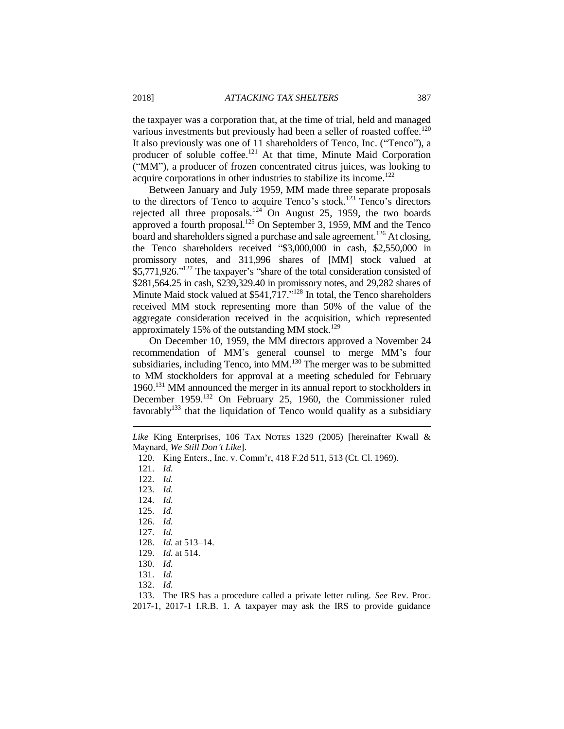the taxpayer was a corporation that, at the time of trial, held and managed various investments but previously had been a seller of roasted coffee.[120] It also previously was one of 11 shareholders of Tenco, Inc. ("Tenco"), a producer of soluble coffee.[121] At that time, Minute Maid Corporation ("MM"), a producer of frozen concentrated citrus juices, was looking to acquire corporations in other industries to stabilize its income.[122]

Between January and July 1959, MM made three separate proposals to the directors of Tenco to acquire Tenco's stock.[123] Tenco's directors rejected all three proposals.[124] On August 25, 1959, the two boards approved a fourth proposal.[125] On September 3, 1959, MM and the Tenco board and shareholders signed a purchase and sale agreement.[126] At closing, the Tenco shareholders received "$3,000,000 in cash, $2,550,000 in promissory notes, and 311,996 shares of [MM] stock valued at $5,771,926."[127] The taxpayer's "share of the total consideration consisted of $281,564.25 in cash, $239,329.40 in promissory notes, and 29,282 shares of Minute Maid stock valued at $541,717."[128] In total, the Tenco shareholders received MM stock representing more than 50% of the value of the aggregate consideration received in the acquisition, which represented approximately 15% of the outstanding MM stock.[129]

On December 10, 1959, the MM directors approved a November 24 recommendation of MM's general counsel to merge MM's four subsidiaries, including Tenco, into MM.[130] The merger was to be submitted to MM stockholders for approval at a meeting scheduled for February 1960.[131] MM announced the merger in its annual report to stockholders in December 1959.[132] On February 25, 1960, the Commissioner ruled favorably[133] that the liquidation of Tenco would qualify as a subsidiary

---

*Like* King Enterprises, 106 TAX NOTES 1329 (2005) [hereinafter Kwall & Maynard, *We Still Don't Like*].

120. King Enters., Inc. v. Comm'r, 418 F.2d 511, 513 (Ct. Cl. 1969).

121. *Id.*

122. *Id.*

123. *Id.*

124. *Id.*

125. *Id.*

126. *Id.*

127. *Id.*

128. *Id.* at 513–14.

129. *Id.* at 514.

130. *Id.*

131. *Id.*

132. *Id.*

133. The IRS has a procedure called a private letter ruling. *See* Rev. Proc. 2017-1, 2017-1 I.R.B. 1. A taxpayer may ask the IRS to provide guidance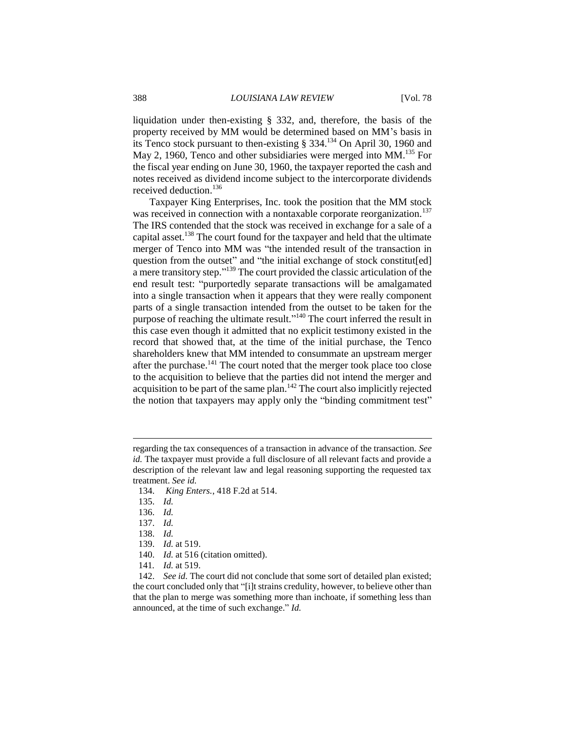liquidation under then-existing § 332, and, therefore, the basis of the property received by MM would be determined based on MM's basis in its Tenco stock pursuant to then-existing § 334.[134] On April 30, 1960 and May 2, 1960, Tenco and other subsidiaries were merged into MM.[135] For the fiscal year ending on June 30, 1960, the taxpayer reported the cash and notes received as dividend income subject to the intercorporate dividends received deduction.[136]

Taxpayer King Enterprises, Inc. took the position that the MM stock was received in connection with a nontaxable corporate reorganization.[137] The IRS contended that the stock was received in exchange for a sale of a capital asset.[138] The court found for the taxpayer and held that the ultimate merger of Tenco into MM was "the intended result of the transaction in question from the outset" and "the initial exchange of stock constitut[ed] a mere transitory step."[139] The court provided the classic articulation of the end result test: "purportedly separate transactions will be amalgamated into a single transaction when it appears that they were really component parts of a single transaction intended from the outset to be taken for the purpose of reaching the ultimate result."[140] The court inferred the result in this case even though it admitted that no explicit testimony existed in the record that showed that, at the time of the initial purchase, the Tenco shareholders knew that MM intended to consummate an upstream merger after the purchase.[141] The court noted that the merger took place too close to the acquisition to believe that the parties did not intend the merger and acquisition to be part of the same plan.[142] The court also implicitly rejected the notion that taxpayers may apply only the "binding commitment test"

---

regarding the tax consequences of a transaction in advance of the transaction. *See id.* The taxpayer must provide a full disclosure of all relevant facts and provide a description of the relevant law and legal reasoning supporting the requested tax treatment. *See id.*

134. *King Enters.*, 418 F.2d at 514.

135. *Id.*

136. *Id.*

137. *Id.*

138. *Id.*

139. *Id.* at 519.

140. *Id.* at 516 (citation omitted).

141. *Id.* at 519.

142. *See id.* The court did not conclude that some sort of detailed plan existed; the court concluded only that "[i]t strains credulity, however, to believe other than that the plan to merge was something more than inchoate, if something less than announced, at the time of such exchange." *Id.*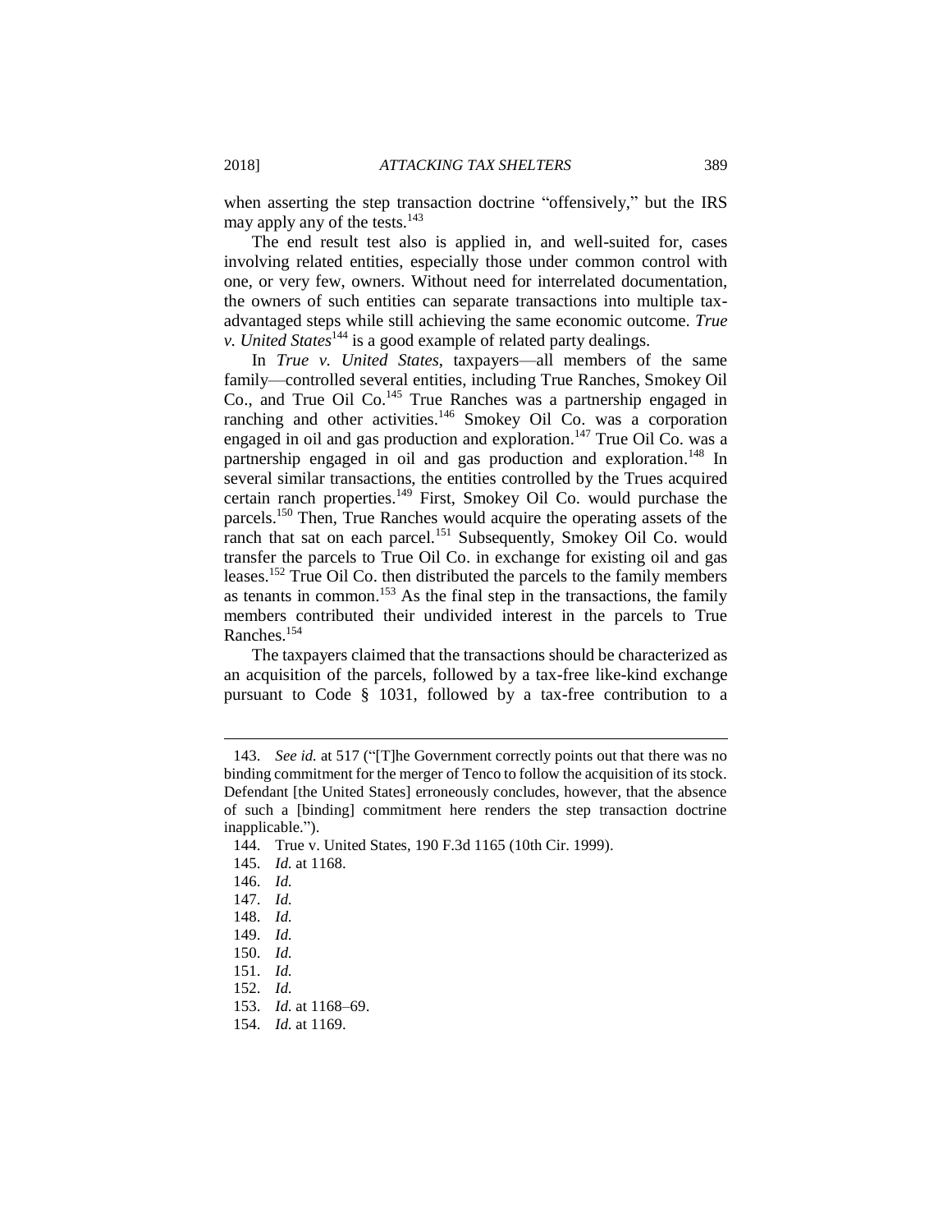when asserting the step transaction doctrine "offensively," but the IRS may apply any of the tests.[143]

The end result test also is applied in, and well-suited for, cases involving related entities, especially those under common control with one, or very few, owners. Without need for interrelated documentation, the owners of such entities can separate transactions into multiple tax-advantaged steps while still achieving the same economic outcome. *True v. United States*[144] is a good example of related party dealings.

In *True v. United States*, taxpayers—all members of the same family—controlled several entities, including True Ranches, Smokey Oil Co., and True Oil Co.[145] True Ranches was a partnership engaged in ranching and other activities.[146] Smokey Oil Co. was a corporation engaged in oil and gas production and exploration.[147] True Oil Co. was a partnership engaged in oil and gas production and exploration.[148] In several similar transactions, the entities controlled by the Trues acquired certain ranch properties.[149] First, Smokey Oil Co. would purchase the parcels.[150] Then, True Ranches would acquire the operating assets of the ranch that sat on each parcel.[151] Subsequently, Smokey Oil Co. would transfer the parcels to True Oil Co. in exchange for existing oil and gas leases.[152] True Oil Co. then distributed the parcels to the family members as tenants in common.[153] As the final step in the transactions, the family members contributed their undivided interest in the parcels to True Ranches.[154]

The taxpayers claimed that the transactions should be characterized as an acquisition of the parcels, followed by a tax-free like-kind exchange pursuant to Code § 1031, followed by a tax-free contribution to a

---

143. *See id.* at 517 ("[T]he Government correctly points out that there was no binding commitment for the merger of Tenco to follow the acquisition of its stock. Defendant [the United States] erroneously concludes, however, that the absence of such a [binding] commitment here renders the step transaction doctrine inapplicable.").

144. True v. United States, 190 F.3d 1165 (10th Cir. 1999).

145. *Id.* at 1168.

146. *Id.*

147. *Id.*

148. *Id.*

149. *Id.*

150. *Id.*

151. *Id.*

152. *Id.*

153. *Id.* at 1168–69.

154. *Id.* at 1169.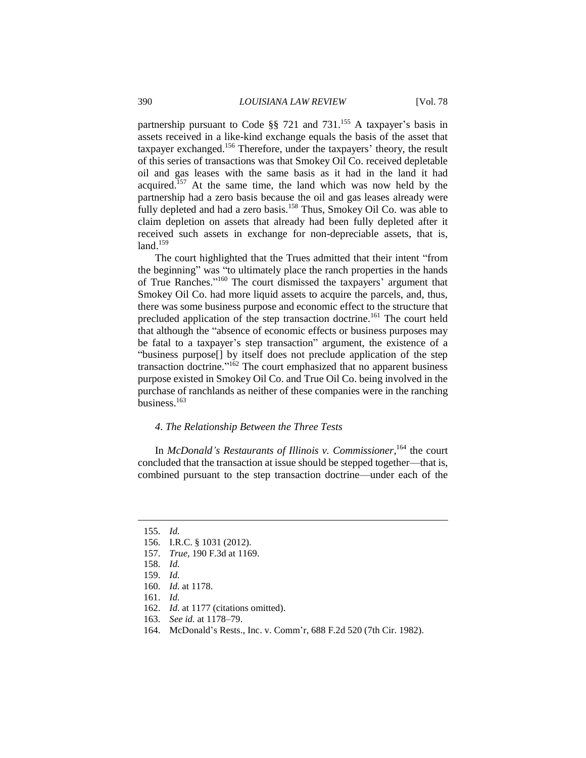partnership pursuant to Code §§ 721 and 731.[155] A taxpayer's basis in assets received in a like-kind exchange equals the basis of the asset that taxpayer exchanged.[156] Therefore, under the taxpayers' theory, the result of this series of transactions was that Smokey Oil Co. received depletable oil and gas leases with the same basis as it had in the land it had acquired.[157] At the same time, the land which was now held by the partnership had a zero basis because the oil and gas leases already were fully depleted and had a zero basis.[158] Thus, Smokey Oil Co. was able to claim depletion on assets that already had been fully depleted after it received such assets in exchange for non-depreciable assets, that is, land.[159]

The court highlighted that the Trues admitted that their intent "from the beginning" was "to ultimately place the ranch properties in the hands of True Ranches."[160] The court dismissed the taxpayers' argument that Smokey Oil Co. had more liquid assets to acquire the parcels, and, thus, there was some business purpose and economic effect to the structure that precluded application of the step transaction doctrine.[161] The court held that although the "absence of economic effects or business purposes may be fatal to a taxpayer's step transaction" argument, the existence of a "business purpose[] by itself does not preclude application of the step transaction doctrine."[162] The court emphasized that no apparent business purpose existed in Smokey Oil Co. and True Oil Co. being involved in the purchase of ranchlands as neither of these companies were in the ranching business.[163]

#### *4. The Relationship Between the Three Tests*

In *McDonald's Restaurants of Illinois v. Commissioner*,[164] the court concluded that the transaction at issue should be stepped together—that is, combined pursuant to the step transaction doctrine—under each of the

---

155. *Id.*
156. I.R.C. § 1031 (2012).
157. *True*, 190 F.3d at 1169.
158. *Id.*
159. *Id.*
160. *Id.* at 1178.
161. *Id.*
162. *Id.* at 1177 (citations omitted).
163. *See id.* at 1178–79.
164. McDonald's Rests., Inc. v. Comm'r, 688 F.2d 520 (7th Cir. 1982).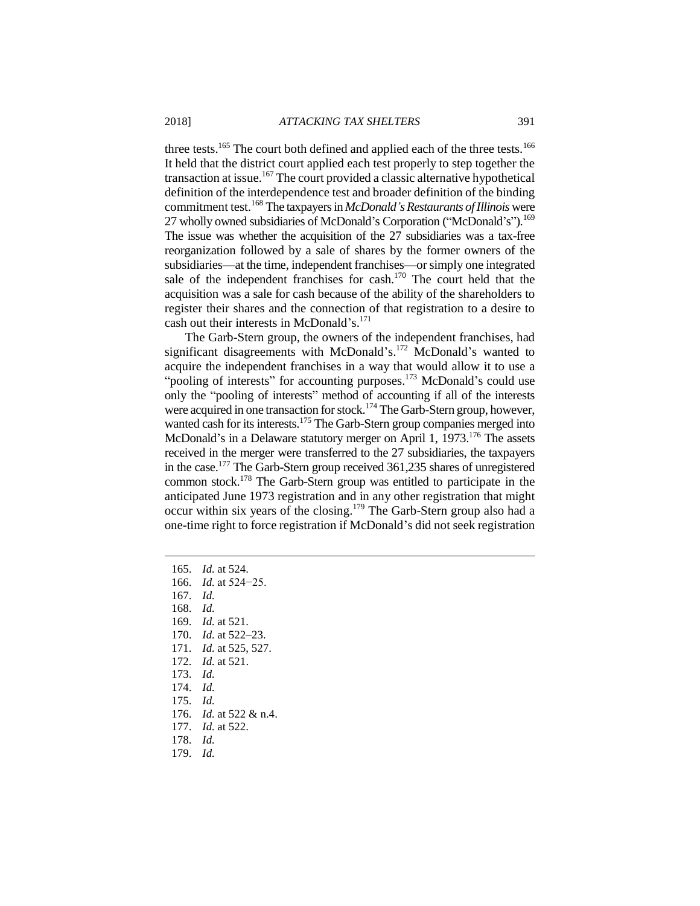three tests.[165] The court both defined and applied each of the three tests.[166] It held that the district court applied each test properly to step together the transaction at issue.[167] The court provided a classic alternative hypothetical definition of the interdependence test and broader definition of the binding commitment test.[168] The taxpayers in *McDonald's Restaurants of Illinois* were 27 wholly owned subsidiaries of McDonald's Corporation ("McDonald's").[169] The issue was whether the acquisition of the 27 subsidiaries was a tax-free reorganization followed by a sale of shares by the former owners of the subsidiaries—at the time, independent franchises—or simply one integrated sale of the independent franchises for cash.[170] The court held that the acquisition was a sale for cash because of the ability of the shareholders to register their shares and the connection of that registration to a desire to cash out their interests in McDonald's.[171]

The Garb-Stern group, the owners of the independent franchises, had significant disagreements with McDonald's.[172] McDonald's wanted to acquire the independent franchises in a way that would allow it to use a "pooling of interests" for accounting purposes.[173] McDonald's could use only the "pooling of interests" method of accounting if all of the interests were acquired in one transaction for stock.[174] The Garb-Stern group, however, wanted cash for its interests.[175] The Garb-Stern group companies merged into McDonald's in a Delaware statutory merger on April 1, 1973.[176] The assets received in the merger were transferred to the 27 subsidiaries, the taxpayers in the case.[177] The Garb-Stern group received 361,235 shares of unregistered common stock.[178] The Garb-Stern group was entitled to participate in the anticipated June 1973 registration and in any other registration that might occur within six years of the closing.[179] The Garb-Stern group also had a one-time right to force registration if McDonald's did not seek registration

---

165. *Id.* at 524.
166. *Id.* at 524–25.
167. *Id.*
168. *Id.*
169. *Id.* at 521.
170. *Id.* at 522–23.
171. *Id.* at 525, 527.
172. *Id.* at 521.
173. *Id.*
174. *Id.*
175. *Id.*
176. *Id.* at 522 & n.4.
177. *Id.* at 522.
178. *Id.*
179. *Id.*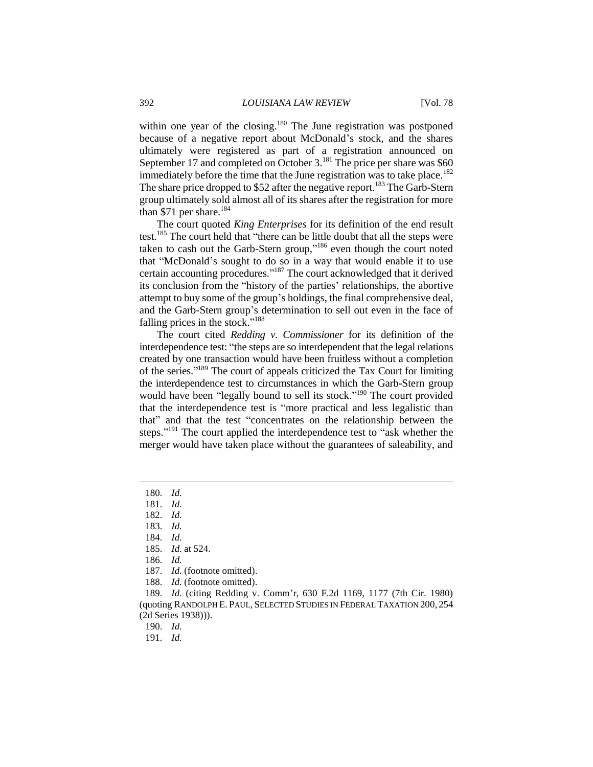within one year of the closing.[180] The June registration was postponed because of a negative report about McDonald's stock, and the shares ultimately were registered as part of a registration announced on September 17 and completed on October 3.[181] The price per share was $60 immediately before the time that the June registration was to take place.[182] The share price dropped to $52 after the negative report.[183] The Garb-Stern group ultimately sold almost all of its shares after the registration for more than $71 per share.[184]

The court quoted *King Enterprises* for its definition of the end result test.[185] The court held that "there can be little doubt that all the steps were taken to cash out the Garb-Stern group,"[186] even though the court noted that "McDonald's sought to do so in a way that would enable it to use certain accounting procedures."[187] The court acknowledged that it derived its conclusion from the "history of the parties' relationships, the abortive attempt to buy some of the group's holdings, the final comprehensive deal, and the Garb-Stern group's determination to sell out even in the face of falling prices in the stock."[188]

The court cited *Redding v. Commissioner* for its definition of the interdependence test: "the steps are so interdependent that the legal relations created by one transaction would have been fruitless without a completion of the series."[189] The court of appeals criticized the Tax Court for limiting the interdependence test to circumstances in which the Garb-Stern group would have been "legally bound to sell its stock."[190] The court provided that the interdependence test is "more practical and less legalistic than that" and that the test "concentrates on the relationship between the steps."[191] The court applied the interdependence test to "ask whether the merger would have taken place without the guarantees of saleability, and

180. *Id.*
181. *Id.*
182. *Id.*
183. *Id.*
184. *Id.*
185. *Id.* at 524.
186. *Id.*
187. *Id.* (footnote omitted).
188. *Id.* (footnote omitted).
189. *Id.* (citing Redding v. Comm'r, 630 F.2d 1169, 1177 (7th Cir. 1980) (quoting RANDOLPH E. PAUL, SELECTED STUDIES IN FEDERAL TAXATION 200, 254 (2d Series 1938))).
190. *Id.*
191. *Id.*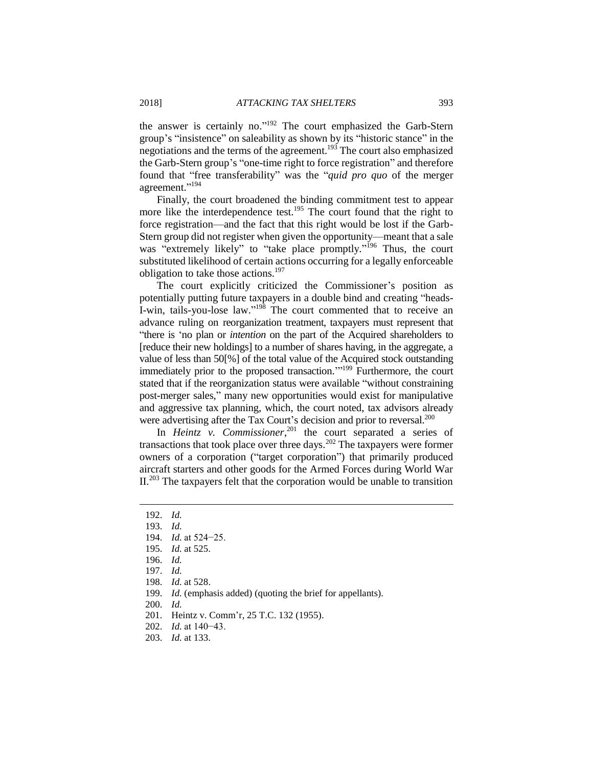the answer is certainly no."[192] The court emphasized the Garb-Stern group's "insistence" on saleability as shown by its "historic stance" in the negotiations and the terms of the agreement.[193] The court also emphasized the Garb-Stern group's "one-time right to force registration" and therefore found that "free transferability" was the "*quid pro quo* of the merger agreement."[194]

Finally, the court broadened the binding commitment test to appear more like the interdependence test.[195] The court found that the right to force registration—and the fact that this right would be lost if the Garb-Stern group did not register when given the opportunity—meant that a sale was "extremely likely" to "take place promptly."[196] Thus, the court substituted likelihood of certain actions occurring for a legally enforceable obligation to take those actions.[197]

The court explicitly criticized the Commissioner's position as potentially putting future taxpayers in a double bind and creating "heads-I-win, tails-you-lose law."[198] The court commented that to receive an advance ruling on reorganization treatment, taxpayers must represent that "there is 'no plan or *intention* on the part of the Acquired shareholders to [reduce their new holdings] to a number of shares having, in the aggregate, a value of less than 50[%] of the total value of the Acquired stock outstanding immediately prior to the proposed transaction.'"[199] Furthermore, the court stated that if the reorganization status were available "without constraining post-merger sales," many new opportunities would exist for manipulative and aggressive tax planning, which, the court noted, tax advisors already were advertising after the Tax Court's decision and prior to reversal.[200]

In *Heintz v. Commissioner*,[201] the court separated a series of transactions that took place over three days.[202] The taxpayers were former owners of a corporation ("target corporation") that primarily produced aircraft starters and other goods for the Armed Forces during World War II.[203] The taxpayers felt that the corporation would be unable to transition

---

192. *Id.*
193. *Id.*
194. *Id.* at 524−25.
195. *Id.* at 525.
196. *Id.*
197. *Id.*
198. *Id.* at 528.
199. *Id.* (emphasis added) (quoting the brief for appellants).
200. *Id.*
201. Heintz v. Comm'r, 25 T.C. 132 (1955).
202. *Id.* at 140−43.
203. *Id.* at 133.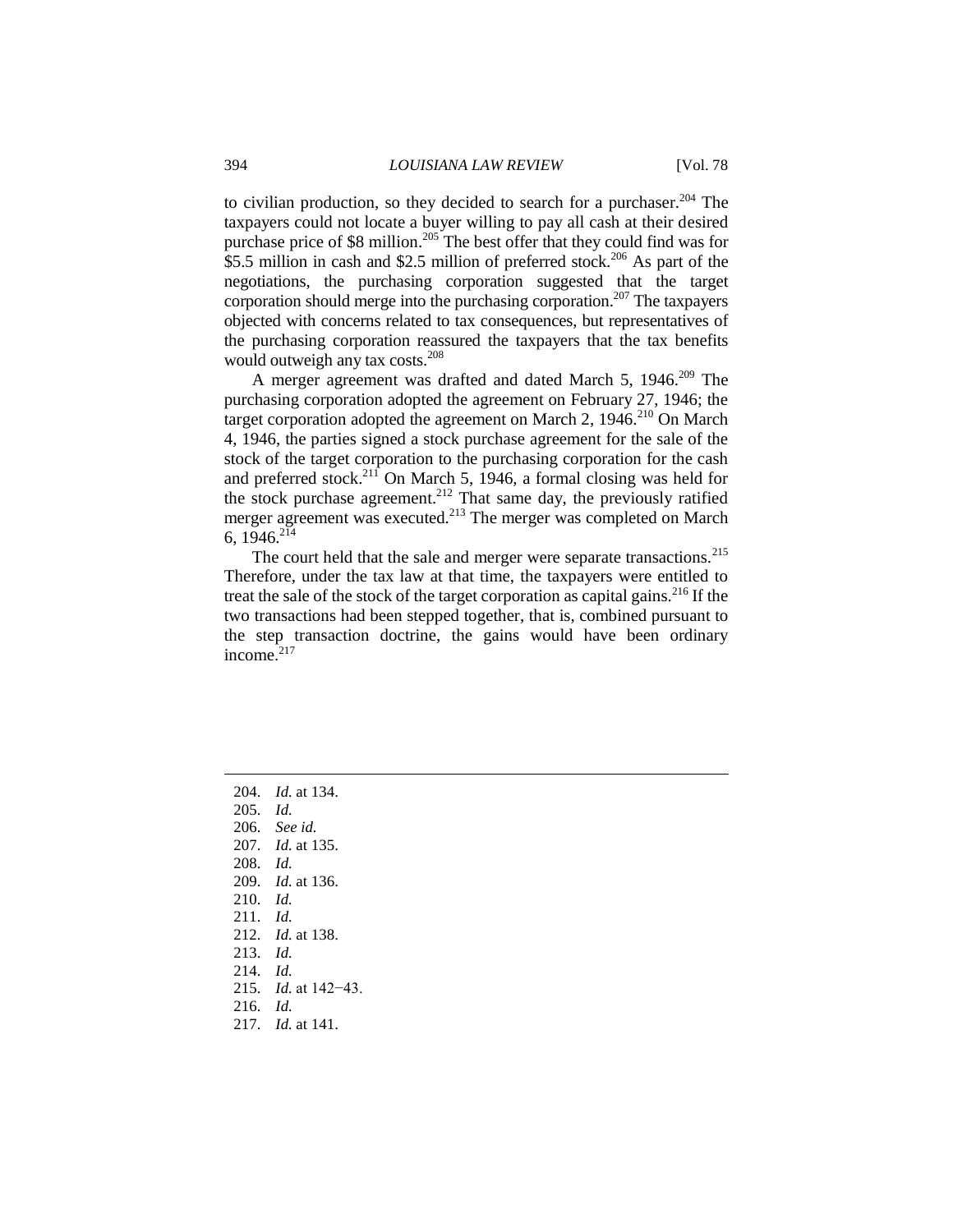to civilian production, so they decided to search for a purchaser.[204] The taxpayers could not locate a buyer willing to pay all cash at their desired purchase price of $8 million.[205] The best offer that they could find was for $5.5 million in cash and $2.5 million of preferred stock.[206] As part of the negotiations, the purchasing corporation suggested that the target corporation should merge into the purchasing corporation.[207] The taxpayers objected with concerns related to tax consequences, but representatives of the purchasing corporation reassured the taxpayers that the tax benefits would outweigh any tax costs.[208]

A merger agreement was drafted and dated March 5, 1946.[209] The purchasing corporation adopted the agreement on February 27, 1946; the target corporation adopted the agreement on March 2, 1946.[210] On March 4, 1946, the parties signed a stock purchase agreement for the sale of the stock of the target corporation to the purchasing corporation for the cash and preferred stock.[211] On March 5, 1946, a formal closing was held for the stock purchase agreement.[212] That same day, the previously ratified merger agreement was executed.[213] The merger was completed on March 6, 1946.[214]

The court held that the sale and merger were separate transactions.[215] Therefore, under the tax law at that time, the taxpayers were entitled to treat the sale of the stock of the target corporation as capital gains.[216] If the two transactions had been stepped together, that is, combined pursuant to the step transaction doctrine, the gains would have been ordinary income.[217]

---

204. *Id.* at 134.
205. *Id.*
206. *See id.*
207. *Id.* at 135.
208. *Id.*
209. *Id.* at 136.
210. *Id.*
211. *Id.*
212. *Id.* at 138.
213. *Id.*
214. *Id.*
215. *Id.* at 142–43.
216. *Id.*
217. *Id.* at 141.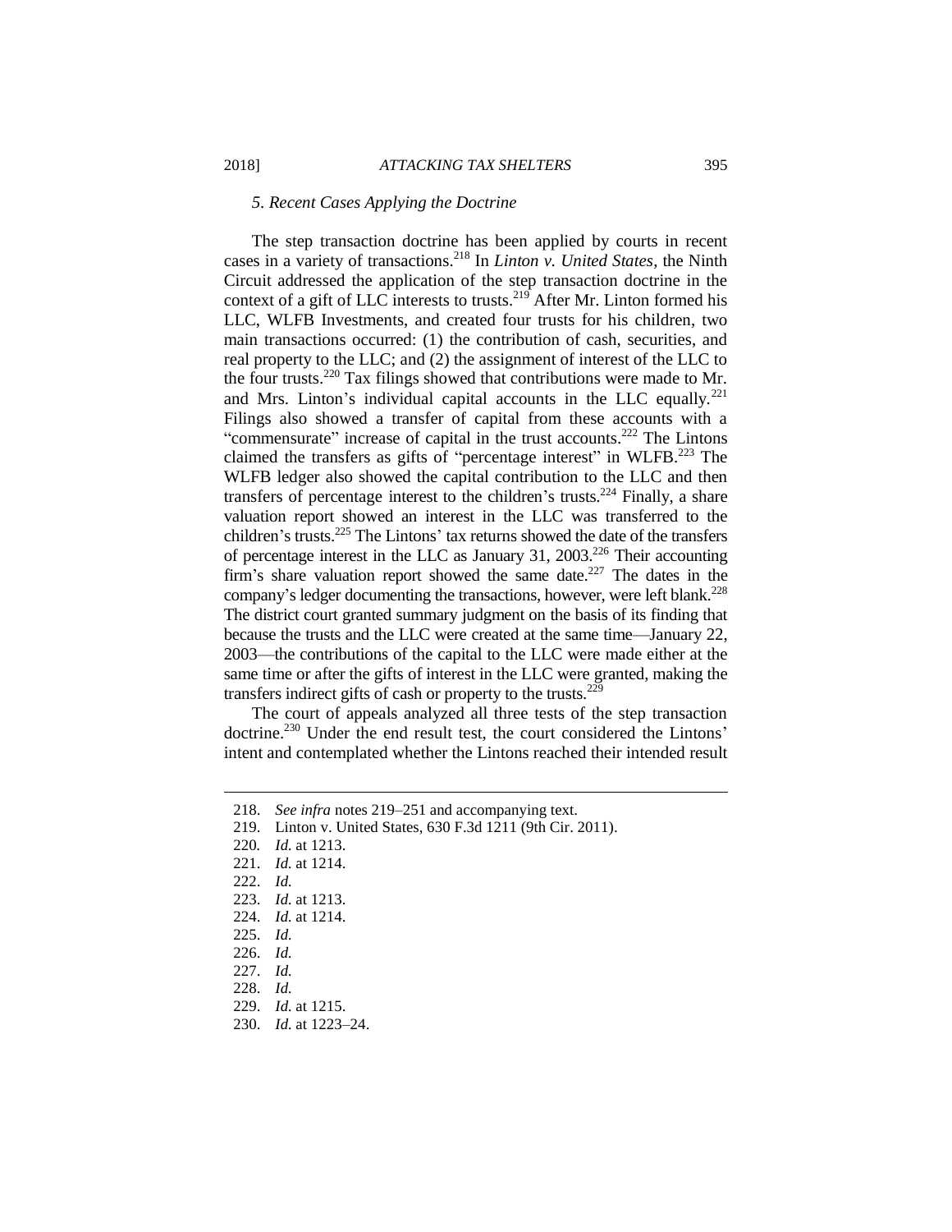*5. Recent Cases Applying the Doctrine*

The step transaction doctrine has been applied by courts in recent cases in a variety of transactions.[218] In *Linton v. United States*, the Ninth Circuit addressed the application of the step transaction doctrine in the context of a gift of LLC interests to trusts.[219] After Mr. Linton formed his LLC, WLFB Investments, and created four trusts for his children, two main transactions occurred: (1) the contribution of cash, securities, and real property to the LLC; and (2) the assignment of interest of the LLC to the four trusts.[220] Tax filings showed that contributions were made to Mr. and Mrs. Linton's individual capital accounts in the LLC equally.[221] Filings also showed a transfer of capital from these accounts with a "commensurate" increase of capital in the trust accounts.[222] The Lintons claimed the transfers as gifts of "percentage interest" in WLFB.[223] The WLFB ledger also showed the capital contribution to the LLC and then transfers of percentage interest to the children's trusts.[224] Finally, a share valuation report showed an interest in the LLC was transferred to the children's trusts.[225] The Lintons' tax returns showed the date of the transfers of percentage interest in the LLC as January 31, 2003.[226] Their accounting firm's share valuation report showed the same date.[227] The dates in the company's ledger documenting the transactions, however, were left blank.[228] The district court granted summary judgment on the basis of its finding that because the trusts and the LLC were created at the same time—January 22, 2003—the contributions of the capital to the LLC were made either at the same time or after the gifts of interest in the LLC were granted, making the transfers indirect gifts of cash or property to the trusts.[229]

The court of appeals analyzed all three tests of the step transaction doctrine.[230] Under the end result test, the court considered the Lintons' intent and contemplated whether the Lintons reached their intended result

---

218. *See infra* notes 219–251 and accompanying text.

219. Linton v. United States, 630 F.3d 1211 (9th Cir. 2011).

220. *Id.* at 1213.

221. *Id.* at 1214.

222. *Id.*

223. *Id.* at 1213.

224. *Id.* at 1214.

225. *Id.*

226. *Id.*

227. *Id.*

228. *Id.*

229. *Id.* at 1215.

230. *Id.* at 1223–24.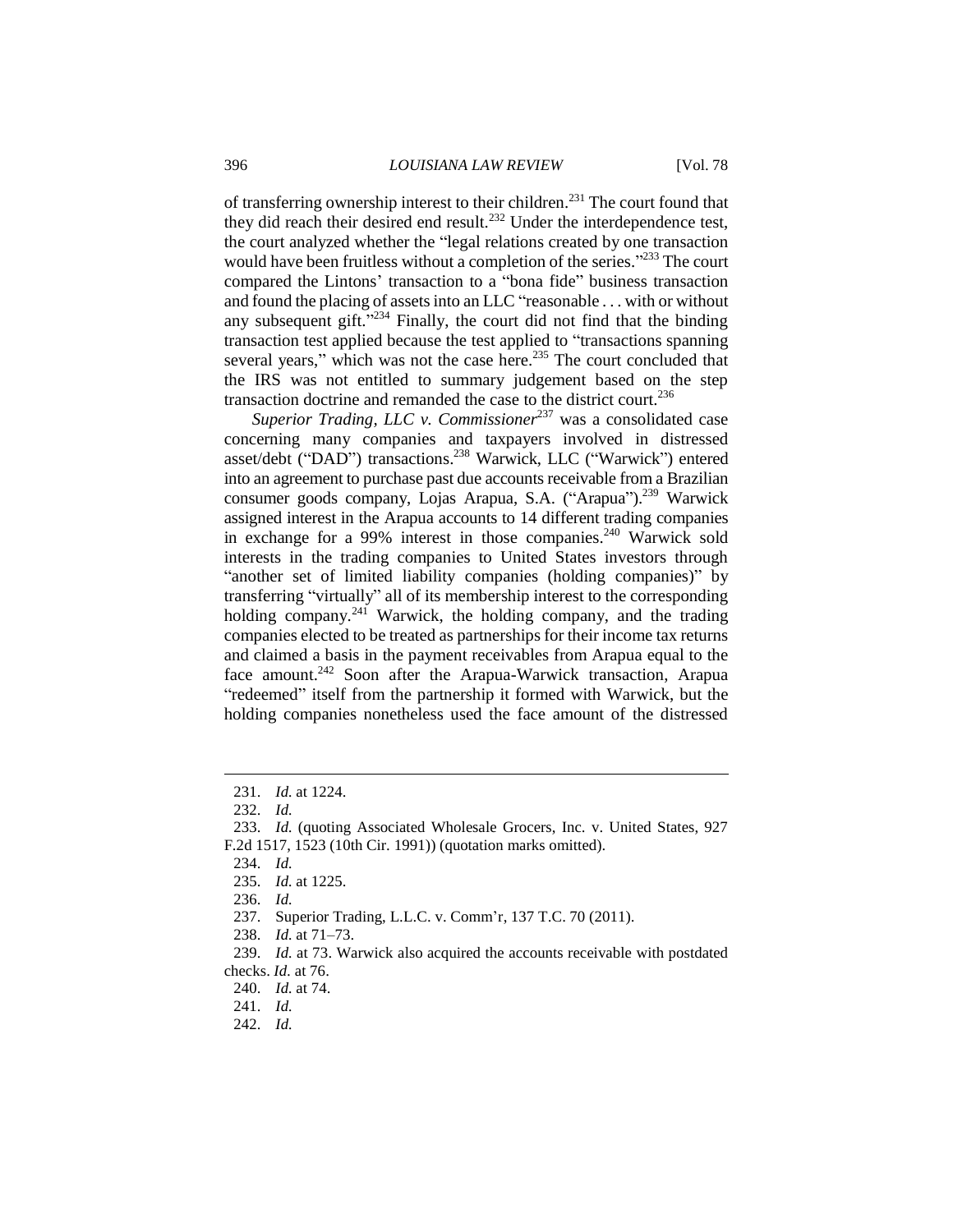of transferring ownership interest to their children.[231] The court found that they did reach their desired end result.[232] Under the interdependence test, the court analyzed whether the "legal relations created by one transaction would have been fruitless without a completion of the series."[233] The court compared the Lintons' transaction to a "bona fide" business transaction and found the placing of assets into an LLC "reasonable . . . with or without any subsequent gift."[234] Finally, the court did not find that the binding transaction test applied because the test applied to "transactions spanning several years," which was not the case here.[235] The court concluded that the IRS was not entitled to summary judgement based on the step transaction doctrine and remanded the case to the district court.[236]

*Superior Trading, LLC v. Commissioner*[237] was a consolidated case concerning many companies and taxpayers involved in distressed asset/debt ("DAD") transactions.[238] Warwick, LLC ("Warwick") entered into an agreement to purchase past due accounts receivable from a Brazilian consumer goods company, Lojas Arapua, S.A. ("Arapua").[239] Warwick assigned interest in the Arapua accounts to 14 different trading companies in exchange for a 99% interest in those companies.[240] Warwick sold interests in the trading companies to United States investors through "another set of limited liability companies (holding companies)" by transferring "virtually" all of its membership interest to the corresponding holding company.[241] Warwick, the holding company, and the trading companies elected to be treated as partnerships for their income tax returns and claimed a basis in the payment receivables from Arapua equal to the face amount.[242] Soon after the Arapua-Warwick transaction, Arapua "redeemed" itself from the partnership it formed with Warwick, but the holding companies nonetheless used the face amount of the distressed

---

231. *Id.* at 1224.

232. *Id.*

233. *Id.* (quoting Associated Wholesale Grocers, Inc. v. United States, 927 F.2d 1517, 1523 (10th Cir. 1991)) (quotation marks omitted).

234. *Id.*

235. *Id.* at 1225.

236. *Id.*

237. Superior Trading, L.L.C. v. Comm'r, 137 T.C. 70 (2011).

238. *Id.* at 71–73.

239. *Id.* at 73. Warwick also acquired the accounts receivable with postdated checks. *Id.* at 76.

240. *Id.* at 74.

241. *Id.*

242. *Id.*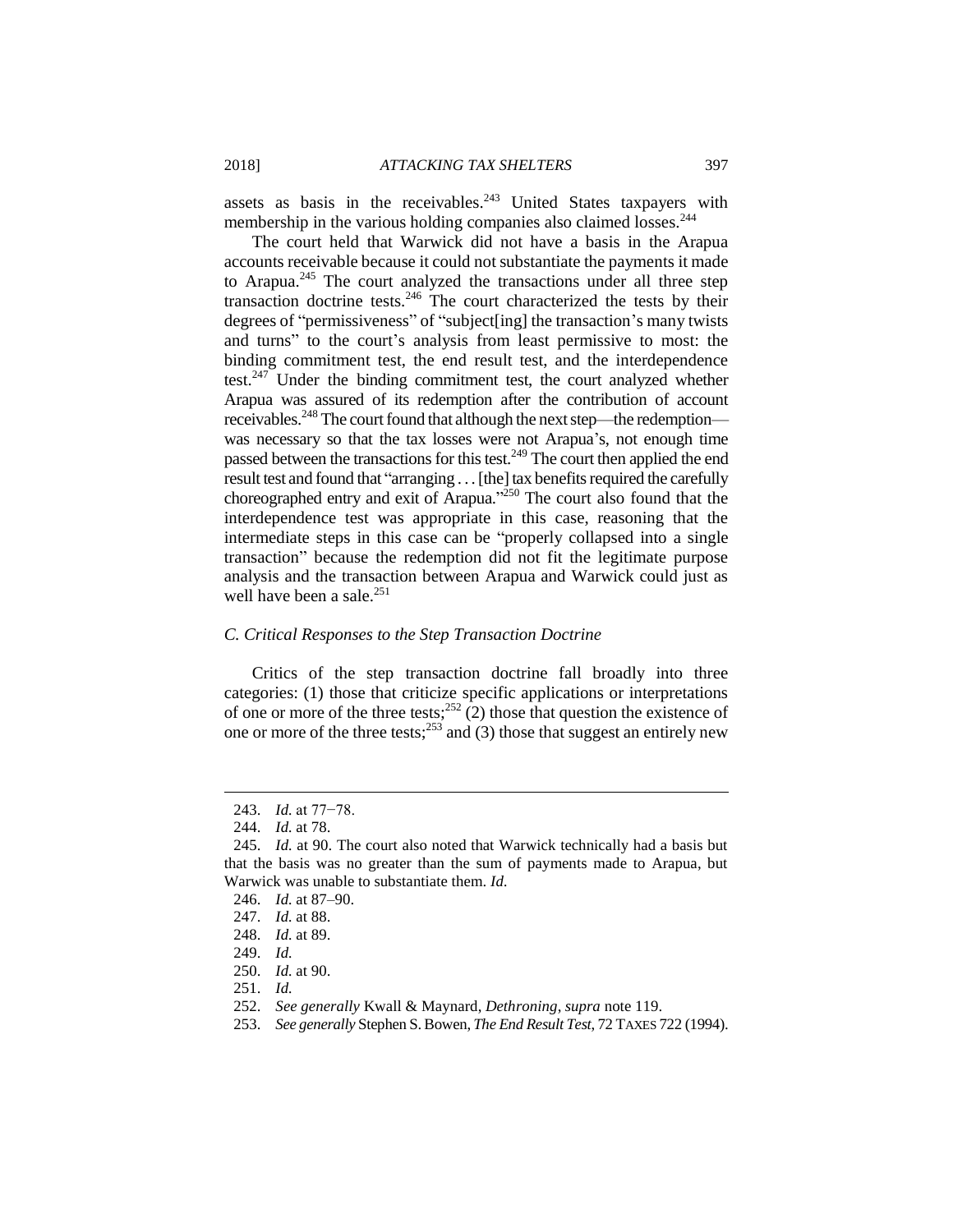assets as basis in the receivables.[243] United States taxpayers with membership in the various holding companies also claimed losses.[244]

The court held that Warwick did not have a basis in the Arapua accounts receivable because it could not substantiate the payments it made to Arapua.[245] The court analyzed the transactions under all three step transaction doctrine tests.[246] The court characterized the tests by their degrees of "permissiveness" of "subject[ing] the transaction's many twists and turns" to the court's analysis from least permissive to most: the binding commitment test, the end result test, and the interdependence test.[247] Under the binding commitment test, the court analyzed whether Arapua was assured of its redemption after the contribution of account receivables.[248] The court found that although the next step—the redemption—was necessary so that the tax losses were not Arapua's, not enough time passed between the transactions for this test.[249] The court then applied the end result test and found that "arranging . . . [the] tax benefits required the carefully choreographed entry and exit of Arapua."[250] The court also found that the interdependence test was appropriate in this case, reasoning that the intermediate steps in this case can be "properly collapsed into a single transaction" because the redemption did not fit the legitimate purpose analysis and the transaction between Arapua and Warwick could just as well have been a sale.[251]

### *C. Critical Responses to the Step Transaction Doctrine*

Critics of the step transaction doctrine fall broadly into three categories: (1) those that criticize specific applications or interpretations of one or more of the three tests;[252] (2) those that question the existence of one or more of the three tests;[253] and (3) those that suggest an entirely new

---

243. *Id.* at 77−78.

244. *Id.* at 78.

245. *Id.* at 90. The court also noted that Warwick technically had a basis but that the basis was no greater than the sum of payments made to Arapua, but Warwick was unable to substantiate them. *Id.*

246. *Id.* at 87–90.

247. *Id.* at 88.

248. *Id.* at 89.

249. *Id.*

250. *Id.* at 90.

251. *Id.*

252. *See generally* Kwall & Maynard, *Dethroning*, *supra* note 119.

253. *See generally* Stephen S. Bowen, *The End Result Test*, 72 TAXES 722 (1994).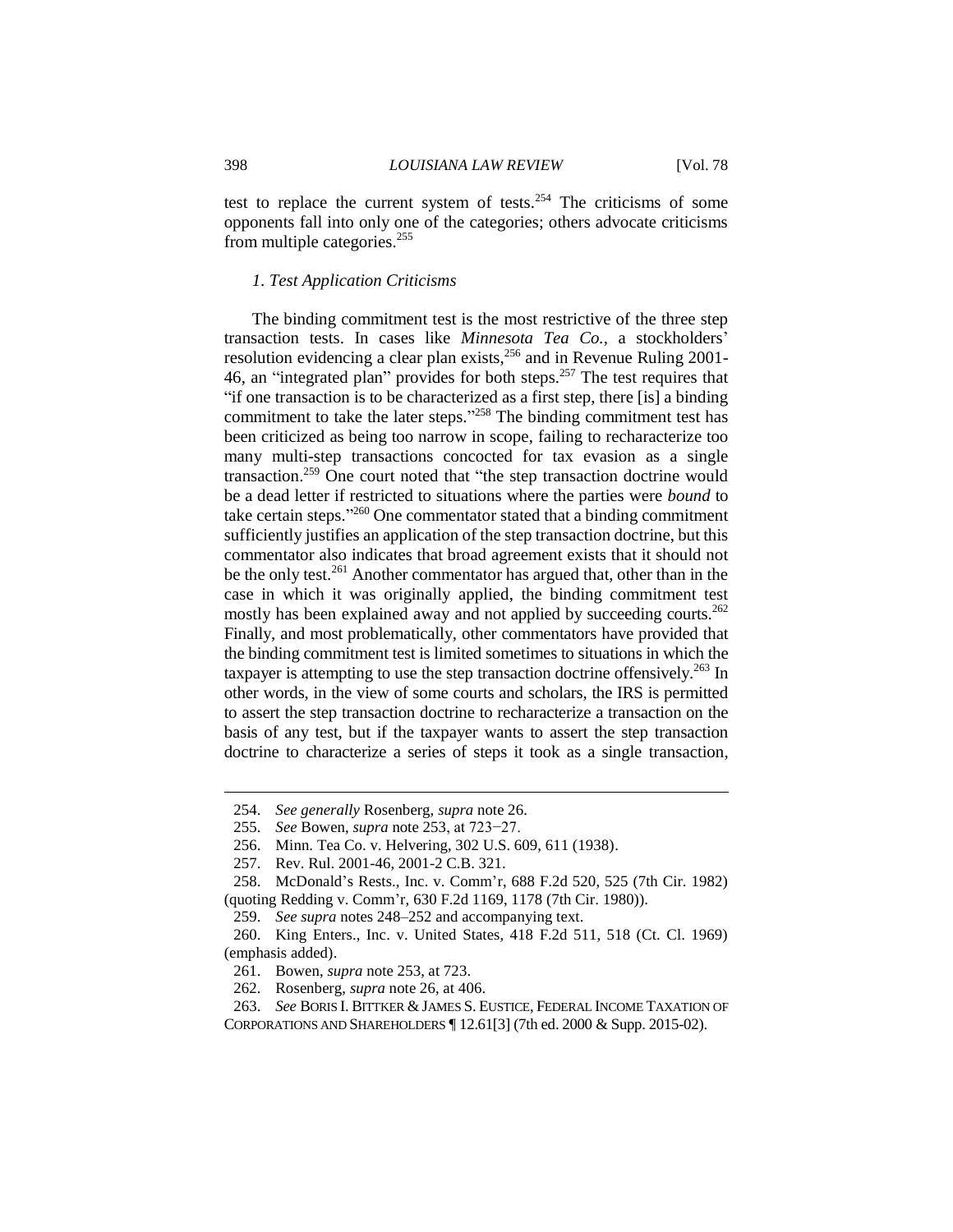test to replace the current system of tests.[254] The criticisms of some opponents fall into only one of the categories; others advocate criticisms from multiple categories.[255]

### *1. Test Application Criticisms*

The binding commitment test is the most restrictive of the three step transaction tests. In cases like *Minnesota Tea Co.*, a stockholders' resolution evidencing a clear plan exists,[256] and in Revenue Ruling 2001-46, an "integrated plan" provides for both steps.[257] The test requires that "if one transaction is to be characterized as a first step, there [is] a binding commitment to take the later steps."[258] The binding commitment test has been criticized as being too narrow in scope, failing to recharacterize too many multi-step transactions concocted for tax evasion as a single transaction.[259] One court noted that "the step transaction doctrine would be a dead letter if restricted to situations where the parties were *bound* to take certain steps."[260] One commentator stated that a binding commitment sufficiently justifies an application of the step transaction doctrine, but this commentator also indicates that broad agreement exists that it should not be the only test.[261] Another commentator has argued that, other than in the case in which it was originally applied, the binding commitment test mostly has been explained away and not applied by succeeding courts.[262] Finally, and most problematically, other commentators have provided that the binding commitment test is limited sometimes to situations in which the taxpayer is attempting to use the step transaction doctrine offensively.[263] In other words, in the view of some courts and scholars, the IRS is permitted to assert the step transaction doctrine to recharacterize a transaction on the basis of any test, but if the taxpayer wants to assert the step transaction doctrine to characterize a series of steps it took as a single transaction,

---

254. *See generally* Rosenberg, *supra* note 26.

255. *See* Bowen, *supra* note 253, at 723−27.

256. Minn. Tea Co. v. Helvering, 302 U.S. 609, 611 (1938).

257. Rev. Rul. 2001-46, 2001-2 C.B. 321.

258. McDonald's Rests., Inc. v. Comm'r, 688 F.2d 520, 525 (7th Cir. 1982) (quoting Redding v. Comm'r, 630 F.2d 1169, 1178 (7th Cir. 1980)).

259. *See supra* notes 248–252 and accompanying text.

260. King Enters., Inc. v. United States, 418 F.2d 511, 518 (Ct. Cl. 1969) (emphasis added).

261. Bowen, *supra* note 253, at 723.

262. Rosenberg, *supra* note 26, at 406.

263. *See* BORIS I. BITTKER & JAMES S. EUSTICE, FEDERAL INCOME TAXATION OF CORPORATIONS AND SHAREHOLDERS ¶ 12.61[3] (7th ed. 2000 & Supp. 2015-02).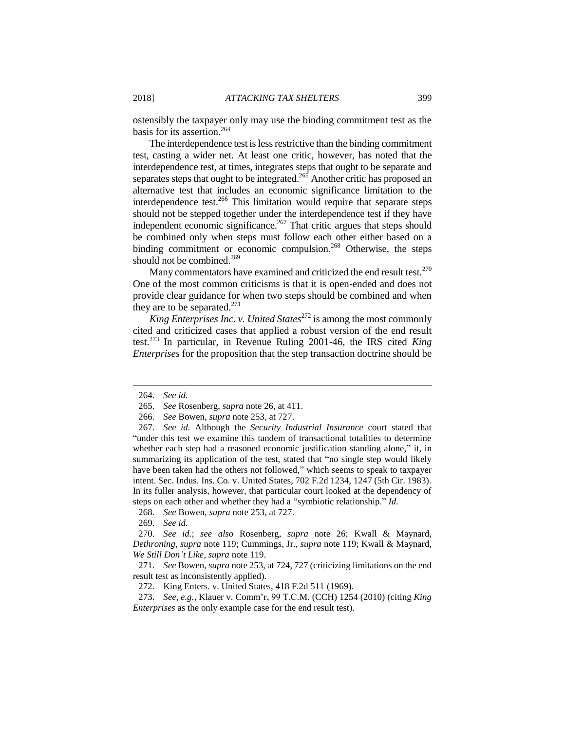ostensibly the taxpayer only may use the binding commitment test as the basis for its assertion.[264]

The interdependence test is less restrictive than the binding commitment test, casting a wider net. At least one critic, however, has noted that the interdependence test, at times, integrates steps that ought to be separate and separates steps that ought to be integrated.[265] Another critic has proposed an alternative test that includes an economic significance limitation to the interdependence test.[266] This limitation would require that separate steps should not be stepped together under the interdependence test if they have independent economic significance.[267] That critic argues that steps should be combined only when steps must follow each other either based on a binding commitment or economic compulsion.[268] Otherwise, the steps should not be combined.[269]

Many commentators have examined and criticized the end result test.[270] One of the most common criticisms is that it is open-ended and does not provide clear guidance for when two steps should be combined and when they are to be separated.[271]

*King Enterprises Inc. v. United States*[272] is among the most commonly cited and criticized cases that applied a robust version of the end result test.[273] In particular, in Revenue Ruling 2001-46, the IRS cited *King Enterprises* for the proposition that the step transaction doctrine should be

---

264. *See id.*

265. *See* Rosenberg, *supra* note 26, at 411.

266. *See* Bowen, *supra* note 253, at 727.

267. *See id*. Although the *Security Industrial Insurance* court stated that "under this test we examine this tandem of transactional totalities to determine whether each step had a reasoned economic justification standing alone," it, in summarizing its application of the test, stated that "no single step would likely have been taken had the others not followed," which seems to speak to taxpayer intent. Sec. Indus. Ins. Co. v. United States, 702 F.2d 1234, 1247 (5th Cir. 1983). In its fuller analysis, however, that particular court looked at the dependency of steps on each other and whether they had a "symbiotic relationship." *Id.*

268. *See* Bowen, *supra* note 253, at 727.

269. *See id.*

270. *See id.*; *see also* Rosenberg, *supra* note 26; Kwall & Maynard, *Dethroning*, *supra* note 119; Cummings, Jr., *supra* note 119; Kwall & Maynard, *We Still Don't Like*, *supra* note 119.

271. *See* Bowen, *supra* note 253, at 724, 727 (criticizing limitations on the end result test as inconsistently applied).

272. King Enters. v. United States, 418 F.2d 511 (1969).

273. *See, e.g.*, Klauer v. Comm'r, 99 T.C.M. (CCH) 1254 (2010) (citing *King Enterprises* as the only example case for the end result test).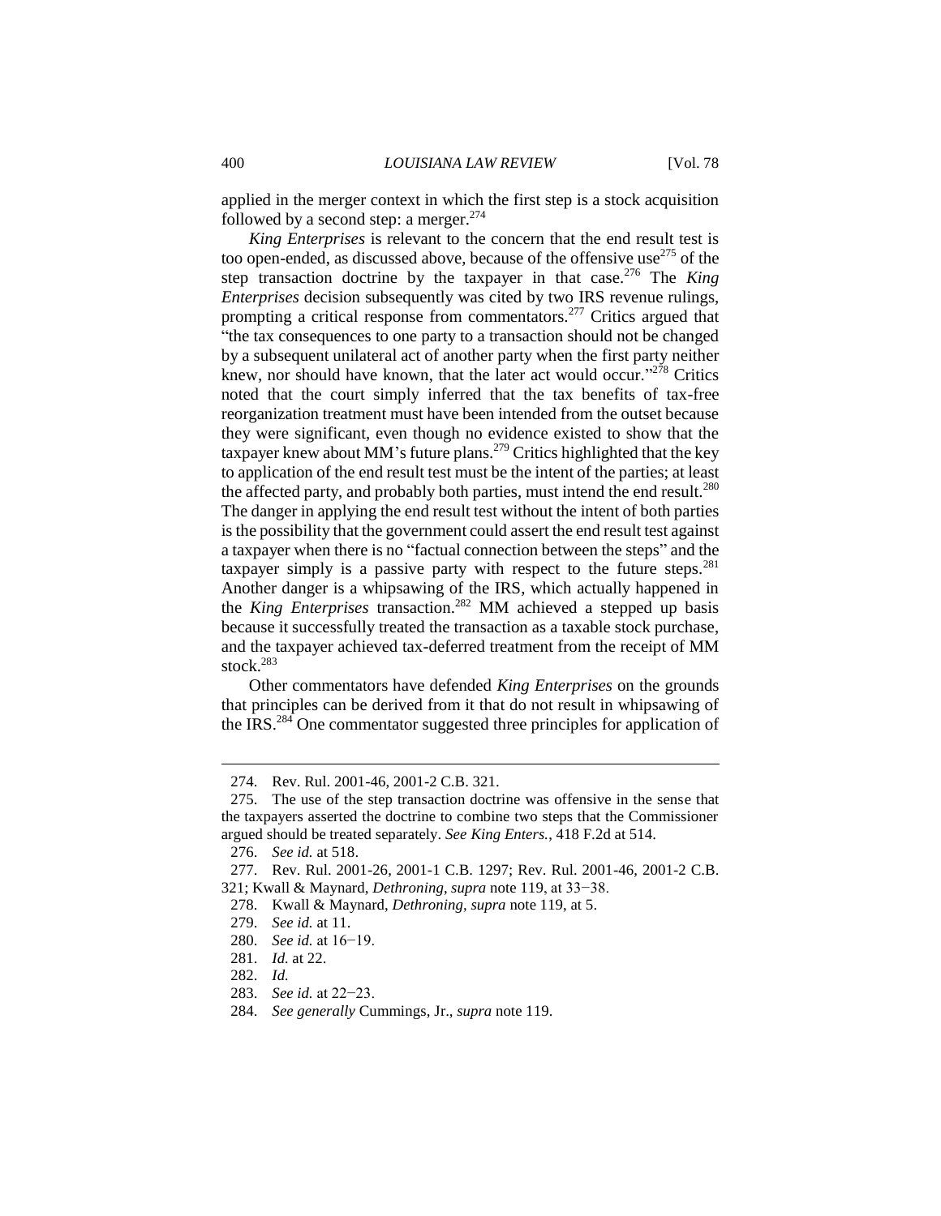applied in the merger context in which the first step is a stock acquisition followed by a second step: a merger.[274]

*King Enterprises* is relevant to the concern that the end result test is too open-ended, as discussed above, because of the offensive use[275] of the step transaction doctrine by the taxpayer in that case.[276] The *King Enterprises* decision subsequently was cited by two IRS revenue rulings, prompting a critical response from commentators.[277] Critics argued that "the tax consequences to one party to a transaction should not be changed by a subsequent unilateral act of another party when the first party neither knew, nor should have known, that the later act would occur."[278] Critics noted that the court simply inferred that the tax benefits of tax-free reorganization treatment must have been intended from the outset because they were significant, even though no evidence existed to show that the taxpayer knew about MM's future plans.[279] Critics highlighted that the key to application of the end result test must be the intent of the parties; at least the affected party, and probably both parties, must intend the end result.[280] The danger in applying the end result test without the intent of both parties is the possibility that the government could assert the end result test against a taxpayer when there is no "factual connection between the steps" and the taxpayer simply is a passive party with respect to the future steps.[281] Another danger is a whipsawing of the IRS, which actually happened in the *King Enterprises* transaction.[282] MM achieved a stepped up basis because it successfully treated the transaction as a taxable stock purchase, and the taxpayer achieved tax-deferred treatment from the receipt of MM stock.[283]

Other commentators have defended *King Enterprises* on the grounds that principles can be derived from it that do not result in whipsawing of the IRS.[284] One commentator suggested three principles for application of

---

274. Rev. Rul. 2001-46, 2001-2 C.B. 321.

275. The use of the step transaction doctrine was offensive in the sense that the taxpayers asserted the doctrine to combine two steps that the Commissioner argued should be treated separately. *See King Enters.*, 418 F.2d at 514.

276. *See id.* at 518.

277. Rev. Rul. 2001-26, 2001-1 C.B. 1297; Rev. Rul. 2001-46, 2001-2 C.B. 321; Kwall & Maynard, *Dethroning*, *supra* note 119, at 33−38.

278. Kwall & Maynard, *Dethroning*, *supra* note 119, at 5.

279. *See id.* at 11.

280. *See id.* at 16−19.

281. *Id.* at 22.

282. *Id.*

283. *See id.* at 22−23.

284. *See generally* Cummings, Jr., *supra* note 119.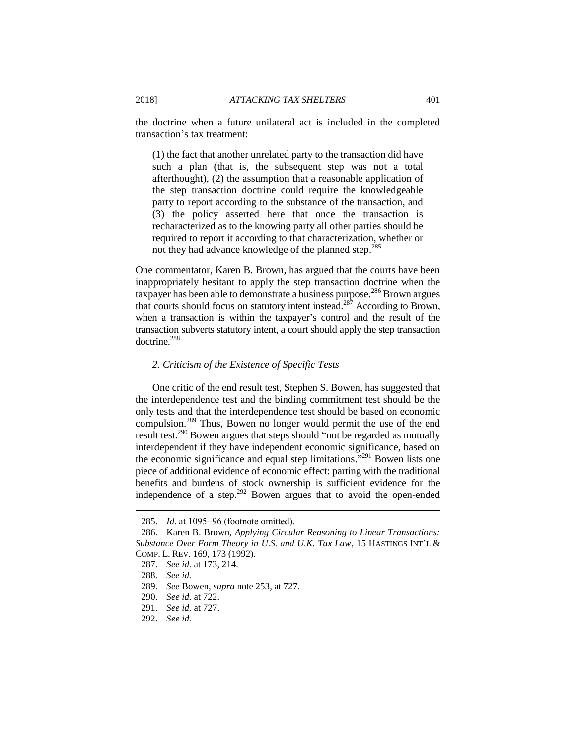the doctrine when a future unilateral act is included in the completed transaction's tax treatment:

> (1) the fact that another unrelated party to the transaction did have such a plan (that is, the subsequent step was not a total afterthought), (2) the assumption that a reasonable application of the step transaction doctrine could require the knowledgeable party to report according to the substance of the transaction, and (3) the policy asserted here that once the transaction is recharacterized as to the knowing party all other parties should be required to report it according to that characterization, whether or not they had advance knowledge of the planned step.[285]

One commentator, Karen B. Brown, has argued that the courts have been inappropriately hesitant to apply the step transaction doctrine when the taxpayer has been able to demonstrate a business purpose.[286] Brown argues that courts should focus on statutory intent instead.[287] According to Brown, when a transaction is within the taxpayer's control and the result of the transaction subverts statutory intent, a court should apply the step transaction doctrine.[288]

### *2. Criticism of the Existence of Specific Tests*

One critic of the end result test, Stephen S. Bowen, has suggested that the interdependence test and the binding commitment test should be the only tests and that the interdependence test should be based on economic compulsion.[289] Thus, Bowen no longer would permit the use of the end result test.[290] Bowen argues that steps should "not be regarded as mutually interdependent if they have independent economic significance, based on the economic significance and equal step limitations."[291] Bowen lists one piece of additional evidence of economic effect: parting with the traditional benefits and burdens of stock ownership is sufficient evidence for the independence of a step.[292] Bowen argues that to avoid the open-ended

---

285. *Id.* at 1095−96 (footnote omitted).

286. Karen B. Brown, *Applying Circular Reasoning to Linear Transactions: Substance Over Form Theory in U.S. and U.K. Tax Law*, 15 HASTINGS INT'L & COMP. L. REV. 169, 173 (1992).

287. *See id.* at 173, 214.

288. *See id.*

289. *See* Bowen, *supra* note 253, at 727.

290. *See id.* at 722.

291. *See id.* at 727.

292. *See id.*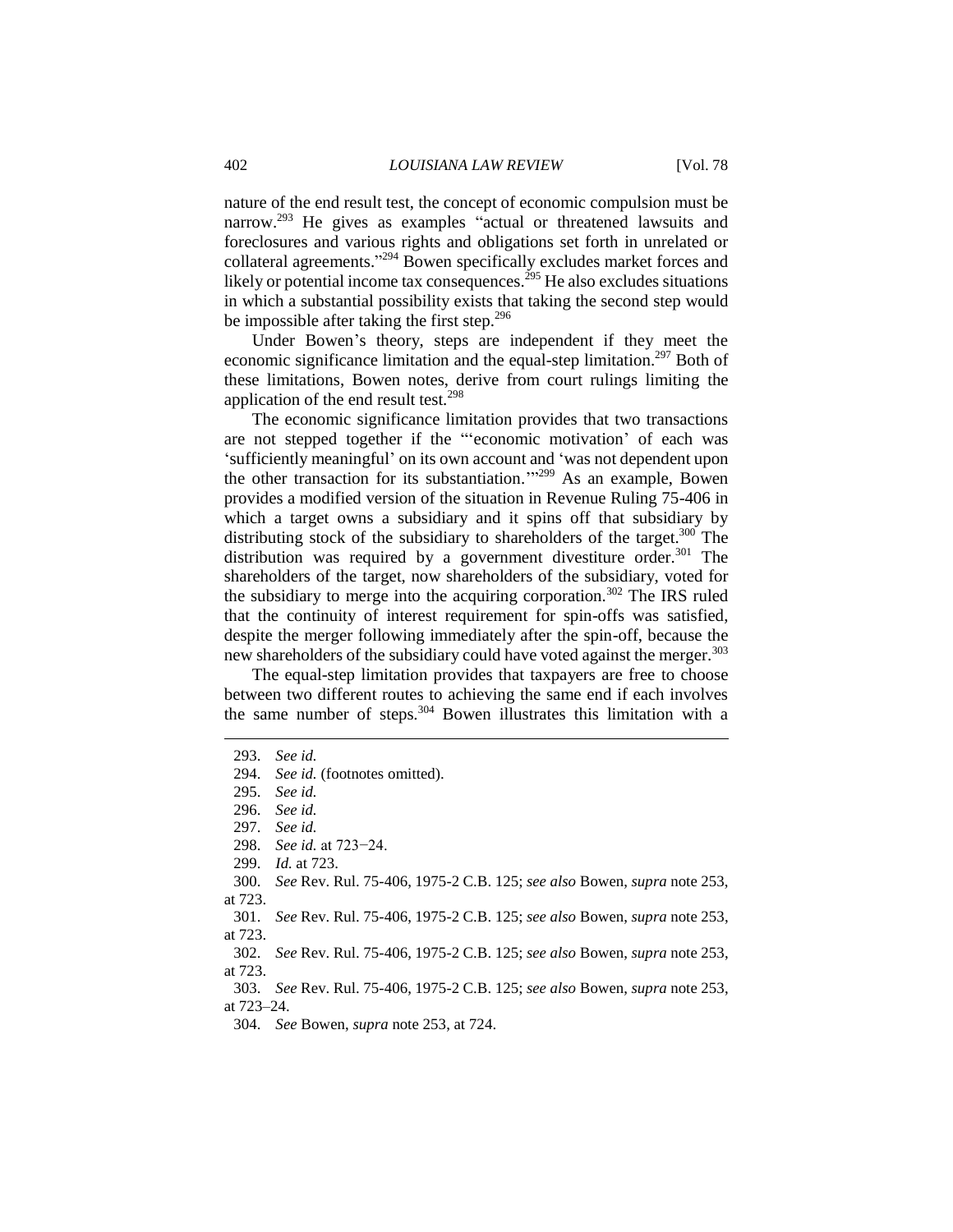nature of the end result test, the concept of economic compulsion must be narrow.[293] He gives as examples "actual or threatened lawsuits and foreclosures and various rights and obligations set forth in unrelated or collateral agreements."[294] Bowen specifically excludes market forces and likely or potential income tax consequences.[295] He also excludes situations in which a substantial possibility exists that taking the second step would be impossible after taking the first step.[296]

Under Bowen's theory, steps are independent if they meet the economic significance limitation and the equal-step limitation.[297] Both of these limitations, Bowen notes, derive from court rulings limiting the application of the end result test.[298]

The economic significance limitation provides that two transactions are not stepped together if the "'economic motivation' of each was 'sufficiently meaningful' on its own account and 'was not dependent upon the other transaction for its substantiation.'"[299] As an example, Bowen provides a modified version of the situation in Revenue Ruling 75-406 in which a target owns a subsidiary and it spins off that subsidiary by distributing stock of the subsidiary to shareholders of the target.[300] The distribution was required by a government divestiture order.[301] The shareholders of the target, now shareholders of the subsidiary, voted for the subsidiary to merge into the acquiring corporation.[302] The IRS ruled that the continuity of interest requirement for spin-offs was satisfied, despite the merger following immediately after the spin-off, because the new shareholders of the subsidiary could have voted against the merger.[303]

The equal-step limitation provides that taxpayers are free to choose between two different routes to achieving the same end if each involves the same number of steps.[304] Bowen illustrates this limitation with a

---

293. *See id.*

294. *See id.* (footnotes omitted).

295. *See id.*

296. *See id.*

297. *See id.*

298. *See id.* at 723−24.

299. *Id.* at 723.

300. *See* Rev. Rul. 75-406, 1975-2 C.B. 125; *see also* Bowen, *supra* note 253, at 723.

301. *See* Rev. Rul. 75-406, 1975-2 C.B. 125; *see also* Bowen, *supra* note 253, at 723.

302. *See* Rev. Rul. 75-406, 1975-2 C.B. 125; *see also* Bowen, *supra* note 253, at 723.

303. *See* Rev. Rul. 75-406, 1975-2 C.B. 125; *see also* Bowen, *supra* note 253, at 723–24.

304. *See* Bowen, *supra* note 253, at 724.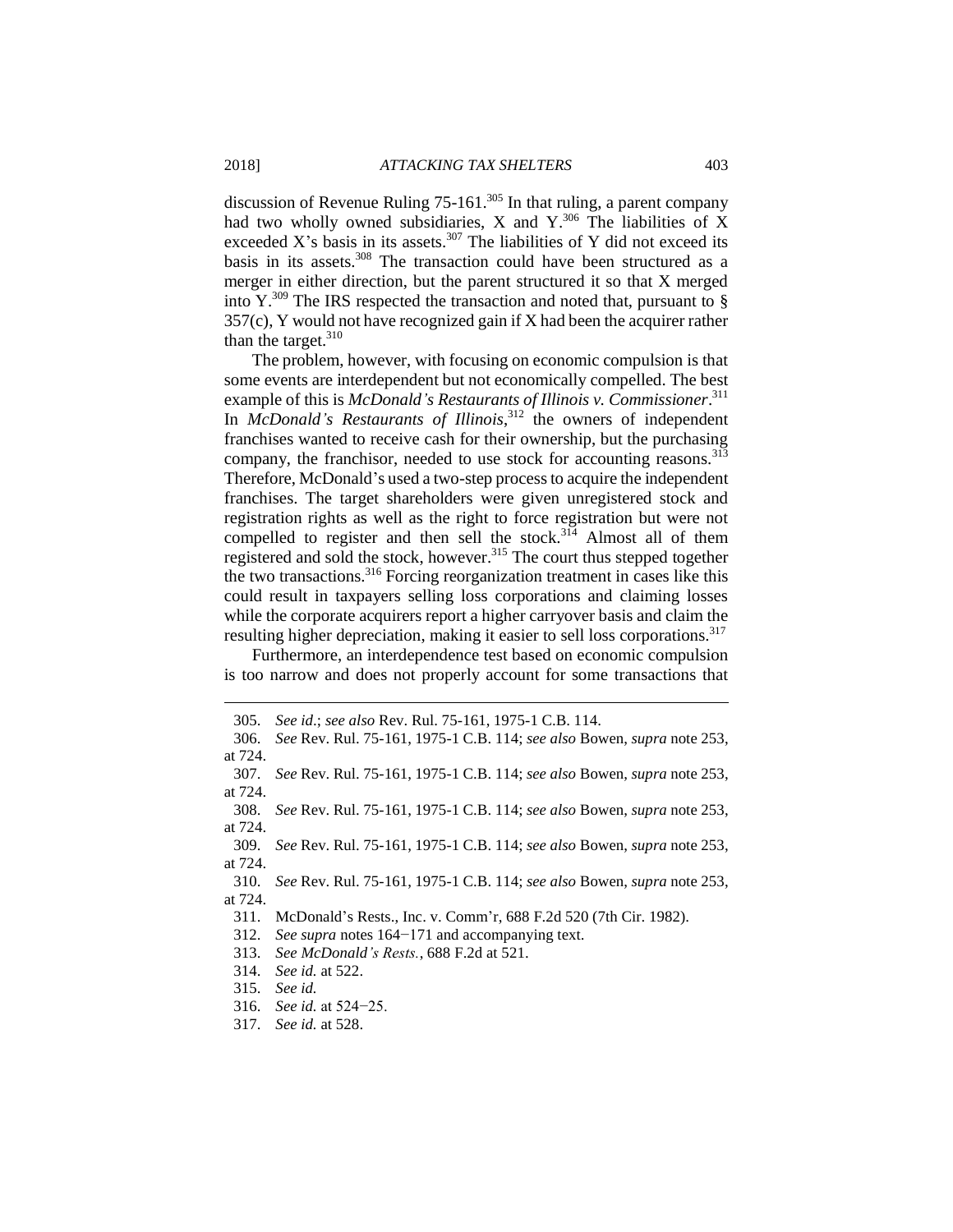discussion of Revenue Ruling 75-161.[305] In that ruling, a parent company had two wholly owned subsidiaries, X and Y.[306] The liabilities of X exceeded X's basis in its assets.[307] The liabilities of Y did not exceed its basis in its assets.[308] The transaction could have been structured as a merger in either direction, but the parent structured it so that X merged into Y.[309] The IRS respected the transaction and noted that, pursuant to § 357(c), Y would not have recognized gain if X had been the acquirer rather than the target.[310]

The problem, however, with focusing on economic compulsion is that some events are interdependent but not economically compelled. The best example of this is *McDonald's Restaurants of Illinois v. Commissioner*.[311] In *McDonald's Restaurants of Illinois*,[312] the owners of independent franchises wanted to receive cash for their ownership, but the purchasing company, the franchisor, needed to use stock for accounting reasons.[313] Therefore, McDonald's used a two-step process to acquire the independent franchises. The target shareholders were given unregistered stock and registration rights as well as the right to force registration but were not compelled to register and then sell the stock.[314] Almost all of them registered and sold the stock, however.[315] The court thus stepped together the two transactions.[316] Forcing reorganization treatment in cases like this could result in taxpayers selling loss corporations and claiming losses while the corporate acquirers report a higher carryover basis and claim the resulting higher depreciation, making it easier to sell loss corporations.[317]

Furthermore, an interdependence test based on economic compulsion is too narrow and does not properly account for some transactions that

---

305. *See id*.; *see also* Rev. Rul. 75-161, 1975-1 C.B. 114.

306. *See* Rev. Rul. 75-161, 1975-1 C.B. 114; *see also* Bowen, *supra* note 253, at 724.

307. *See* Rev. Rul. 75-161, 1975-1 C.B. 114; *see also* Bowen, *supra* note 253, at 724.

308. *See* Rev. Rul. 75-161, 1975-1 C.B. 114; *see also* Bowen, *supra* note 253, at 724.

309. *See* Rev. Rul. 75-161, 1975-1 C.B. 114; *see also* Bowen, *supra* note 253, at 724.

310. *See* Rev. Rul. 75-161, 1975-1 C.B. 114; *see also* Bowen, *supra* note 253, at 724.

311. McDonald's Rests., Inc. v. Comm'r, 688 F.2d 520 (7th Cir. 1982).

312. *See supra* notes 164−171 and accompanying text.

313. *See McDonald's Rests.*, 688 F.2d at 521.

314. *See id.* at 522.

315. *See id.*

316. *See id.* at 524−25.

317. *See id.* at 528.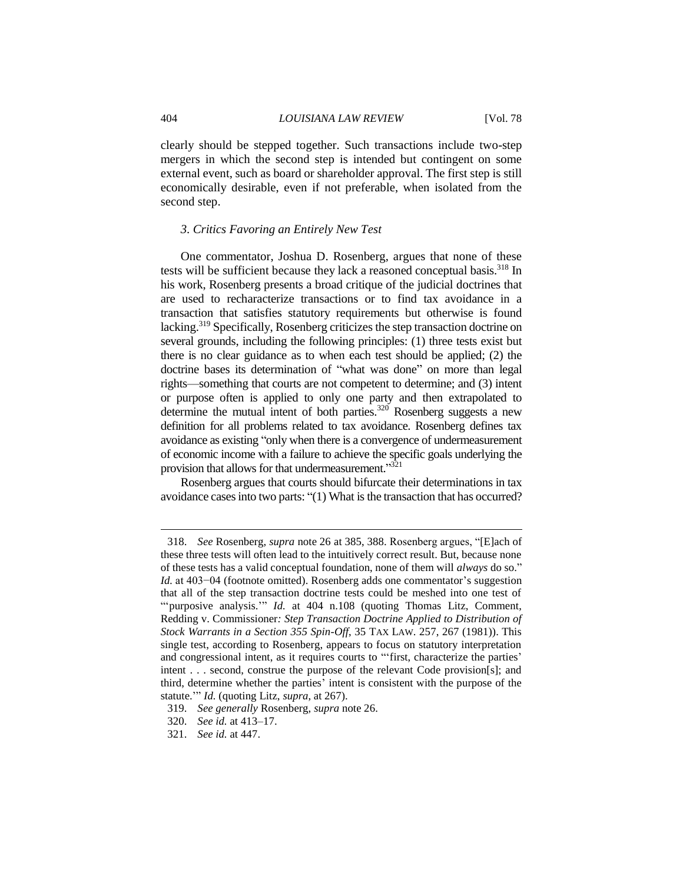clearly should be stepped together. Such transactions include two-step mergers in which the second step is intended but contingent on some external event, such as board or shareholder approval. The first step is still economically desirable, even if not preferable, when isolated from the second step.

### *3. Critics Favoring an Entirely New Test*

One commentator, Joshua D. Rosenberg, argues that none of these tests will be sufficient because they lack a reasoned conceptual basis.[318] In his work, Rosenberg presents a broad critique of the judicial doctrines that are used to recharacterize transactions or to find tax avoidance in a transaction that satisfies statutory requirements but otherwise is found lacking.[319] Specifically, Rosenberg criticizes the step transaction doctrine on several grounds, including the following principles: (1) three tests exist but there is no clear guidance as to when each test should be applied; (2) the doctrine bases its determination of "what was done" on more than legal rights—something that courts are not competent to determine; and (3) intent or purpose often is applied to only one party and then extrapolated to determine the mutual intent of both parties.[320] Rosenberg suggests a new definition for all problems related to tax avoidance. Rosenberg defines tax avoidance as existing "only when there is a convergence of undermeasurement of economic income with a failure to achieve the specific goals underlying the provision that allows for that undermeasurement."[321]

Rosenberg argues that courts should bifurcate their determinations in tax avoidance cases into two parts: "(1) What is the transaction that has occurred?

---

318. *See* Rosenberg, *supra* note 26 at 385, 388. Rosenberg argues, "[E]ach of these three tests will often lead to the intuitively correct result. But, because none of these tests has a valid conceptual foundation, none of them will *always* do so." *Id.* at 403−04 (footnote omitted). Rosenberg adds one commentator's suggestion that all of the step transaction doctrine tests could be meshed into one test of "'purposive analysis.'" *Id.* at 404 n.108 (quoting Thomas Litz, Comment, *Redding v. Commissioner: Step Transaction Doctrine Applied to Distribution of Stock Warrants in a Section 355 Spin-Off*, 35 TAX LAW. 257, 267 (1981)). This single test, according to Rosenberg, appears to focus on statutory interpretation and congressional intent, as it requires courts to "'first, characterize the parties' intent . . . second, construe the purpose of the relevant Code provision[s]; and third, determine whether the parties' intent is consistent with the purpose of the statute.'" *Id.* (quoting Litz, *supra*, at 267).

319. *See generally* Rosenberg, *supra* note 26.

320. *See id.* at 413–17.

321. *See id.* at 447.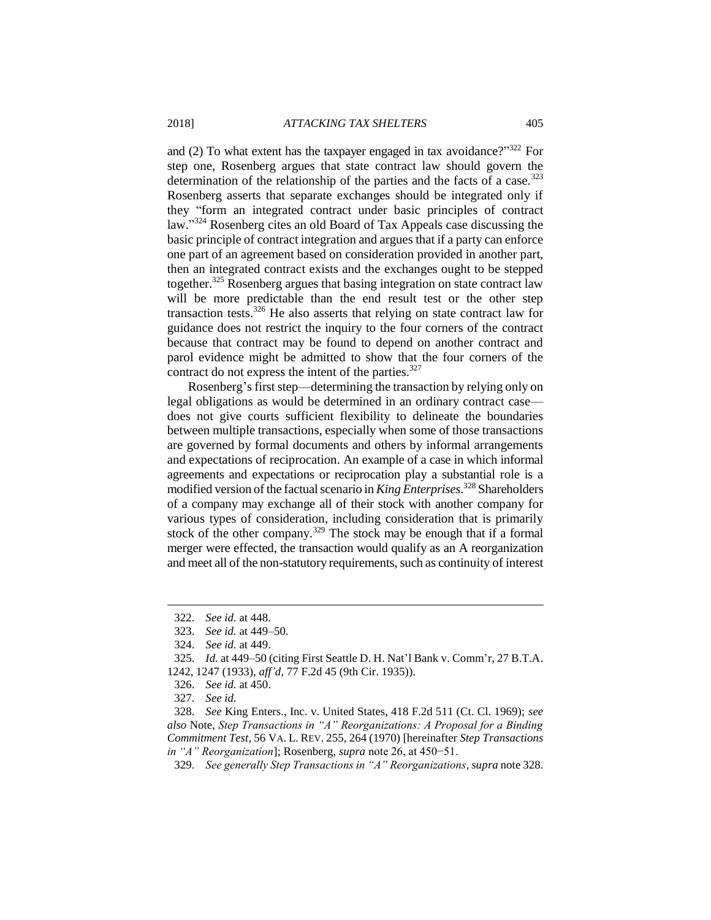and (2) To what extent has the taxpayer engaged in tax avoidance?"[322] For step one, Rosenberg argues that state contract law should govern the determination of the relationship of the parties and the facts of a case.[323] Rosenberg asserts that separate exchanges should be integrated only if they "form an integrated contract under basic principles of contract law."[324] Rosenberg cites an old Board of Tax Appeals case discussing the basic principle of contract integration and argues that if a party can enforce one part of an agreement based on consideration provided in another part, then an integrated contract exists and the exchanges ought to be stepped together.[325] Rosenberg argues that basing integration on state contract law will be more predictable than the end result test or the other step transaction tests.[326] He also asserts that relying on state contract law for guidance does not restrict the inquiry to the four corners of the contract because that contract may be found to depend on another contract and parol evidence might be admitted to show that the four corners of the contract do not express the intent of the parties.[327]

Rosenberg's first step—determining the transaction by relying only on legal obligations as would be determined in an ordinary contract case—does not give courts sufficient flexibility to delineate the boundaries between multiple transactions, especially when some of those transactions are governed by formal documents and others by informal arrangements and expectations of reciprocation. An example of a case in which informal agreements and expectations or reciprocation play a substantial role is a modified version of the factual scenario in *King Enterprises*.[328] Shareholders of a company may exchange all of their stock with another company for various types of consideration, including consideration that is primarily stock of the other company.[329] The stock may be enough that if a formal merger were effected, the transaction would qualify as an A reorganization and meet all of the non-statutory requirements, such as continuity of interest

---

322. *See id.* at 448.

323. *See id.* at 449–50.

324. *See id.* at 449.

325. *Id.* at 449–50 (citing First Seattle D. H. Nat'l Bank v. Comm'r, 27 B.T.A. 1242, 1247 (1933), *aff'd*, 77 F.2d 45 (9th Cir. 1935)).

326. *See id.* at 450.

327. *See id.*

328. *See* King Enters., Inc. v. United States, 418 F.2d 511 (Ct. Cl. 1969); *see also* Note, *Step Transactions in "A" Reorganizations: A Proposal for a Binding Commitment Test*, 56 VA. L. REV. 255, 264 (1970) [hereinafter *Step Transactions in "A" Reorganization*]; Rosenberg, *supra* note 26, at 450−51.

329. *See generally Step Transactions in "A" Reorganizations*, *supra* note 328.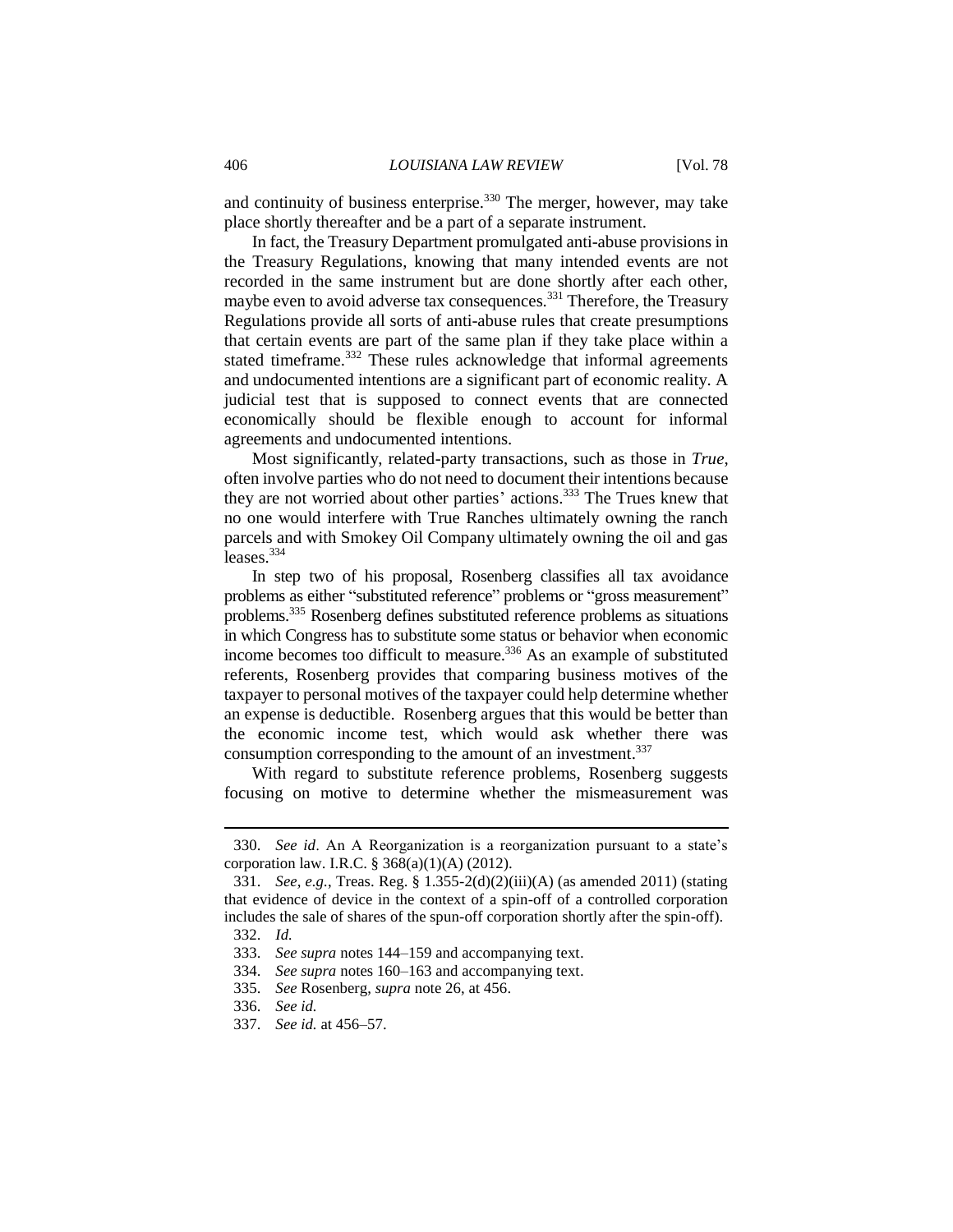and continuity of business enterprise.[330] The merger, however, may take place shortly thereafter and be a part of a separate instrument.

In fact, the Treasury Department promulgated anti-abuse provisions in the Treasury Regulations, knowing that many intended events are not recorded in the same instrument but are done shortly after each other, maybe even to avoid adverse tax consequences.[331] Therefore, the Treasury Regulations provide all sorts of anti-abuse rules that create presumptions that certain events are part of the same plan if they take place within a stated timeframe.[332] These rules acknowledge that informal agreements and undocumented intentions are a significant part of economic reality. A judicial test that is supposed to connect events that are connected economically should be flexible enough to account for informal agreements and undocumented intentions.

Most significantly, related-party transactions, such as those in *True*, often involve parties who do not need to document their intentions because they are not worried about other parties' actions.[333] The Trues knew that no one would interfere with True Ranches ultimately owning the ranch parcels and with Smokey Oil Company ultimately owning the oil and gas leases.[334]

In step two of his proposal, Rosenberg classifies all tax avoidance problems as either "substituted reference" problems or "gross measurement" problems.[335] Rosenberg defines substituted reference problems as situations in which Congress has to substitute some status or behavior when economic income becomes too difficult to measure.[336] As an example of substituted referents, Rosenberg provides that comparing business motives of the taxpayer to personal motives of the taxpayer could help determine whether an expense is deductible. Rosenberg argues that this would be better than the economic income test, which would ask whether there was consumption corresponding to the amount of an investment.[337]

With regard to substitute reference problems, Rosenberg suggests focusing on motive to determine whether the mismeasurement was

---

330. *See id*. An A Reorganization is a reorganization pursuant to a state's corporation law. I.R.C. § 368(a)(1)(A) (2012).

331. *See, e.g.*, Treas. Reg. § 1.355-2(d)(2)(iii)(A) (as amended 2011) (stating that evidence of device in the context of a spin-off of a controlled corporation includes the sale of shares of the spun-off corporation shortly after the spin-off).

332. *Id.*

333. *See supra* notes 144–159 and accompanying text.

334. *See supra* notes 160–163 and accompanying text.

335. *See* Rosenberg, *supra* note 26, at 456.

336. *See id.*

337. *See id.* at 456–57.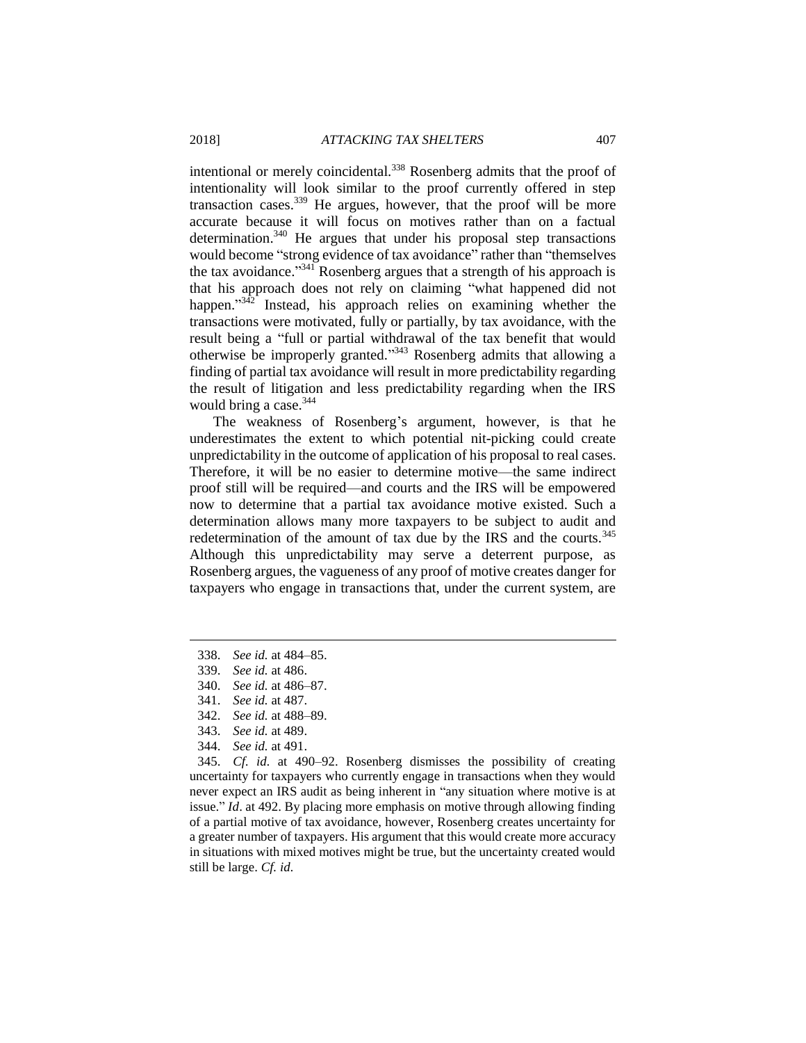intentional or merely coincidental.[338] Rosenberg admits that the proof of intentionality will look similar to the proof currently offered in step transaction cases.[339] He argues, however, that the proof will be more accurate because it will focus on motives rather than on a factual determination.[340] He argues that under his proposal step transactions would become "strong evidence of tax avoidance" rather than "themselves the tax avoidance."[341] Rosenberg argues that a strength of his approach is that his approach does not rely on claiming "what happened did not happen."[342] Instead, his approach relies on examining whether the transactions were motivated, fully or partially, by tax avoidance, with the result being a "full or partial withdrawal of the tax benefit that would otherwise be improperly granted."[343] Rosenberg admits that allowing a finding of partial tax avoidance will result in more predictability regarding the result of litigation and less predictability regarding when the IRS would bring a case.[344]

The weakness of Rosenberg's argument, however, is that he underestimates the extent to which potential nit-picking could create unpredictability in the outcome of application of his proposal to real cases. Therefore, it will be no easier to determine motive—the same indirect proof still will be required—and courts and the IRS will be empowered now to determine that a partial tax avoidance motive existed. Such a determination allows many more taxpayers to be subject to audit and redetermination of the amount of tax due by the IRS and the courts.[345] Although this unpredictability may serve a deterrent purpose, as Rosenberg argues, the vagueness of any proof of motive creates danger for taxpayers who engage in transactions that, under the current system, are

---

338. *See id.* at 484–85.

339. *See id.* at 486.

340. *See id.* at 486–87.

341. *See id.* at 487.

342. *See id.* at 488–89.

343. *See id.* at 489.

344. *See id.* at 491.

345. *Cf. id.* at 490–92. Rosenberg dismisses the possibility of creating uncertainty for taxpayers who currently engage in transactions when they would never expect an IRS audit as being inherent in "any situation where motive is at issue." *Id*. at 492. By placing more emphasis on motive through allowing finding of a partial motive of tax avoidance, however, Rosenberg creates uncertainty for a greater number of taxpayers. His argument that this would create more accuracy in situations with mixed motives might be true, but the uncertainty created would still be large. *Cf. id.*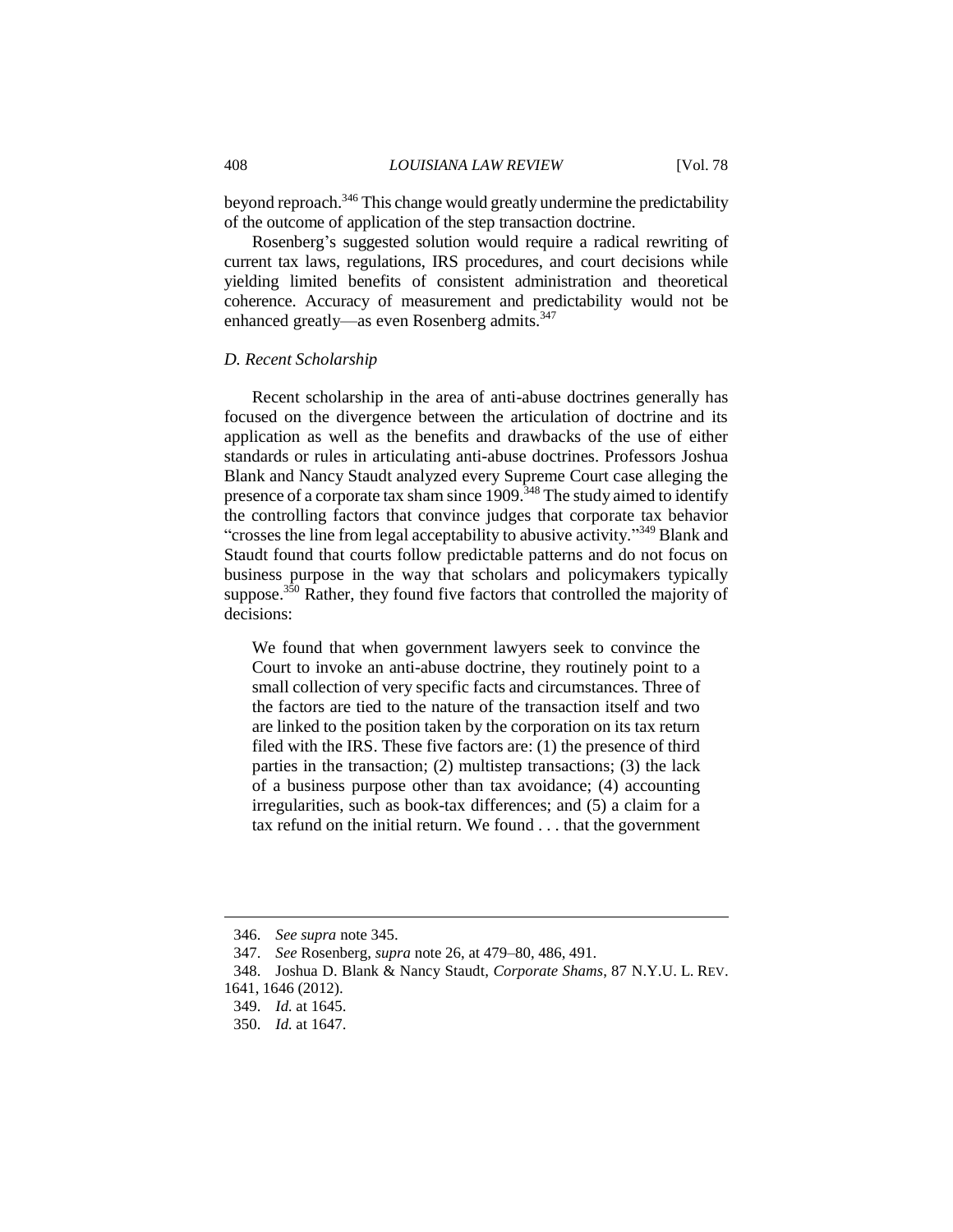beyond reproach.[346] This change would greatly undermine the predictability of the outcome of application of the step transaction doctrine.

Rosenberg's suggested solution would require a radical rewriting of current tax laws, regulations, IRS procedures, and court decisions while yielding limited benefits of consistent administration and theoretical coherence. Accuracy of measurement and predictability would not be enhanced greatly—as even Rosenberg admits.[347]

### *D. Recent Scholarship*

Recent scholarship in the area of anti-abuse doctrines generally has focused on the divergence between the articulation of doctrine and its application as well as the benefits and drawbacks of the use of either standards or rules in articulating anti-abuse doctrines. Professors Joshua Blank and Nancy Staudt analyzed every Supreme Court case alleging the presence of a corporate tax sham since 1909.[348] The study aimed to identify the controlling factors that convince judges that corporate tax behavior "crosses the line from legal acceptability to abusive activity."[349] Blank and Staudt found that courts follow predictable patterns and do not focus on business purpose in the way that scholars and policymakers typically suppose.[350] Rather, they found five factors that controlled the majority of decisions:

> We found that when government lawyers seek to convince the Court to invoke an anti-abuse doctrine, they routinely point to a small collection of very specific facts and circumstances. Three of the factors are tied to the nature of the transaction itself and two are linked to the position taken by the corporation on its tax return filed with the IRS. These five factors are: (1) the presence of third parties in the transaction; (2) multistep transactions; (3) the lack of a business purpose other than tax avoidance; (4) accounting irregularities, such as book-tax differences; and (5) a claim for a tax refund on the initial return. We found . . . that the government

---

346. *See supra* note 345.

347. *See* Rosenberg, *supra* note 26, at 479–80, 486, 491.

348. Joshua D. Blank & Nancy Staudt, *Corporate Shams*, 87 N.Y.U. L. REV. 1641, 1646 (2012).

349. *Id.* at 1645.

350. *Id.* at 1647.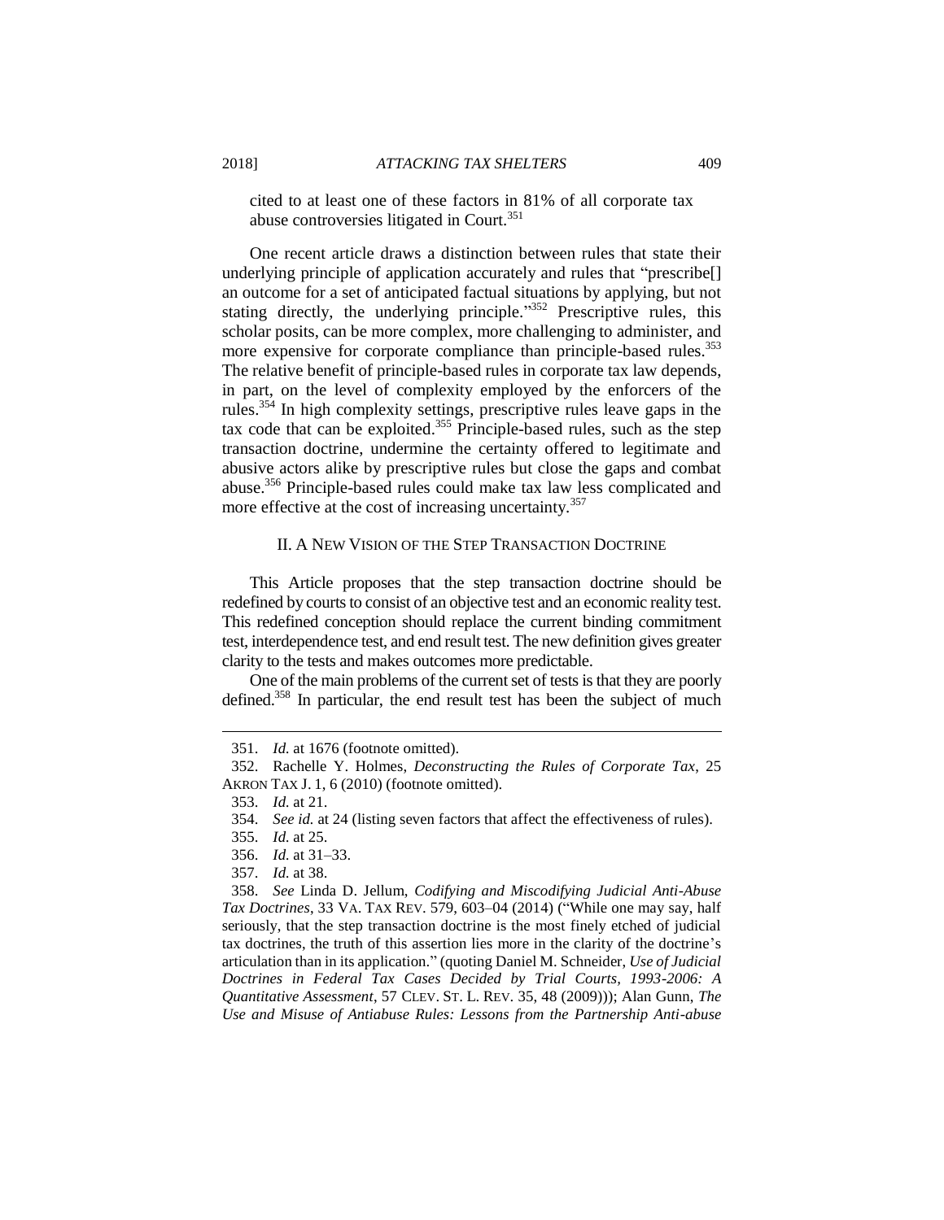cited to at least one of these factors in 81% of all corporate tax abuse controversies litigated in Court.[351]

One recent article draws a distinction between rules that state their underlying principle of application accurately and rules that "prescribe[] an outcome for a set of anticipated factual situations by applying, but not stating directly, the underlying principle."[352] Prescriptive rules, this scholar posits, can be more complex, more challenging to administer, and more expensive for corporate compliance than principle-based rules.[353] The relative benefit of principle-based rules in corporate tax law depends, in part, on the level of complexity employed by the enforcers of the rules.[354] In high complexity settings, prescriptive rules leave gaps in the tax code that can be exploited.[355] Principle-based rules, such as the step transaction doctrine, undermine the certainty offered to legitimate and abusive actors alike by prescriptive rules but close the gaps and combat abuse.[356] Principle-based rules could make tax law less complicated and more effective at the cost of increasing uncertainty.[357]

## II. A New Vision of the Step Transaction Doctrine

This Article proposes that the step transaction doctrine should be redefined by courts to consist of an objective test and an economic reality test. This redefined conception should replace the current binding commitment test, interdependence test, and end result test. The new definition gives greater clarity to the tests and makes outcomes more predictable.

One of the main problems of the current set of tests is that they are poorly defined.[358] In particular, the end result test has been the subject of much

---

351. *Id.* at 1676 (footnote omitted).

352. Rachelle Y. Holmes, *Deconstructing the Rules of Corporate Tax*, 25 AKRON TAX J. 1, 6 (2010) (footnote omitted).

353. *Id.* at 21.

354. *See id.* at 24 (listing seven factors that affect the effectiveness of rules).

355. *Id.* at 25.

356. *Id.* at 31–33.

357. *Id.* at 38.

358. *See* Linda D. Jellum, *Codifying and Miscodifying Judicial Anti-Abuse Tax Doctrines*, 33 VA. TAX REV. 579, 603–04 (2014) ("While one may say, half seriously, that the step transaction doctrine is the most finely etched of judicial tax doctrines, the truth of this assertion lies more in the clarity of the doctrine's articulation than in its application." (quoting Daniel M. Schneider, *Use of Judicial Doctrines in Federal Tax Cases Decided by Trial Courts, 1993-2006: A Quantitative Assessment*, 57 CLEV. ST. L. REV. 35, 48 (2009))); Alan Gunn, *The Use and Misuse of Antiabuse Rules: Lessons from the Partnership Anti-abuse*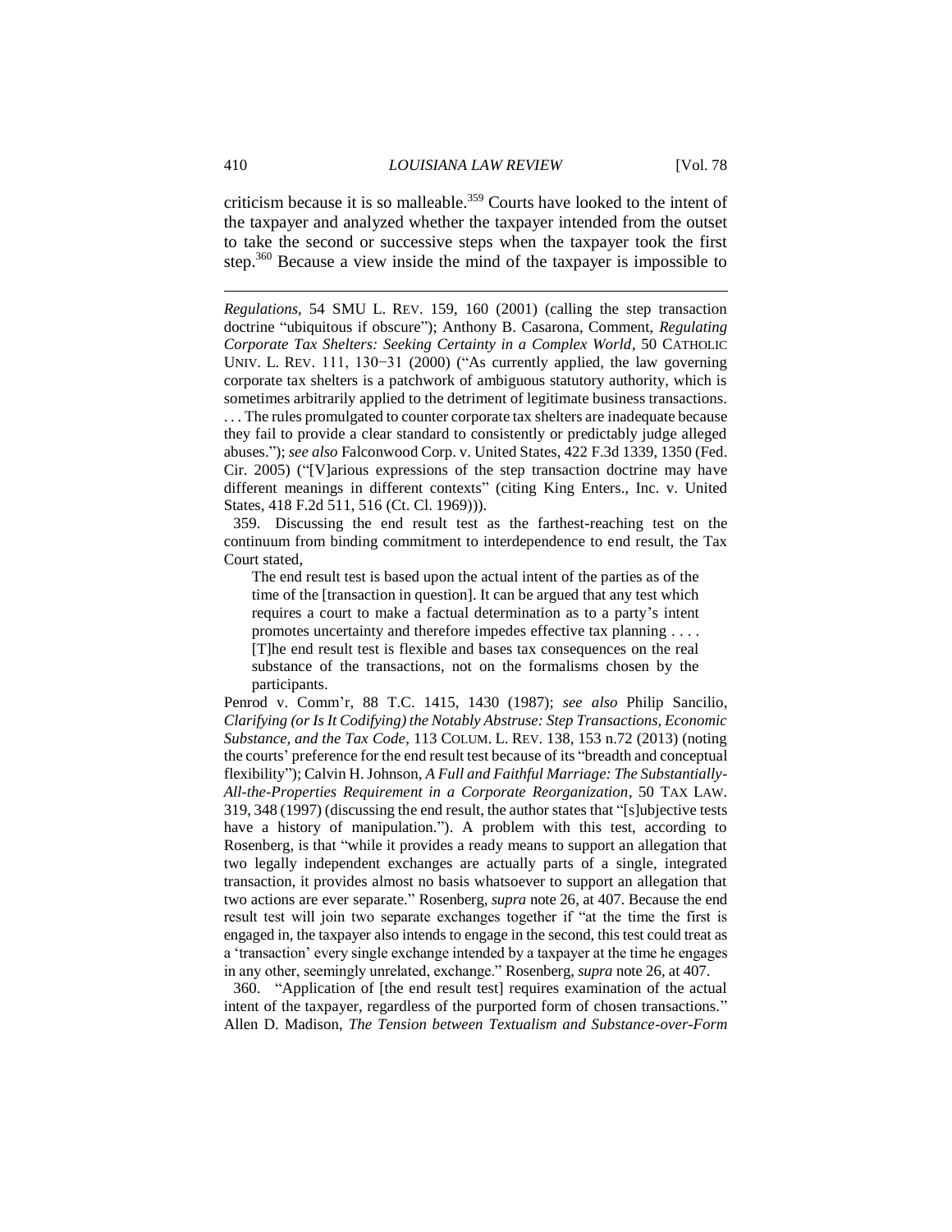criticism because it is so malleable.[359] Courts have looked to the intent of the taxpayer and analyzed whether the taxpayer intended from the outset to take the second or successive steps when the taxpayer took the first step.[360] Because a view inside the mind of the taxpayer is impossible to

---

*Regulations*, 54 SMU L. REV. 159, 160 (2001) (calling the step transaction doctrine "ubiquitous if obscure"); Anthony B. Casarona, Comment, *Regulating Corporate Tax Shelters: Seeking Certainty in a Complex World*, 50 CATHOLIC UNIV. L. REV. 111, 130−31 (2000) ("As currently applied, the law governing corporate tax shelters is a patchwork of ambiguous statutory authority, which is sometimes arbitrarily applied to the detriment of legitimate business transactions. . . . The rules promulgated to counter corporate tax shelters are inadequate because they fail to provide a clear standard to consistently or predictably judge alleged abuses."); *see also* Falconwood Corp. v. United States, 422 F.3d 1339, 1350 (Fed. Cir. 2005) ("[V]arious expressions of the step transaction doctrine may have different meanings in different contexts" (citing King Enters., Inc. v. United States, 418 F.2d 511, 516 (Ct. Cl. 1969))).

359. Discussing the end result test as the farthest-reaching test on the continuum from binding commitment to interdependence to end result, the Tax Court stated,

> The end result test is based upon the actual intent of the parties as of the time of the [transaction in question]. It can be argued that any test which requires a court to make a factual determination as to a party's intent promotes uncertainty and therefore impedes effective tax planning . . . . [T]he end result test is flexible and bases tax consequences on the real substance of the transactions, not on the formalisms chosen by the participants.

Penrod v. Comm'r, 88 T.C. 1415, 1430 (1987); *see also* Philip Sancilio, *Clarifying (or Is It Codifying) the Notably Abstruse: Step Transactions, Economic Substance, and the Tax Code*, 113 COLUM. L. REV. 138, 153 n.72 (2013) (noting the courts' preference for the end result test because of its "breadth and conceptual flexibility"); Calvin H. Johnson, *A Full and Faithful Marriage: The Substantially-All-the-Properties Requirement in a Corporate Reorganization*, 50 TAX LAW. 319, 348 (1997) (discussing the end result, the author states that "[s]ubjective tests have a history of manipulation."). A problem with this test, according to Rosenberg, is that "while it provides a ready means to support an allegation that two legally independent exchanges are actually parts of a single, integrated transaction, it provides almost no basis whatsoever to support an allegation that two actions are ever separate." Rosenberg, *supra* note 26, at 407. Because the end result test will join two separate exchanges together if "at the time the first is engaged in, the taxpayer also intends to engage in the second, this test could treat as a 'transaction' every single exchange intended by a taxpayer at the time he engages in any other, seemingly unrelated, exchange." Rosenberg, *supra* note 26, at 407.

360. "Application of [the end result test] requires examination of the actual intent of the taxpayer, regardless of the purported form of chosen transactions." Allen D. Madison, *The Tension between Textualism and Substance-over-Form*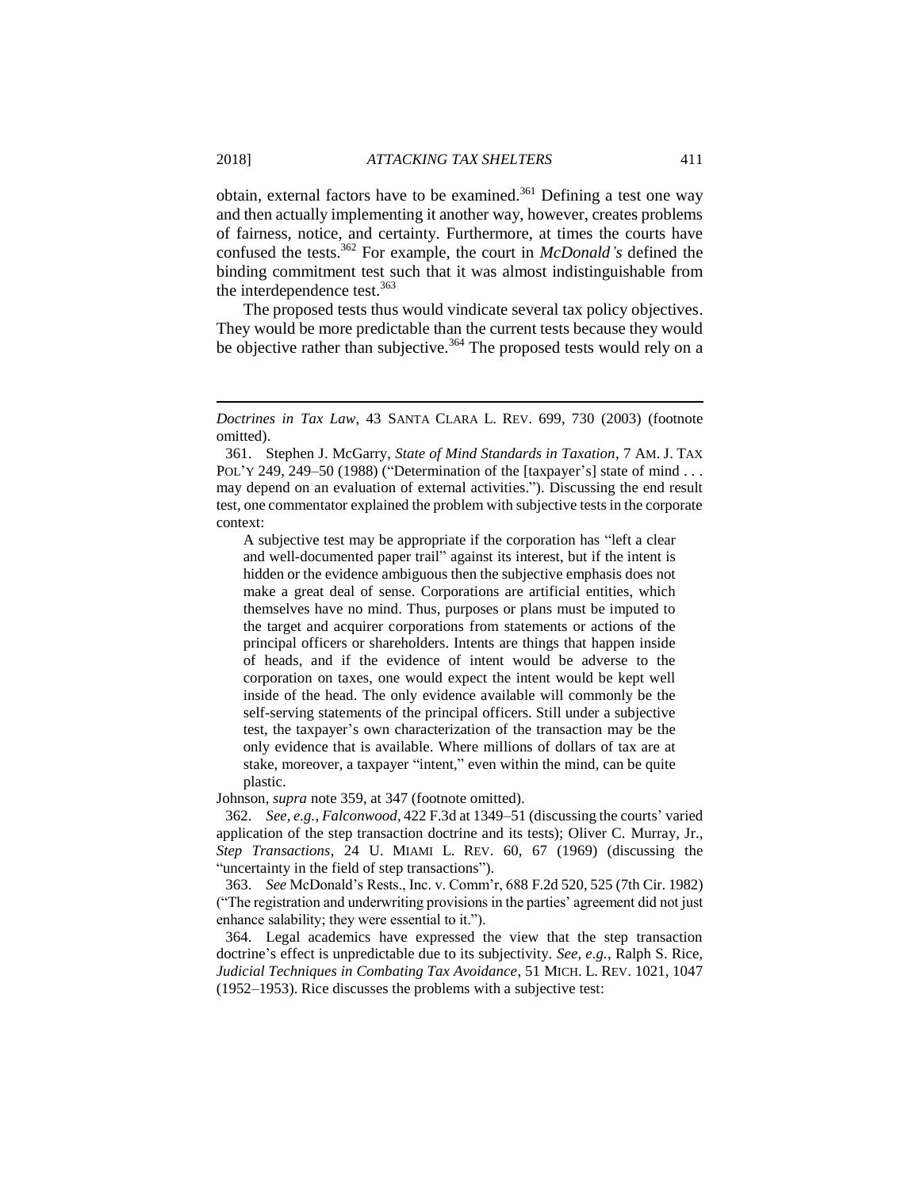obtain, external factors have to be examined.[361] Defining a test one way and then actually implementing it another way, however, creates problems of fairness, notice, and certainty. Furthermore, at times the courts have confused the tests.[362] For example, the court in *McDonald's* defined the binding commitment test such that it was almost indistinguishable from the interdependence test.[363]

The proposed tests thus would vindicate several tax policy objectives. They would be more predictable than the current tests because they would be objective rather than subjective.[364] The proposed tests would rely on a

---

*Doctrines in Tax Law*, 43 SANTA CLARA L. REV. 699, 730 (2003) (footnote omitted).

361. Stephen J. McGarry, *State of Mind Standards in Taxation*, 7 AM. J. TAX POL'Y 249, 249–50 (1988) ("Determination of the [taxpayer's] state of mind . . . may depend on an evaluation of external activities."). Discussing the end result test, one commentator explained the problem with subjective tests in the corporate context:

> A subjective test may be appropriate if the corporation has "left a clear and well-documented paper trail" against its interest, but if the intent is hidden or the evidence ambiguous then the subjective emphasis does not make a great deal of sense. Corporations are artificial entities, which themselves have no mind. Thus, purposes or plans must be imputed to the target and acquirer corporations from statements or actions of the principal officers or shareholders. Intents are things that happen inside of heads, and if the evidence of intent would be adverse to the corporation on taxes, one would expect the intent would be kept well inside of the head. The only evidence available will commonly be the self-serving statements of the principal officers. Still under a subjective test, the taxpayer's own characterization of the transaction may be the only evidence that is available. Where millions of dollars of tax are at stake, moreover, a taxpayer "intent," even within the mind, can be quite plastic.

Johnson, *supra* note 359, at 347 (footnote omitted).

362. *See, e.g.*, *Falconwood*, 422 F.3d at 1349–51 (discussing the courts' varied application of the step transaction doctrine and its tests); Oliver C. Murray, Jr., *Step Transactions*, 24 U. MIAMI L. REV. 60, 67 (1969) (discussing the "uncertainty in the field of step transactions").

363. *See* McDonald's Rests., Inc. v. Comm'r, 688 F.2d 520, 525 (7th Cir. 1982) ("The registration and underwriting provisions in the parties' agreement did not just enhance salability; they were essential to it.").

364. Legal academics have expressed the view that the step transaction doctrine's effect is unpredictable due to its subjectivity. *See, e.g.*, Ralph S. Rice, *Judicial Techniques in Combating Tax Avoidance*, 51 MICH. L. REV. 1021, 1047 (1952–1953). Rice discusses the problems with a subjective test: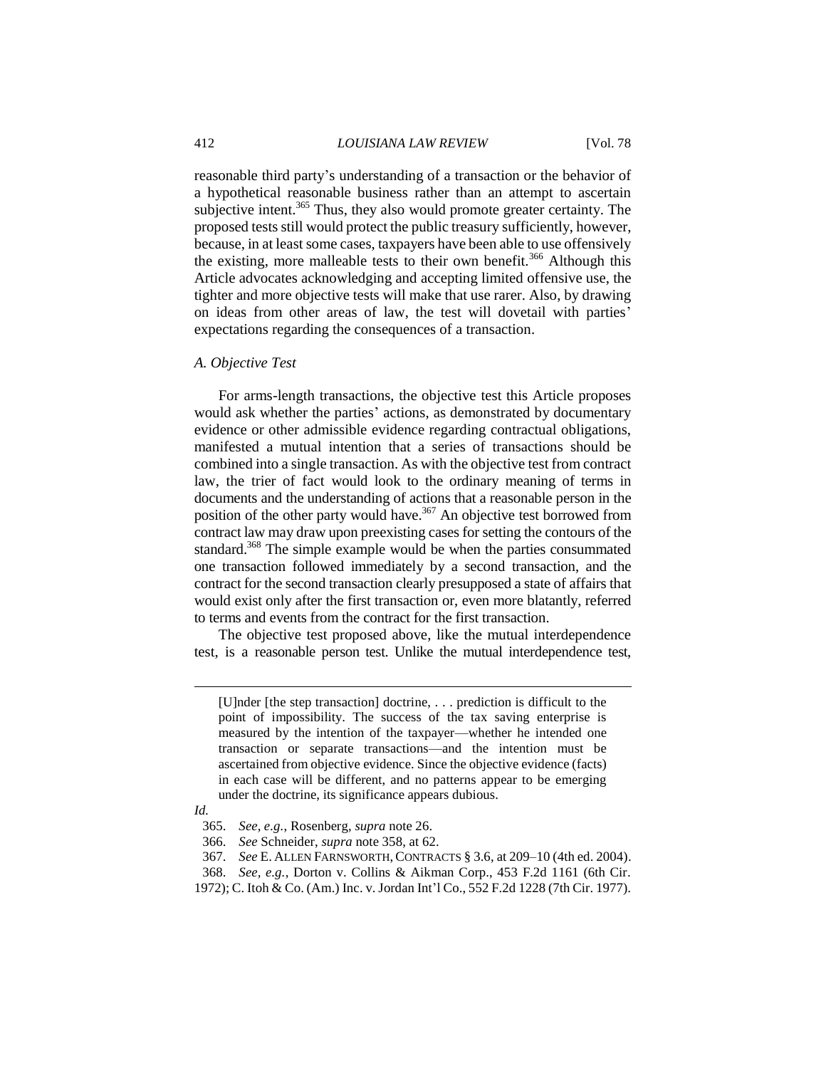reasonable third party's understanding of a transaction or the behavior of a hypothetical reasonable business rather than an attempt to ascertain subjective intent.[365] Thus, they also would promote greater certainty. The proposed tests still would protect the public treasury sufficiently, however, because, in at least some cases, taxpayers have been able to use offensively the existing, more malleable tests to their own benefit.[366] Although this Article advocates acknowledging and accepting limited offensive use, the tighter and more objective tests will make that use rarer. Also, by drawing on ideas from other areas of law, the test will dovetail with parties' expectations regarding the consequences of a transaction.

### *A. Objective Test*

For arms-length transactions, the objective test this Article proposes would ask whether the parties' actions, as demonstrated by documentary evidence or other admissible evidence regarding contractual obligations, manifested a mutual intention that a series of transactions should be combined into a single transaction. As with the objective test from contract law, the trier of fact would look to the ordinary meaning of terms in documents and the understanding of actions that a reasonable person in the position of the other party would have.[367] An objective test borrowed from contract law may draw upon preexisting cases for setting the contours of the standard.[368] The simple example would be when the parties consummated one transaction followed immediately by a second transaction, and the contract for the second transaction clearly presupposed a state of affairs that would exist only after the first transaction or, even more blatantly, referred to terms and events from the contract for the first transaction.

The objective test proposed above, like the mutual interdependence test, is a reasonable person test. Unlike the mutual interdependence test,

---

> [U]nder [the step transaction] doctrine, . . . prediction is difficult to the point of impossibility. The success of the tax saving enterprise is measured by the intention of the taxpayer—whether he intended one transaction or separate transactions—and the intention must be ascertained from objective evidence. Since the objective evidence (facts) in each case will be different, and no patterns appear to be emerging under the doctrine, its significance appears dubious.

*Id.*

365. *See, e.g.*, Rosenberg, *supra* note 26.

366. *See* Schneider, *supra* note 358, at 62.

367. *See* E. ALLEN FARNSWORTH, CONTRACTS § 3.6, at 209–10 (4th ed. 2004).

368. *See, e.g.*, Dorton v. Collins & Aikman Corp., 453 F.2d 1161 (6th Cir. 1972); C. Itoh & Co. (Am.) Inc. v. Jordan Int'l Co., 552 F.2d 1228 (7th Cir. 1977).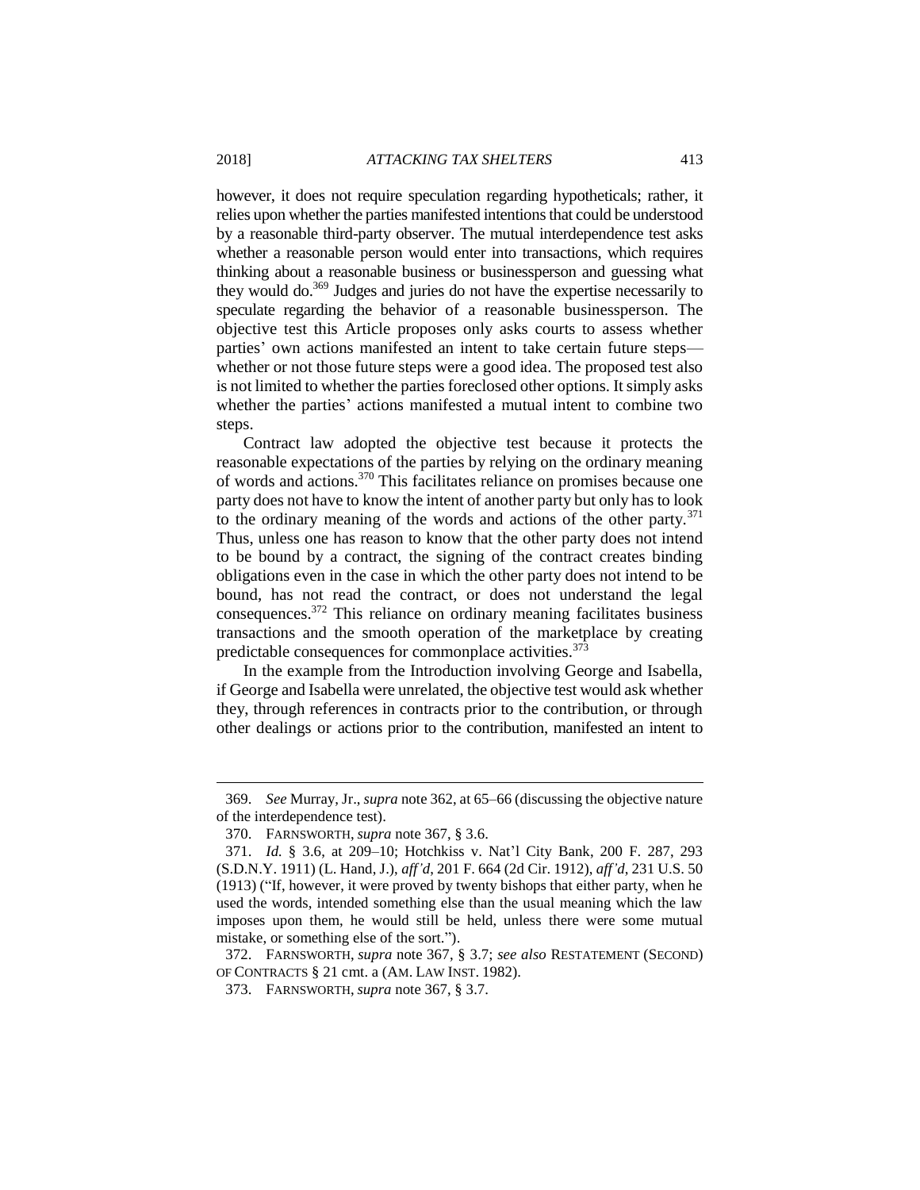however, it does not require speculation regarding hypotheticals; rather, it relies upon whether the parties manifested intentions that could be understood by a reasonable third-party observer. The mutual interdependence test asks whether a reasonable person would enter into transactions, which requires thinking about a reasonable business or businessperson and guessing what they would do.[369] Judges and juries do not have the expertise necessarily to speculate regarding the behavior of a reasonable businessperson. The objective test this Article proposes only asks courts to assess whether parties' own actions manifested an intent to take certain future steps—whether or not those future steps were a good idea. The proposed test also is not limited to whether the parties foreclosed other options. It simply asks whether the parties' actions manifested a mutual intent to combine two steps.

Contract law adopted the objective test because it protects the reasonable expectations of the parties by relying on the ordinary meaning of words and actions.[370] This facilitates reliance on promises because one party does not have to know the intent of another party but only has to look to the ordinary meaning of the words and actions of the other party.[371] Thus, unless one has reason to know that the other party does not intend to be bound by a contract, the signing of the contract creates binding obligations even in the case in which the other party does not intend to be bound, has not read the contract, or does not understand the legal consequences.[372] This reliance on ordinary meaning facilitates business transactions and the smooth operation of the marketplace by creating predictable consequences for commonplace activities.[373]

In the example from the Introduction involving George and Isabella, if George and Isabella were unrelated, the objective test would ask whether they, through references in contracts prior to the contribution, or through other dealings or actions prior to the contribution, manifested an intent to

---

369. *See* Murray, Jr., *supra* note 362, at 65–66 (discussing the objective nature of the interdependence test).

370. FARNSWORTH, *supra* note 367, § 3.6.

371. *Id.* § 3.6, at 209–10; Hotchkiss v. Nat'l City Bank, 200 F. 287, 293 (S.D.N.Y. 1911) (L. Hand, J.), *aff'd*, 201 F. 664 (2d Cir. 1912), *aff'd*, 231 U.S. 50 (1913) ("If, however, it were proved by twenty bishops that either party, when he used the words, intended something else than the usual meaning which the law imposes upon them, he would still be held, unless there were some mutual mistake, or something else of the sort.").

372. FARNSWORTH, *supra* note 367, § 3.7; *see also* RESTATEMENT (SECOND) OF CONTRACTS § 21 cmt. a (AM. LAW INST. 1982).

373. FARNSWORTH, *supra* note 367, § 3.7.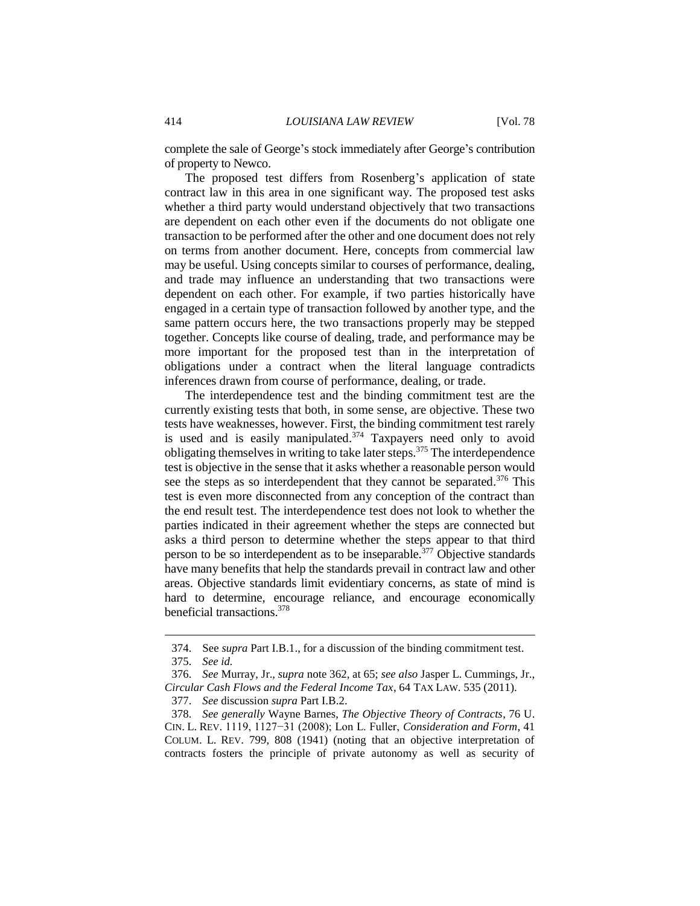complete the sale of George's stock immediately after George's contribution of property to Newco.

The proposed test differs from Rosenberg's application of state contract law in this area in one significant way. The proposed test asks whether a third party would understand objectively that two transactions are dependent on each other even if the documents do not obligate one transaction to be performed after the other and one document does not rely on terms from another document. Here, concepts from commercial law may be useful. Using concepts similar to courses of performance, dealing, and trade may influence an understanding that two transactions were dependent on each other. For example, if two parties historically have engaged in a certain type of transaction followed by another type, and the same pattern occurs here, the two transactions properly may be stepped together. Concepts like course of dealing, trade, and performance may be more important for the proposed test than in the interpretation of obligations under a contract when the literal language contradicts inferences drawn from course of performance, dealing, or trade.

The interdependence test and the binding commitment test are the currently existing tests that both, in some sense, are objective. These two tests have weaknesses, however. First, the binding commitment test rarely is used and is easily manipulated.[374] Taxpayers need only to avoid obligating themselves in writing to take later steps.[375] The interdependence test is objective in the sense that it asks whether a reasonable person would see the steps as so interdependent that they cannot be separated.[376] This test is even more disconnected from any conception of the contract than the end result test. The interdependence test does not look to whether the parties indicated in their agreement whether the steps are connected but asks a third person to determine whether the steps appear to that third person to be so interdependent as to be inseparable.[377] Objective standards have many benefits that help the standards prevail in contract law and other areas. Objective standards limit evidentiary concerns, as state of mind is hard to determine, encourage reliance, and encourage economically beneficial transactions.[378]

---

374. See *supra* Part I.B.1., for a discussion of the binding commitment test.

375. *See id.*

376. *See* Murray, Jr., *supra* note 362, at 65; *see also* Jasper L. Cummings, Jr., *Circular Cash Flows and the Federal Income Tax*, 64 TAX LAW. 535 (2011).

377. *See* discussion *supra* Part I.B.2.

378. *See generally* Wayne Barnes, *The Objective Theory of Contracts*, 76 U. CIN. L. REV. 1119, 1127–31 (2008); Lon L. Fuller, *Consideration and Form*, 41 COLUM. L. REV. 799, 808 (1941) (noting that an objective interpretation of contracts fosters the principle of private autonomy as well as security of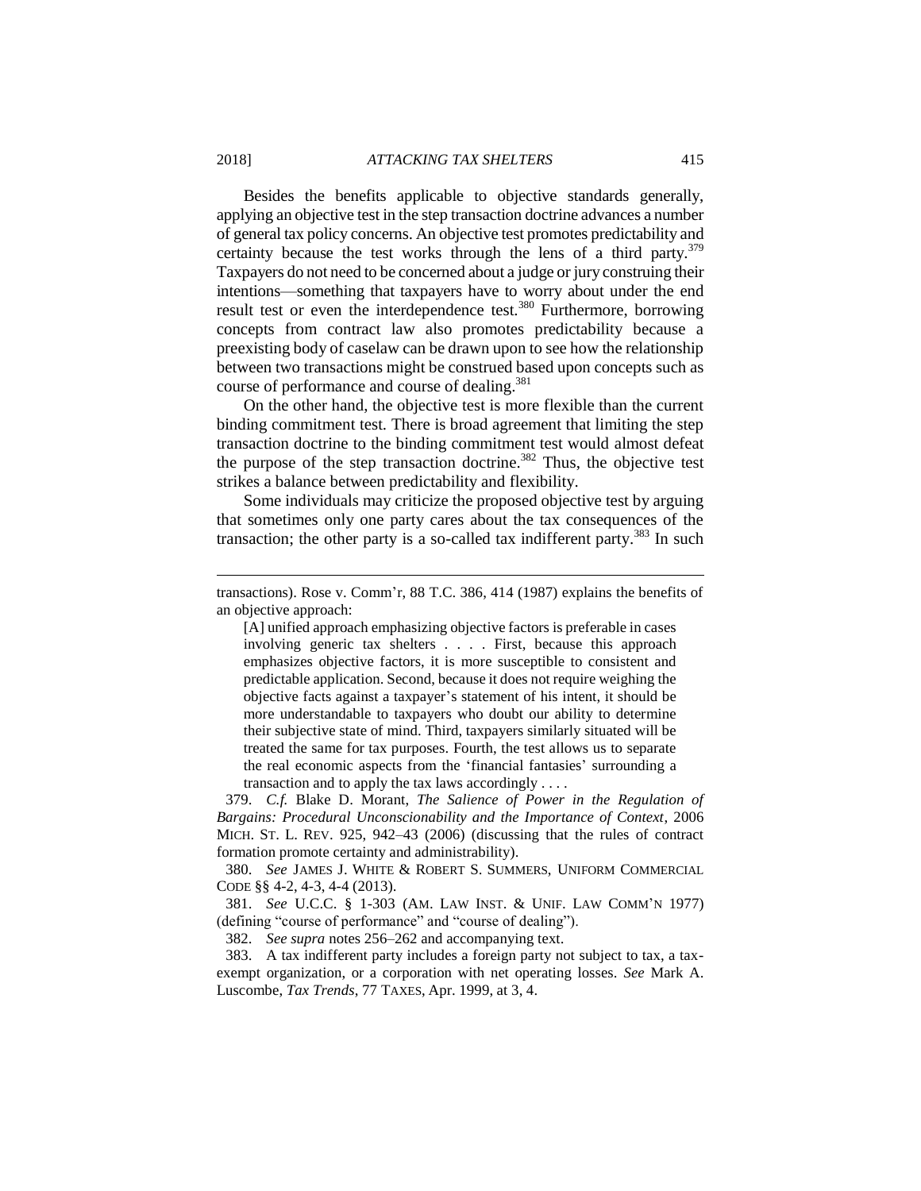Besides the benefits applicable to objective standards generally, applying an objective test in the step transaction doctrine advances a number of general tax policy concerns. An objective test promotes predictability and certainty because the test works through the lens of a third party.[379] Taxpayers do not need to be concerned about a judge or jury construing their intentions—something that taxpayers have to worry about under the end result test or even the interdependence test.[380] Furthermore, borrowing concepts from contract law also promotes predictability because a preexisting body of caselaw can be drawn upon to see how the relationship between two transactions might be construed based upon concepts such as course of performance and course of dealing.[381]

On the other hand, the objective test is more flexible than the current binding commitment test. There is broad agreement that limiting the step transaction doctrine to the binding commitment test would almost defeat the purpose of the step transaction doctrine.[382] Thus, the objective test strikes a balance between predictability and flexibility.

Some individuals may criticize the proposed objective test by arguing that sometimes only one party cares about the tax consequences of the transaction; the other party is a so-called tax indifferent party.[383] In such

---

transactions). Rose v. Comm'r, 88 T.C. 386, 414 (1987) explains the benefits of an objective approach:

> [A] unified approach emphasizing objective factors is preferable in cases involving generic tax shelters . . . . First, because this approach emphasizes objective factors, it is more susceptible to consistent and predictable application. Second, because it does not require weighing the objective facts against a taxpayer's statement of his intent, it should be more understandable to taxpayers who doubt our ability to determine their subjective state of mind. Third, taxpayers similarly situated will be treated the same for tax purposes. Fourth, the test allows us to separate the real economic aspects from the 'financial fantasies' surrounding a transaction and to apply the tax laws accordingly . . . .

379. *C.f.* Blake D. Morant, *The Salience of Power in the Regulation of Bargains: Procedural Unconscionability and the Importance of Context*, 2006 MICH. ST. L. REV. 925, 942–43 (2006) (discussing that the rules of contract formation promote certainty and administrability).

380. *See* JAMES J. WHITE & ROBERT S. SUMMERS, UNIFORM COMMERCIAL CODE §§ 4-2, 4-3, 4-4 (2013).

381. *See* U.C.C. § 1-303 (AM. LAW INST. & UNIF. LAW COMM'N 1977) (defining "course of performance" and "course of dealing").

382. *See supra* notes 256–262 and accompanying text.

383. A tax indifferent party includes a foreign party not subject to tax, a tax-exempt organization, or a corporation with net operating losses. *See* Mark A. Luscombe, *Tax Trends*, 77 TAXES, Apr. 1999, at 3, 4.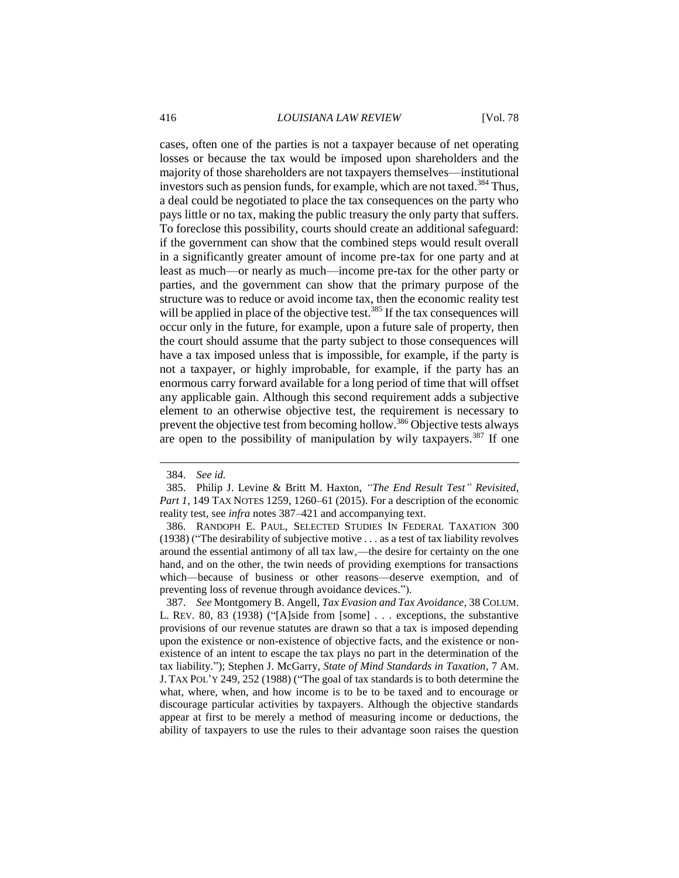cases, often one of the parties is not a taxpayer because of net operating losses or because the tax would be imposed upon shareholders and the majority of those shareholders are not taxpayers themselves—institutional investors such as pension funds, for example, which are not taxed.[384] Thus, a deal could be negotiated to place the tax consequences on the party who pays little or no tax, making the public treasury the only party that suffers. To foreclose this possibility, courts should create an additional safeguard: if the government can show that the combined steps would result overall in a significantly greater amount of income pre-tax for one party and at least as much—or nearly as much—income pre-tax for the other party or parties, and the government can show that the primary purpose of the structure was to reduce or avoid income tax, then the economic reality test will be applied in place of the objective test.[385] If the tax consequences will occur only in the future, for example, upon a future sale of property, then the court should assume that the party subject to those consequences will have a tax imposed unless that is impossible, for example, if the party is not a taxpayer, or highly improbable, for example, if the party has an enormous carry forward available for a long period of time that will offset any applicable gain. Although this second requirement adds a subjective element to an otherwise objective test, the requirement is necessary to prevent the objective test from becoming hollow.[386] Objective tests always are open to the possibility of manipulation by wily taxpayers.[387] If one

---

384. *See id.*

385. Philip J. Levine & Britt M. Haxton, *"The End Result Test" Revisited, Part 1*, 149 TAX NOTES 1259, 1260–61 (2015). For a description of the economic reality test, see *infra* notes 387–421 and accompanying text.

386. RANDOPH E. PAUL, SELECTED STUDIES IN FEDERAL TAXATION 300 (1938) ("The desirability of subjective motive . . . as a test of tax liability revolves around the essential antimony of all tax law,—the desire for certainty on the one hand, and on the other, the twin needs of providing exemptions for transactions which—because of business or other reasons—deserve exemption, and of preventing loss of revenue through avoidance devices.").

387. *See* Montgomery B. Angell, *Tax Evasion and Tax Avoidance*, 38 COLUM. L. REV. 80, 83 (1938) ("[A]side from [some] . . . exceptions, the substantive provisions of our revenue statutes are drawn so that a tax is imposed depending upon the existence or non-existence of objective facts, and the existence or non-existence of an intent to escape the tax plays no part in the determination of the tax liability."); Stephen J. McGarry, *State of Mind Standards in Taxation*, 7 AM. J. TAX POL'Y 249, 252 (1988) ("The goal of tax standards is to both determine the what, where, when, and how income is to be to be taxed and to encourage or discourage particular activities by taxpayers. Although the objective standards appear at first to be merely a method of measuring income or deductions, the ability of taxpayers to use the rules to their advantage soon raises the question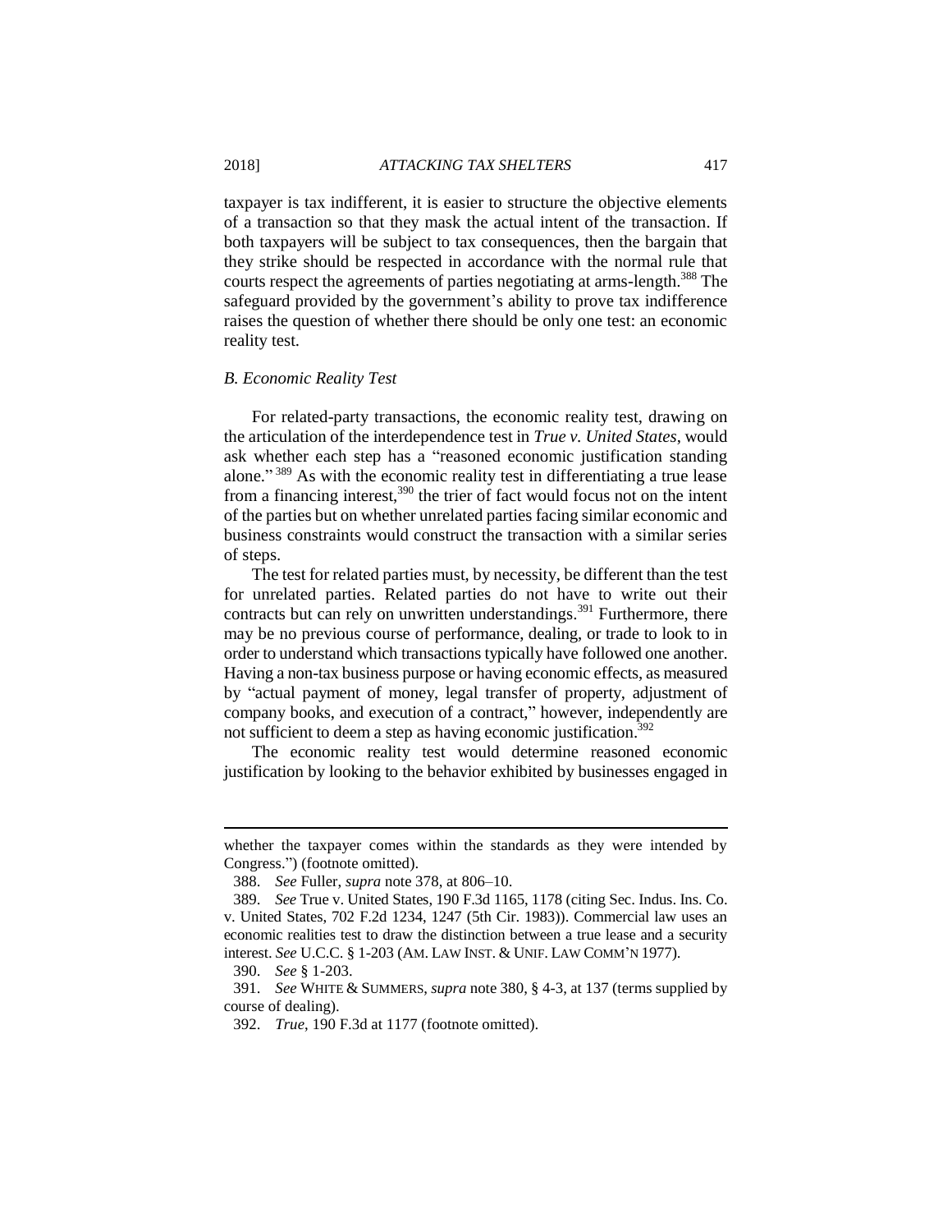taxpayer is tax indifferent, it is easier to structure the objective elements of a transaction so that they mask the actual intent of the transaction. If both taxpayers will be subject to tax consequences, then the bargain that they strike should be respected in accordance with the normal rule that courts respect the agreements of parties negotiating at arms-length.[388] The safeguard provided by the government's ability to prove tax indifference raises the question of whether there should be only one test: an economic reality test.

### *B. Economic Reality Test*

For related-party transactions, the economic reality test, drawing on the articulation of the interdependence test in *True v. United States*, would ask whether each step has a "reasoned economic justification standing alone."[389] As with the economic reality test in differentiating a true lease from a financing interest,[390] the trier of fact would focus not on the intent of the parties but on whether unrelated parties facing similar economic and business constraints would construct the transaction with a similar series of steps.

The test for related parties must, by necessity, be different than the test for unrelated parties. Related parties do not have to write out their contracts but can rely on unwritten understandings.[391] Furthermore, there may be no previous course of performance, dealing, or trade to look to in order to understand which transactions typically have followed one another. Having a non-tax business purpose or having economic effects, as measured by "actual payment of money, legal transfer of property, adjustment of company books, and execution of a contract," however, independently are not sufficient to deem a step as having economic justification.[392]

The economic reality test would determine reasoned economic justification by looking to the behavior exhibited by businesses engaged in

---

whether the taxpayer comes within the standards as they were intended by Congress.") (footnote omitted).

388. *See* Fuller, *supra* note 378, at 806–10.

389. *See* True v. United States, 190 F.3d 1165, 1178 (citing Sec. Indus. Ins. Co. v. United States, 702 F.2d 1234, 1247 (5th Cir. 1983)). Commercial law uses an economic realities test to draw the distinction between a true lease and a security interest. *See* U.C.C. § 1-203 (AM. LAW INST. & UNIF. LAW COMM'N 1977).

390. *See* § 1-203.

391. *See* WHITE & SUMMERS, *supra* note 380, § 4-3, at 137 (terms supplied by course of dealing).

392. *True*, 190 F.3d at 1177 (footnote omitted).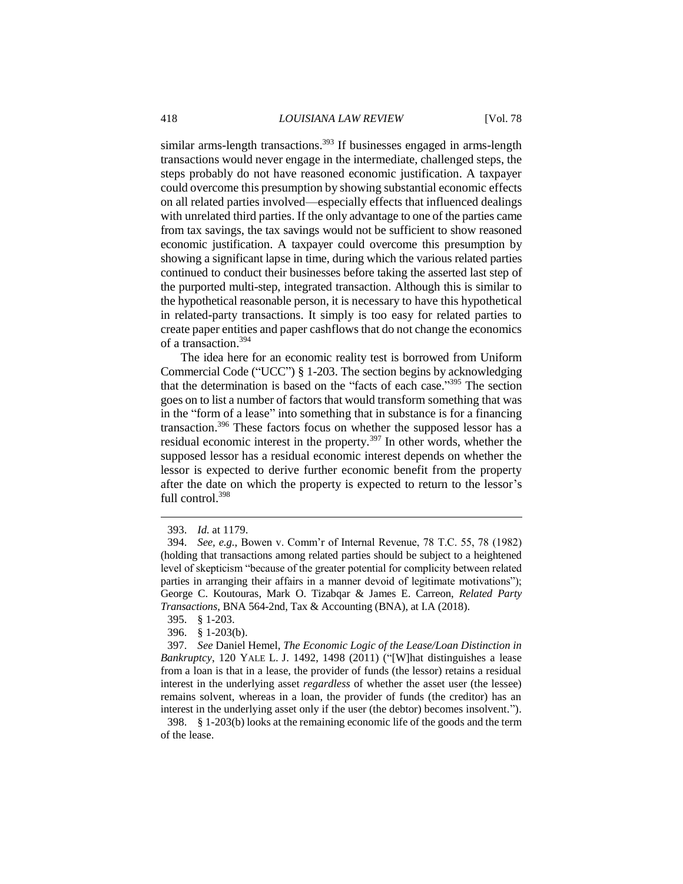similar arms-length transactions.[393] If businesses engaged in arms-length transactions would never engage in the intermediate, challenged steps, the steps probably do not have reasoned economic justification. A taxpayer could overcome this presumption by showing substantial economic effects on all related parties involved—especially effects that influenced dealings with unrelated third parties. If the only advantage to one of the parties came from tax savings, the tax savings would not be sufficient to show reasoned economic justification. A taxpayer could overcome this presumption by showing a significant lapse in time, during which the various related parties continued to conduct their businesses before taking the asserted last step of the purported multi-step, integrated transaction. Although this is similar to the hypothetical reasonable person, it is necessary to have this hypothetical in related-party transactions. It simply is too easy for related parties to create paper entities and paper cashflows that do not change the economics of a transaction.[394]

The idea here for an economic reality test is borrowed from Uniform Commercial Code ("UCC") § 1-203. The section begins by acknowledging that the determination is based on the "facts of each case."[395] The section goes on to list a number of factors that would transform something that was in the "form of a lease" into something that in substance is for a financing transaction.[396] These factors focus on whether the supposed lessor has a residual economic interest in the property.[397] In other words, whether the supposed lessor has a residual economic interest depends on whether the lessor is expected to derive further economic benefit from the property after the date on which the property is expected to return to the lessor's full control.[398]

---

393. *Id.* at 1179.

394. *See, e.g.*, Bowen v. Comm'r of Internal Revenue, 78 T.C. 55, 78 (1982) (holding that transactions among related parties should be subject to a heightened level of skepticism "because of the greater potential for complicity between related parties in arranging their affairs in a manner devoid of legitimate motivations"); George C. Koutouras, Mark O. Tizabqar & James E. Carreon, *Related Party Transactions*, BNA 564-2nd, Tax & Accounting (BNA), at I.A (2018).

395. § 1-203.

396. § 1-203(b).

397. *See* Daniel Hemel, *The Economic Logic of the Lease/Loan Distinction in Bankruptcy*, 120 YALE L. J. 1492, 1498 (2011) ("[W]hat distinguishes a lease from a loan is that in a lease, the provider of funds (the lessor) retains a residual interest in the underlying asset *regardless* of whether the asset user (the lessee) remains solvent, whereas in a loan, the provider of funds (the creditor) has an interest in the underlying asset only if the user (the debtor) becomes insolvent.").

398. § 1-203(b) looks at the remaining economic life of the goods and the term of the lease.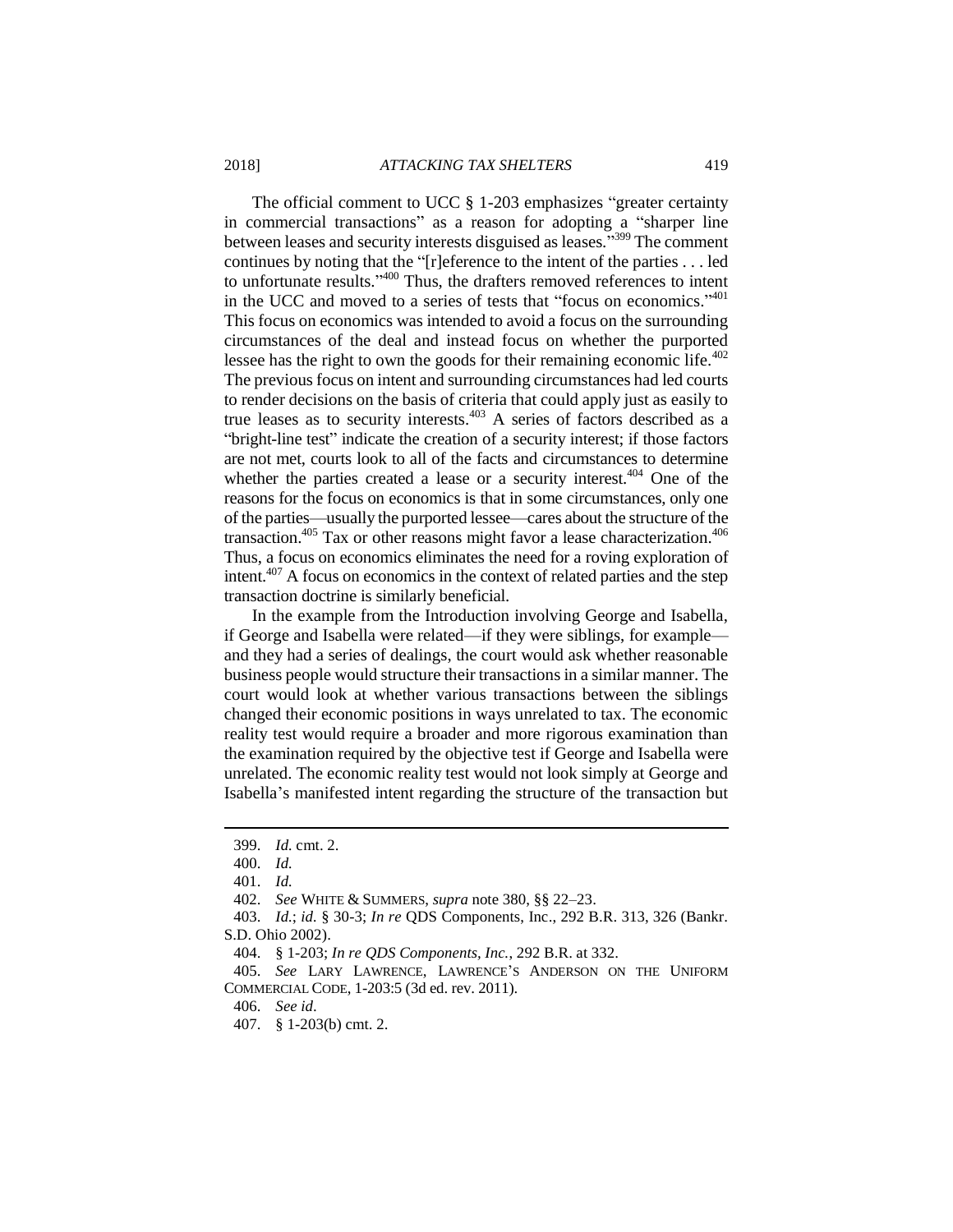The official comment to UCC § 1-203 emphasizes "greater certainty in commercial transactions" as a reason for adopting a "sharper line between leases and security interests disguised as leases."[399] The comment continues by noting that the "[r]eference to the intent of the parties . . . led to unfortunate results."[400] Thus, the drafters removed references to intent in the UCC and moved to a series of tests that "focus on economics."[401] This focus on economics was intended to avoid a focus on the surrounding circumstances of the deal and instead focus on whether the purported lessee has the right to own the goods for their remaining economic life.[402] The previous focus on intent and surrounding circumstances had led courts to render decisions on the basis of criteria that could apply just as easily to true leases as to security interests.[403] A series of factors described as a "bright-line test" indicate the creation of a security interest; if those factors are not met, courts look to all of the facts and circumstances to determine whether the parties created a lease or a security interest.[404] One of the reasons for the focus on economics is that in some circumstances, only one of the parties—usually the purported lessee—cares about the structure of the transaction.[405] Tax or other reasons might favor a lease characterization.[406] Thus, a focus on economics eliminates the need for a roving exploration of intent.[407] A focus on economics in the context of related parties and the step transaction doctrine is similarly beneficial.

In the example from the Introduction involving George and Isabella, if George and Isabella were related—if they were siblings, for example—and they had a series of dealings, the court would ask whether reasonable business people would structure their transactions in a similar manner. The court would look at whether various transactions between the siblings changed their economic positions in ways unrelated to tax. The economic reality test would require a broader and more rigorous examination than the examination required by the objective test if George and Isabella were unrelated. The economic reality test would not look simply at George and Isabella's manifested intent regarding the structure of the transaction but

---

399. *Id.* cmt. 2.

400. *Id.*

401. *Id.*

402. *See* WHITE & SUMMERS, *supra* note 380, §§ 22–23.

403. *Id.*; *id.* § 30-3; *In re* QDS Components, Inc., 292 B.R. 313, 326 (Bankr. S.D. Ohio 2002).

404. § 1-203; *In re QDS Components, Inc.*, 292 B.R. at 332.

405. *See* LARY LAWRENCE, LAWRENCE'S ANDERSON ON THE UNIFORM COMMERCIAL CODE, 1-203:5 (3d ed. rev. 2011).

406. *See id.*

407. § 1-203(b) cmt. 2.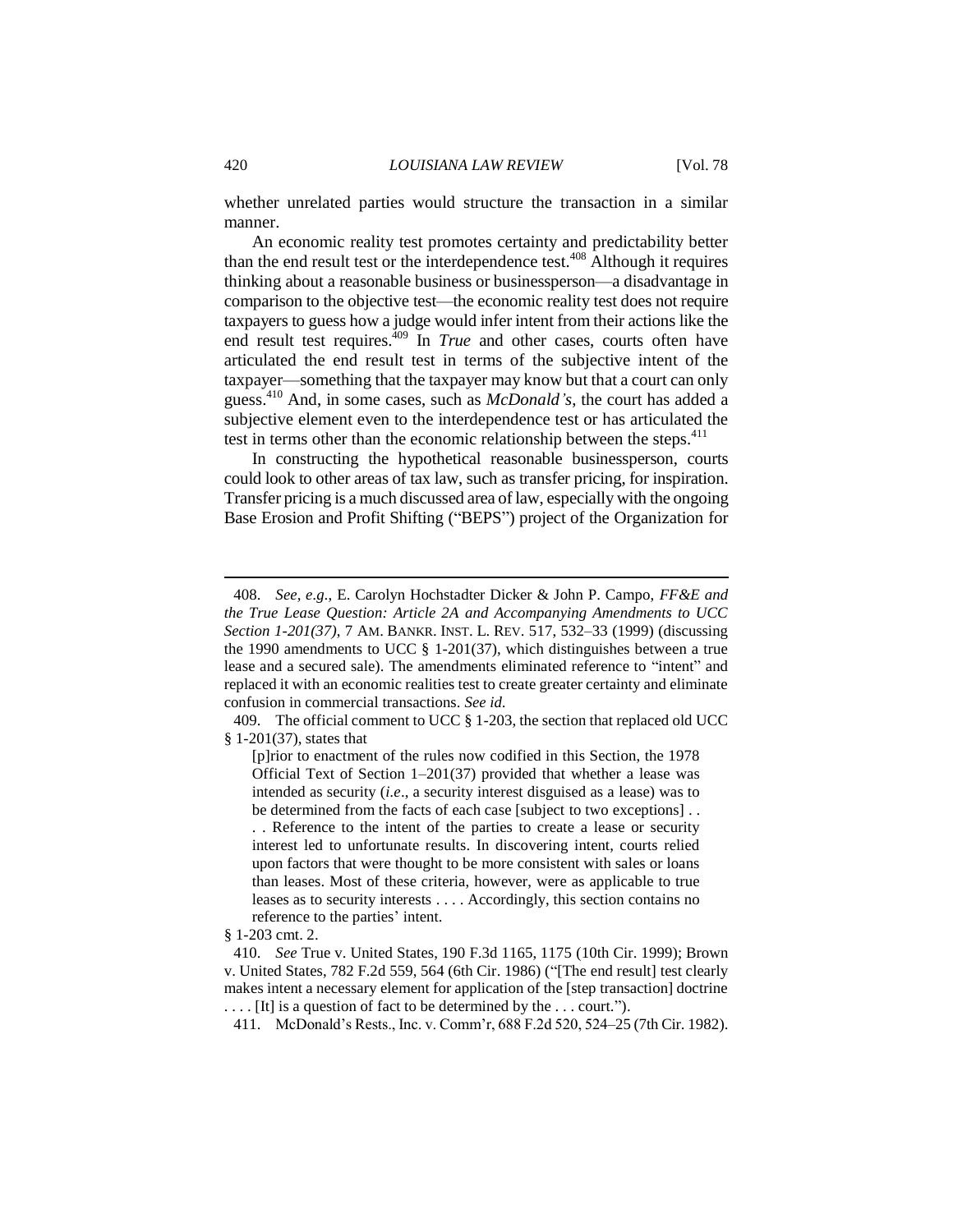whether unrelated parties would structure the transaction in a similar manner.

An economic reality test promotes certainty and predictability better than the end result test or the interdependence test.[408] Although it requires thinking about a reasonable business or businessperson—a disadvantage in comparison to the objective test—the economic reality test does not require taxpayers to guess how a judge would infer intent from their actions like the end result test requires.[409] In *True* and other cases, courts often have articulated the end result test in terms of the subjective intent of the taxpayer—something that the taxpayer may know but that a court can only guess.[410] And, in some cases, such as *McDonald's*, the court has added a subjective element even to the interdependence test or has articulated the test in terms other than the economic relationship between the steps.[411]

In constructing the hypothetical reasonable businessperson, courts could look to other areas of tax law, such as transfer pricing, for inspiration. Transfer pricing is a much discussed area of law, especially with the ongoing Base Erosion and Profit Shifting ("BEPS") project of the Organization for

---

408. *See, e.g.*, E. Carolyn Hochstadter Dicker & John P. Campo, *FF&E and the True Lease Question: Article 2A and Accompanying Amendments to UCC Section 1-201(37)*, 7 AM. BANKR. INST. L. REV. 517, 532–33 (1999) (discussing the 1990 amendments to UCC § 1-201(37), which distinguishes between a true lease and a secured sale). The amendments eliminated reference to "intent" and replaced it with an economic realities test to create greater certainty and eliminate confusion in commercial transactions. *See id.*

409. The official comment to UCC § 1-203, the section that replaced old UCC § 1-201(37), states that

> [p]rior to enactment of the rules now codified in this Section, the 1978 Official Text of Section 1–201(37) provided that whether a lease was intended as security (*i.e*., a security interest disguised as a lease) was to be determined from the facts of each case [subject to two exceptions] . . . . Reference to the intent of the parties to create a lease or security interest led to unfortunate results. In discovering intent, courts relied upon factors that were thought to be more consistent with sales or loans than leases. Most of these criteria, however, were as applicable to true leases as to security interests . . . . Accordingly, this section contains no reference to the parties' intent.

§ 1-203 cmt. 2.

410. *See* True v. United States, 190 F.3d 1165, 1175 (10th Cir. 1999); Brown v. United States, 782 F.2d 559, 564 (6th Cir. 1986) ("[The end result] test clearly makes intent a necessary element for application of the [step transaction] doctrine . . . . [It] is a question of fact to be determined by the . . . court.").

411. McDonald's Rests., Inc. v. Comm'r, 688 F.2d 520, 524–25 (7th Cir. 1982).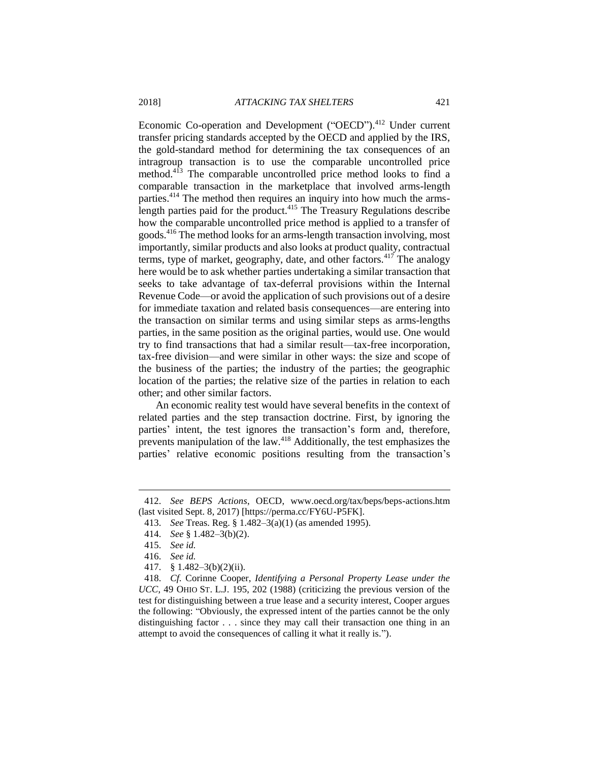Economic Co-operation and Development ("OECD").[412] Under current transfer pricing standards accepted by the OECD and applied by the IRS, the gold-standard method for determining the tax consequences of an intragroup transaction is to use the comparable uncontrolled price method.[413] The comparable uncontrolled price method looks to find a comparable transaction in the marketplace that involved arms-length parties.[414] The method then requires an inquiry into how much the arms-length parties paid for the product.[415] The Treasury Regulations describe how the comparable uncontrolled price method is applied to a transfer of goods.[416] The method looks for an arms-length transaction involving, most importantly, similar products and also looks at product quality, contractual terms, type of market, geography, date, and other factors.[417] The analogy here would be to ask whether parties undertaking a similar transaction that seeks to take advantage of tax-deferral provisions within the Internal Revenue Code—or avoid the application of such provisions out of a desire for immediate taxation and related basis consequences—are entering into the transaction on similar terms and using similar steps as arms-lengths parties, in the same position as the original parties, would use. One would try to find transactions that had a similar result—tax-free incorporation, tax-free division—and were similar in other ways: the size and scope of the business of the parties; the industry of the parties; the geographic location of the parties; the relative size of the parties in relation to each other; and other similar factors.

An economic reality test would have several benefits in the context of related parties and the step transaction doctrine. First, by ignoring the parties' intent, the test ignores the transaction's form and, therefore, prevents manipulation of the law.[418] Additionally, the test emphasizes the parties' relative economic positions resulting from the transaction's

---

412. *See BEPS Actions*, OECD, www.oecd.org/tax/beps/beps-actions.htm (last visited Sept. 8, 2017) [https://perma.cc/FY6U-P5FK].

413. *See* Treas. Reg. § 1.482–3(a)(1) (as amended 1995).

414. *See* § 1.482–3(b)(2).

415. *See id.*

416. *See id.*

417. § 1.482–3(b)(2)(ii).

418. *Cf.* Corinne Cooper, *Identifying a Personal Property Lease under the UCC*, 49 OHIO ST. L.J. 195, 202 (1988) (criticizing the previous version of the test for distinguishing between a true lease and a security interest, Cooper argues the following: "Obviously, the expressed intent of the parties cannot be the only distinguishing factor . . . since they may call their transaction one thing in an attempt to avoid the consequences of calling it what it really is.").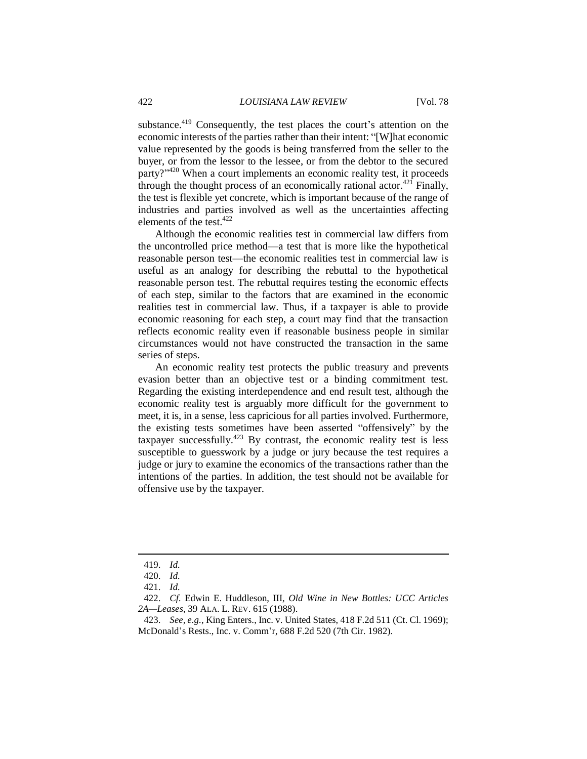substance.[419] Consequently, the test places the court's attention on the economic interests of the parties rather than their intent: "[W]hat economic value represented by the goods is being transferred from the seller to the buyer, or from the lessor to the lessee, or from the debtor to the secured party?"[420] When a court implements an economic reality test, it proceeds through the thought process of an economically rational actor.[421] Finally, the test is flexible yet concrete, which is important because of the range of industries and parties involved as well as the uncertainties affecting elements of the test.[422]

Although the economic realities test in commercial law differs from the uncontrolled price method—a test that is more like the hypothetical reasonable person test—the economic realities test in commercial law is useful as an analogy for describing the rebuttal to the hypothetical reasonable person test. The rebuttal requires testing the economic effects of each step, similar to the factors that are examined in the economic realities test in commercial law. Thus, if a taxpayer is able to provide economic reasoning for each step, a court may find that the transaction reflects economic reality even if reasonable business people in similar circumstances would not have constructed the transaction in the same series of steps.

An economic reality test protects the public treasury and prevents evasion better than an objective test or a binding commitment test. Regarding the existing interdependence and end result test, although the economic reality test is arguably more difficult for the government to meet, it is, in a sense, less capricious for all parties involved. Furthermore, the existing tests sometimes have been asserted "offensively" by the taxpayer successfully.[423] By contrast, the economic reality test is less susceptible to guesswork by a judge or jury because the test requires a judge or jury to examine the economics of the transactions rather than the intentions of the parties. In addition, the test should not be available for offensive use by the taxpayer.

---

419. *Id.*

420. *Id.*

421. *Id.*

422. *Cf.* Edwin E. Huddleson, III, *Old Wine in New Bottles: UCC Articles 2A—Leases*, 39 ALA. L. REV. 615 (1988).

423. *See, e.g.*, King Enters., Inc. v. United States, 418 F.2d 511 (Ct. Cl. 1969); McDonald's Rests., Inc. v. Comm'r, 688 F.2d 520 (7th Cir. 1982).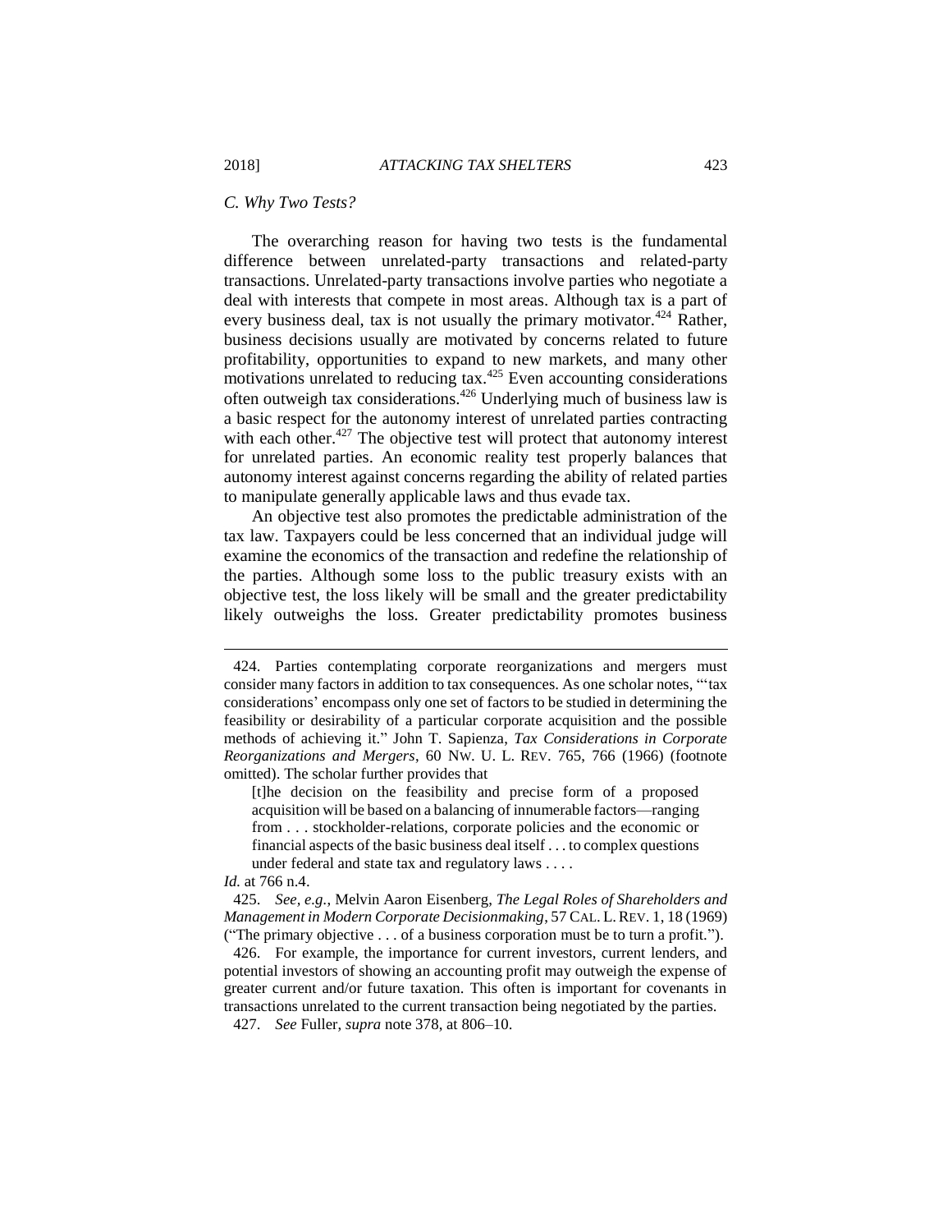### *C. Why Two Tests?*

The overarching reason for having two tests is the fundamental difference between unrelated-party transactions and related-party transactions. Unrelated-party transactions involve parties who negotiate a deal with interests that compete in most areas. Although tax is a part of every business deal, tax is not usually the primary motivator.[424] Rather, business decisions usually are motivated by concerns related to future profitability, opportunities to expand to new markets, and many other motivations unrelated to reducing tax.[425] Even accounting considerations often outweigh tax considerations.[426] Underlying much of business law is a basic respect for the autonomy interest of unrelated parties contracting with each other.[427] The objective test will protect that autonomy interest for unrelated parties. An economic reality test properly balances that autonomy interest against concerns regarding the ability of related parties to manipulate generally applicable laws and thus evade tax.

An objective test also promotes the predictable administration of the tax law. Taxpayers could be less concerned that an individual judge will examine the economics of the transaction and redefine the relationship of the parties. Although some loss to the public treasury exists with an objective test, the loss likely will be small and the greater predictability likely outweighs the loss. Greater predictability promotes business

---

424. Parties contemplating corporate reorganizations and mergers must consider many factors in addition to tax consequences. As one scholar notes, "'tax considerations' encompass only one set of factors to be studied in determining the feasibility or desirability of a particular corporate acquisition and the possible methods of achieving it." John T. Sapienza, *Tax Considerations in Corporate Reorganizations and Mergers*, 60 NW. U. L. REV. 765, 766 (1966) (footnote omitted). The scholar further provides that

> [t]he decision on the feasibility and precise form of a proposed acquisition will be based on a balancing of innumerable factors—ranging from . . . stockholder-relations, corporate policies and the economic or financial aspects of the basic business deal itself . . . to complex questions under federal and state tax and regulatory laws . . . .

*Id.* at 766 n.4.

425. *See, e.g.*, Melvin Aaron Eisenberg, *The Legal Roles of Shareholders and Management in Modern Corporate Decisionmaking*, 57 CAL. L. REV. 1, 18 (1969) ("The primary objective . . . of a business corporation must be to turn a profit.").

426. For example, the importance for current investors, current lenders, and potential investors of showing an accounting profit may outweigh the expense of greater current and/or future taxation. This often is important for covenants in transactions unrelated to the current transaction being negotiated by the parties.

427. *See* Fuller, *supra* note 378, at 806–10.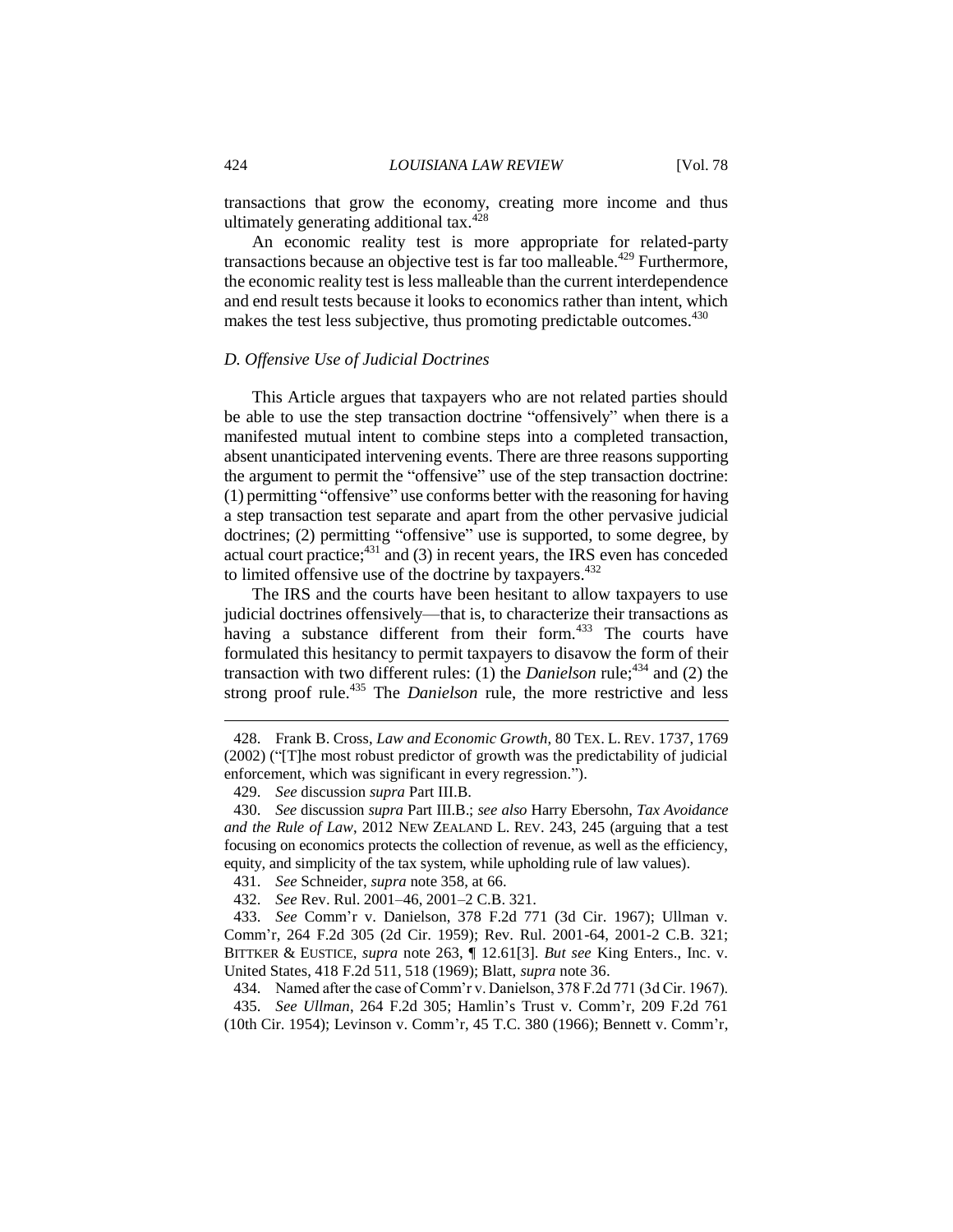transactions that grow the economy, creating more income and thus ultimately generating additional tax.[428]

An economic reality test is more appropriate for related-party transactions because an objective test is far too malleable.[429] Furthermore, the economic reality test is less malleable than the current interdependence and end result tests because it looks to economics rather than intent, which makes the test less subjective, thus promoting predictable outcomes.[430]

### *D. Offensive Use of Judicial Doctrines*

This Article argues that taxpayers who are not related parties should be able to use the step transaction doctrine "offensively" when there is a manifested mutual intent to combine steps into a completed transaction, absent unanticipated intervening events. There are three reasons supporting the argument to permit the "offensive" use of the step transaction doctrine: (1) permitting "offensive" use conforms better with the reasoning for having a step transaction test separate and apart from the other pervasive judicial doctrines; (2) permitting "offensive" use is supported, to some degree, by actual court practice;[431] and (3) in recent years, the IRS even has conceded to limited offensive use of the doctrine by taxpayers.[432]

The IRS and the courts have been hesitant to allow taxpayers to use judicial doctrines offensively—that is, to characterize their transactions as having a substance different from their form.[433] The courts have formulated this hesitancy to permit taxpayers to disavow the form of their transaction with two different rules: (1) the *Danielson* rule;[434] and (2) the strong proof rule.[435] The *Danielson* rule, the more restrictive and less

---

428. Frank B. Cross, *Law and Economic Growth*, 80 TEX. L. REV. 1737, 1769 (2002) ("[T]he most robust predictor of growth was the predictability of judicial enforcement, which was significant in every regression.").

429. *See* discussion *supra* Part III.B.

430. *See* discussion *supra* Part III.B.; *see also* Harry Ebersohn, *Tax Avoidance and the Rule of Law*, 2012 NEW ZEALAND L. REV. 243, 245 (arguing that a test focusing on economics protects the collection of revenue, as well as the efficiency, equity, and simplicity of the tax system, while upholding rule of law values).

431. *See* Schneider, *supra* note 358, at 66.

432. *See* Rev. Rul. 2001–46, 2001–2 C.B. 321.

433. *See* Comm'r v. Danielson, 378 F.2d 771 (3d Cir. 1967); Ullman v. Comm'r, 264 F.2d 305 (2d Cir. 1959); Rev. Rul. 2001-64, 2001-2 C.B. 321; BITTKER & EUSTICE, *supra* note 263, ¶ 12.61[3]. *But see* King Enters., Inc. v. United States, 418 F.2d 511, 518 (1969); Blatt, *supra* note 36.

434. Named after the case of Comm'r v. Danielson, 378 F.2d 771 (3d Cir. 1967).

435. *See Ullman*, 264 F.2d 305; Hamlin's Trust v. Comm'r, 209 F.2d 761 (10th Cir. 1954); Levinson v. Comm'r, 45 T.C. 380 (1966); Bennett v. Comm'r,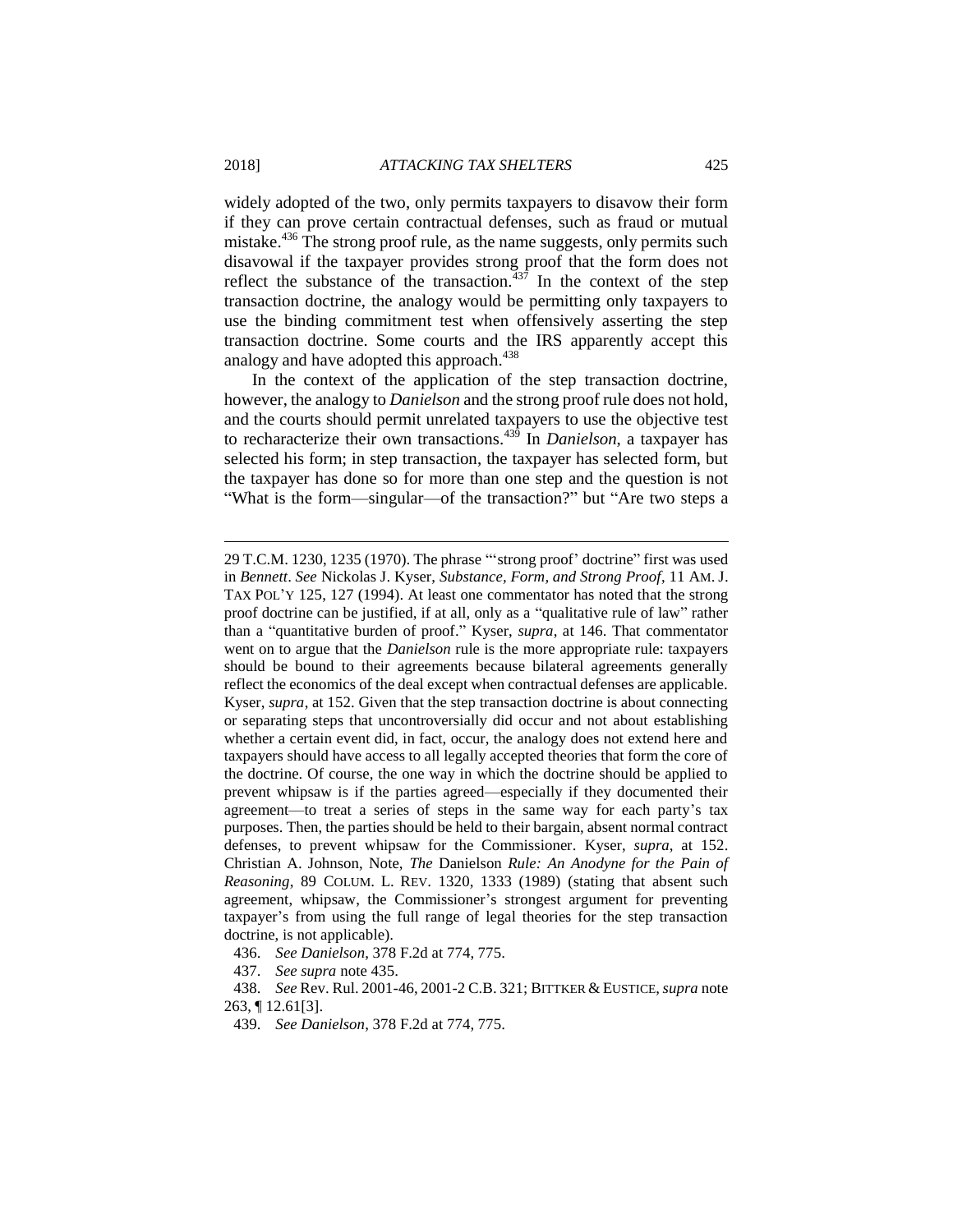widely adopted of the two, only permits taxpayers to disavow their form if they can prove certain contractual defenses, such as fraud or mutual mistake.[436] The strong proof rule, as the name suggests, only permits such disavowal if the taxpayer provides strong proof that the form does not reflect the substance of the transaction.[437] In the context of the step transaction doctrine, the analogy would be permitting only taxpayers to use the binding commitment test when offensively asserting the step transaction doctrine. Some courts and the IRS apparently accept this analogy and have adopted this approach.[438]

In the context of the application of the step transaction doctrine, however, the analogy to *Danielson* and the strong proof rule does not hold, and the courts should permit unrelated taxpayers to use the objective test to recharacterize their own transactions.[439] In *Danielson*, a taxpayer has selected his form; in step transaction, the taxpayer has selected form, but the taxpayer has done so for more than one step and the question is not "What is the form—singular—of the transaction?" but "Are two steps a

---

29 T.C.M. 1230, 1235 (1970). The phrase "'strong proof' doctrine" first was used in *Bennett*. *See* Nickolas J. Kyser, *Substance, Form, and Strong Proof*, 11 AM. J. TAX POL'Y 125, 127 (1994). At least one commentator has noted that the strong proof doctrine can be justified, if at all, only as a "qualitative rule of law" rather than a "quantitative burden of proof." Kyser, *supra*, at 146. That commentator went on to argue that the *Danielson* rule is the more appropriate rule: taxpayers should be bound to their agreements because bilateral agreements generally reflect the economics of the deal except when contractual defenses are applicable. Kyser, *supra*, at 152. Given that the step transaction doctrine is about connecting or separating steps that uncontroversially did occur and not about establishing whether a certain event did, in fact, occur, the analogy does not extend here and taxpayers should have access to all legally accepted theories that form the core of the doctrine. Of course, the one way in which the doctrine should be applied to prevent whipsaw is if the parties agreed—especially if they documented their agreement—to treat a series of steps in the same way for each party's tax purposes. Then, the parties should be held to their bargain, absent normal contract defenses, to prevent whipsaw for the Commissioner. Kyser, *supra*, at 152. Christian A. Johnson, Note, *The* Danielson *Rule: An Anodyne for the Pain of Reasoning*, 89 COLUM. L. REV. 1320, 1333 (1989) (stating that absent such agreement, whipsaw, the Commissioner's strongest argument for preventing taxpayer's from using the full range of legal theories for the step transaction doctrine, is not applicable).

436. *See Danielson*, 378 F.2d at 774, 775.

437. *See supra* note 435.

438. *See* Rev. Rul. 2001-46, 2001-2 C.B. 321; BITTKER & EUSTICE, *supra* note 263, ¶ 12.61[3].

439. *See Danielson*, 378 F.2d at 774, 775.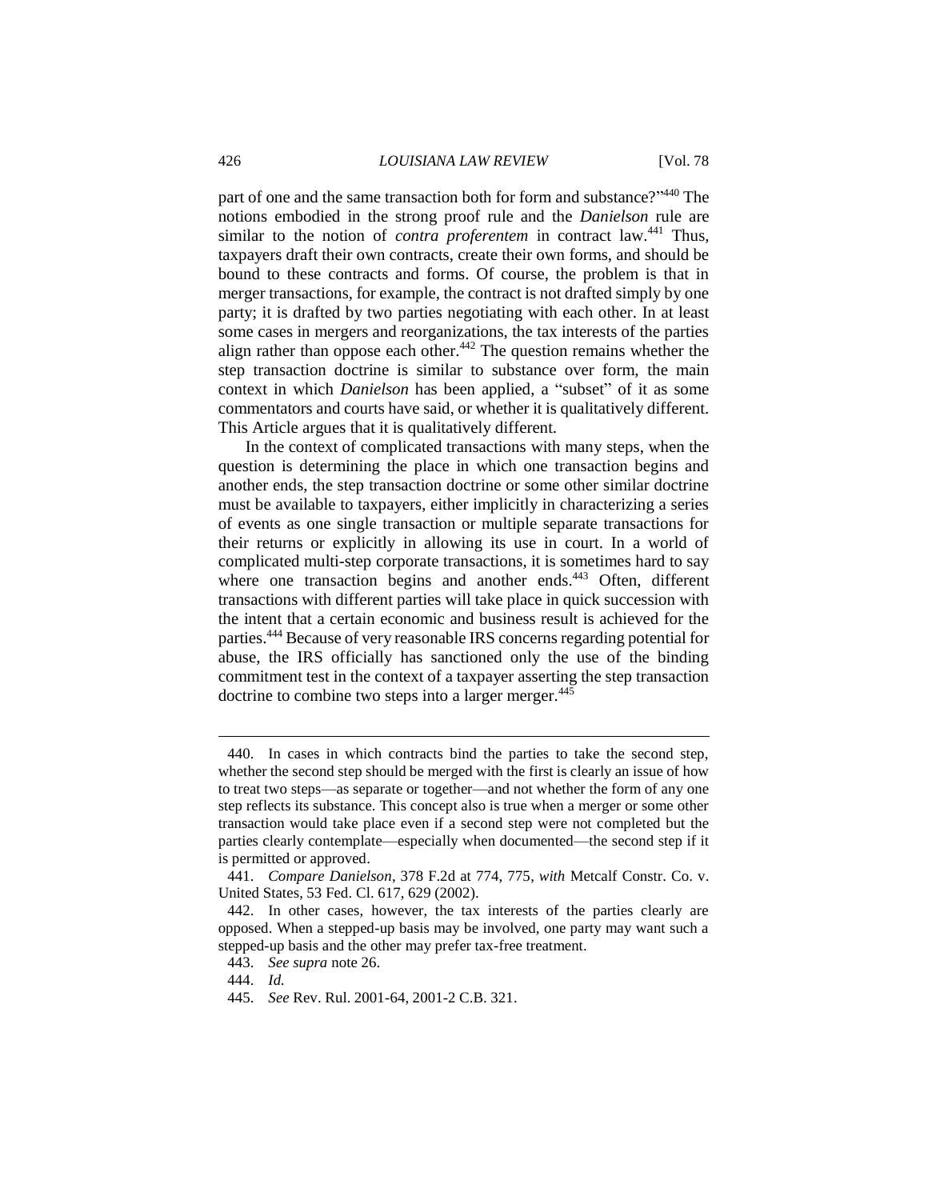part of one and the same transaction both for form and substance?"[440] The notions embodied in the strong proof rule and the *Danielson* rule are similar to the notion of *contra proferentem* in contract law.[441] Thus, taxpayers draft their own contracts, create their own forms, and should be bound to these contracts and forms. Of course, the problem is that in merger transactions, for example, the contract is not drafted simply by one party; it is drafted by two parties negotiating with each other. In at least some cases in mergers and reorganizations, the tax interests of the parties align rather than oppose each other.[442] The question remains whether the step transaction doctrine is similar to substance over form, the main context in which *Danielson* has been applied, a "subset" of it as some commentators and courts have said, or whether it is qualitatively different. This Article argues that it is qualitatively different.

In the context of complicated transactions with many steps, when the question is determining the place in which one transaction begins and another ends, the step transaction doctrine or some other similar doctrine must be available to taxpayers, either implicitly in characterizing a series of events as one single transaction or multiple separate transactions for their returns or explicitly in allowing its use in court. In a world of complicated multi-step corporate transactions, it is sometimes hard to say where one transaction begins and another ends.[443] Often, different transactions with different parties will take place in quick succession with the intent that a certain economic and business result is achieved for the parties.[444] Because of very reasonable IRS concerns regarding potential for abuse, the IRS officially has sanctioned only the use of the binding commitment test in the context of a taxpayer asserting the step transaction doctrine to combine two steps into a larger merger.[445]

---

440. In cases in which contracts bind the parties to take the second step, whether the second step should be merged with the first is clearly an issue of how to treat two steps—as separate or together—and not whether the form of any one step reflects its substance. This concept also is true when a merger or some other transaction would take place even if a second step were not completed but the parties clearly contemplate—especially when documented—the second step if it is permitted or approved.

441. *Compare Danielson*, 378 F.2d at 774, 775, *with* Metcalf Constr. Co. v. United States, 53 Fed. Cl. 617, 629 (2002).

442. In other cases, however, the tax interests of the parties clearly are opposed. When a stepped-up basis may be involved, one party may want such a stepped-up basis and the other may prefer tax-free treatment.

443. *See supra* note 26.

444. *Id.*

445. *See* Rev. Rul. 2001-64, 2001-2 C.B. 321.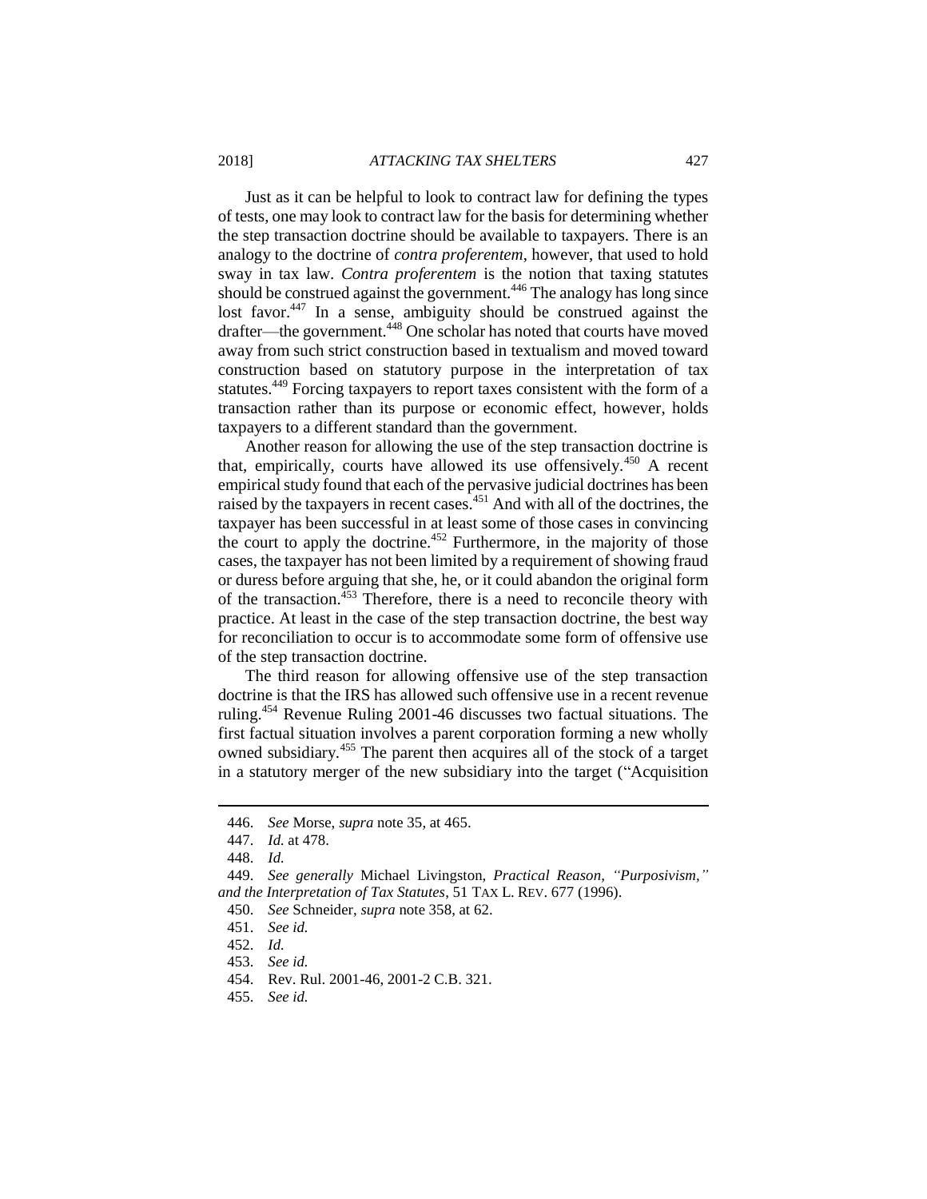Just as it can be helpful to look to contract law for defining the types of tests, one may look to contract law for the basis for determining whether the step transaction doctrine should be available to taxpayers. There is an analogy to the doctrine of *contra proferentem*, however, that used to hold sway in tax law. *Contra proferentem* is the notion that taxing statutes should be construed against the government.[446] The analogy has long since lost favor.[447] In a sense, ambiguity should be construed against the drafter—the government.[448] One scholar has noted that courts have moved away from such strict construction based in textualism and moved toward construction based on statutory purpose in the interpretation of tax statutes.[449] Forcing taxpayers to report taxes consistent with the form of a transaction rather than its purpose or economic effect, however, holds taxpayers to a different standard than the government.

Another reason for allowing the use of the step transaction doctrine is that, empirically, courts have allowed its use offensively.[450] A recent empirical study found that each of the pervasive judicial doctrines has been raised by the taxpayers in recent cases.[451] And with all of the doctrines, the taxpayer has been successful in at least some of those cases in convincing the court to apply the doctrine.[452] Furthermore, in the majority of those cases, the taxpayer has not been limited by a requirement of showing fraud or duress before arguing that she, he, or it could abandon the original form of the transaction.[453] Therefore, there is a need to reconcile theory with practice. At least in the case of the step transaction doctrine, the best way for reconciliation to occur is to accommodate some form of offensive use of the step transaction doctrine.

The third reason for allowing offensive use of the step transaction doctrine is that the IRS has allowed such offensive use in a recent revenue ruling.[454] Revenue Ruling 2001-46 discusses two factual situations. The first factual situation involves a parent corporation forming a new wholly owned subsidiary.[455] The parent then acquires all of the stock of a target in a statutory merger of the new subsidiary into the target ("Acquisition

---

446. *See* Morse, *supra* note 35, at 465.

447. *Id.* at 478.

448. *Id.*

449. *See generally* Michael Livingston, *Practical Reason, "Purposivism," and the Interpretation of Tax Statutes*, 51 TAX L. REV. 677 (1996).

450. *See* Schneider, *supra* note 358, at 62.

451. *See id.*

452. *Id.*

453. *See id.*

454. Rev. Rul. 2001-46, 2001-2 C.B. 321.

455. *See id.*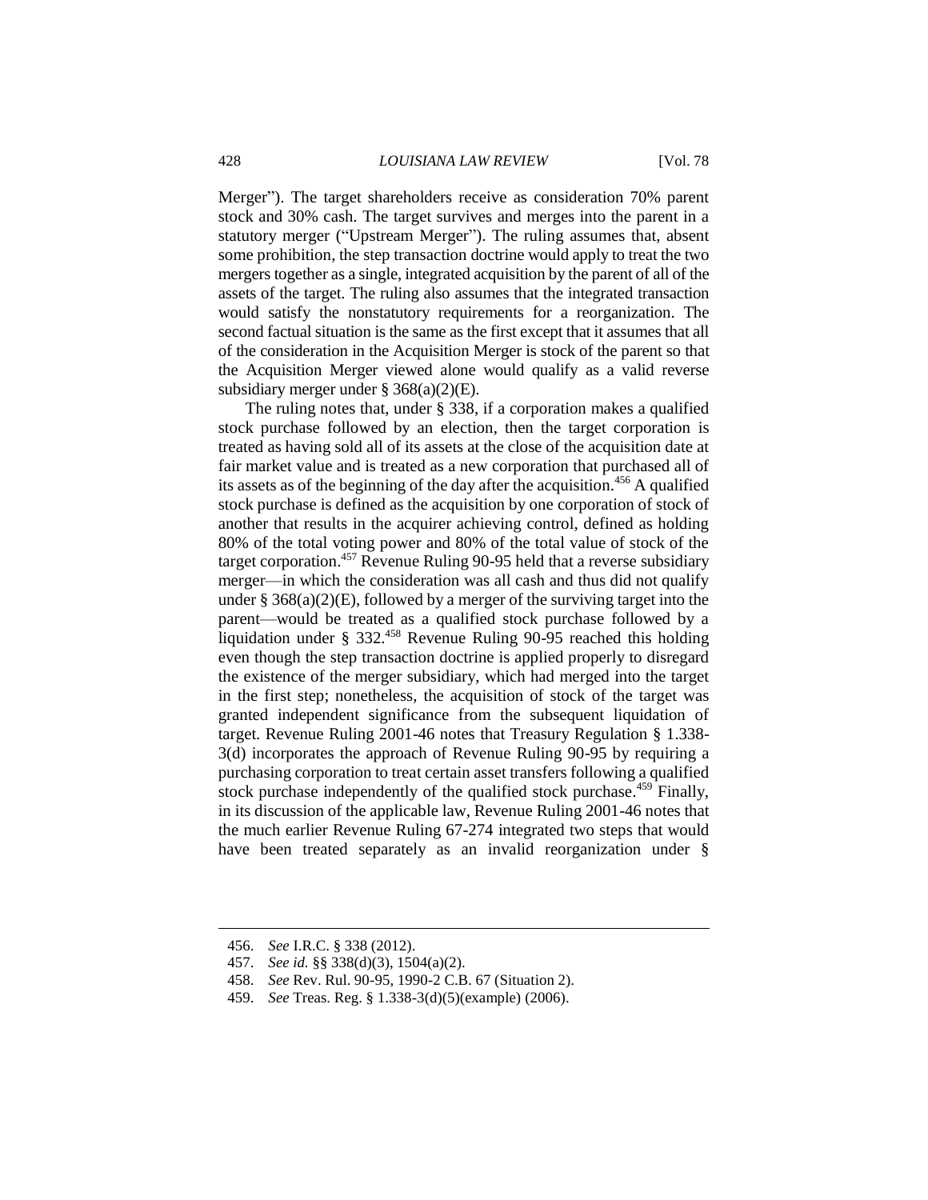Merger"). The target shareholders receive as consideration 70% parent stock and 30% cash. The target survives and merges into the parent in a statutory merger ("Upstream Merger"). The ruling assumes that, absent some prohibition, the step transaction doctrine would apply to treat the two mergers together as a single, integrated acquisition by the parent of all of the assets of the target. The ruling also assumes that the integrated transaction would satisfy the nonstatutory requirements for a reorganization. The second factual situation is the same as the first except that it assumes that all of the consideration in the Acquisition Merger is stock of the parent so that the Acquisition Merger viewed alone would qualify as a valid reverse subsidiary merger under § 368(a)(2)(E).

The ruling notes that, under § 338, if a corporation makes a qualified stock purchase followed by an election, then the target corporation is treated as having sold all of its assets at the close of the acquisition date at fair market value and is treated as a new corporation that purchased all of its assets as of the beginning of the day after the acquisition.[456] A qualified stock purchase is defined as the acquisition by one corporation of stock of another that results in the acquirer achieving control, defined as holding 80% of the total voting power and 80% of the total value of stock of the target corporation.[457] Revenue Ruling 90-95 held that a reverse subsidiary merger—in which the consideration was all cash and thus did not qualify under § 368(a)(2)(E), followed by a merger of the surviving target into the parent—would be treated as a qualified stock purchase followed by a liquidation under § 332.[458] Revenue Ruling 90-95 reached this holding even though the step transaction doctrine is applied properly to disregard the existence of the merger subsidiary, which had merged into the target in the first step; nonetheless, the acquisition of stock of the target was granted independent significance from the subsequent liquidation of target. Revenue Ruling 2001-46 notes that Treasury Regulation § 1.338-3(d) incorporates the approach of Revenue Ruling 90-95 by requiring a purchasing corporation to treat certain asset transfers following a qualified stock purchase independently of the qualified stock purchase.[459] Finally, in its discussion of the applicable law, Revenue Ruling 2001-46 notes that the much earlier Revenue Ruling 67-274 integrated two steps that would have been treated separately as an invalid reorganization under §

456. *See* I.R.C. § 338 (2012).

457. *See id.* §§ 338(d)(3), 1504(a)(2).

458. *See* Rev. Rul. 90-95, 1990-2 C.B. 67 (Situation 2).

459. *See* Treas. Reg. § 1.338-3(d)(5)(example) (2006).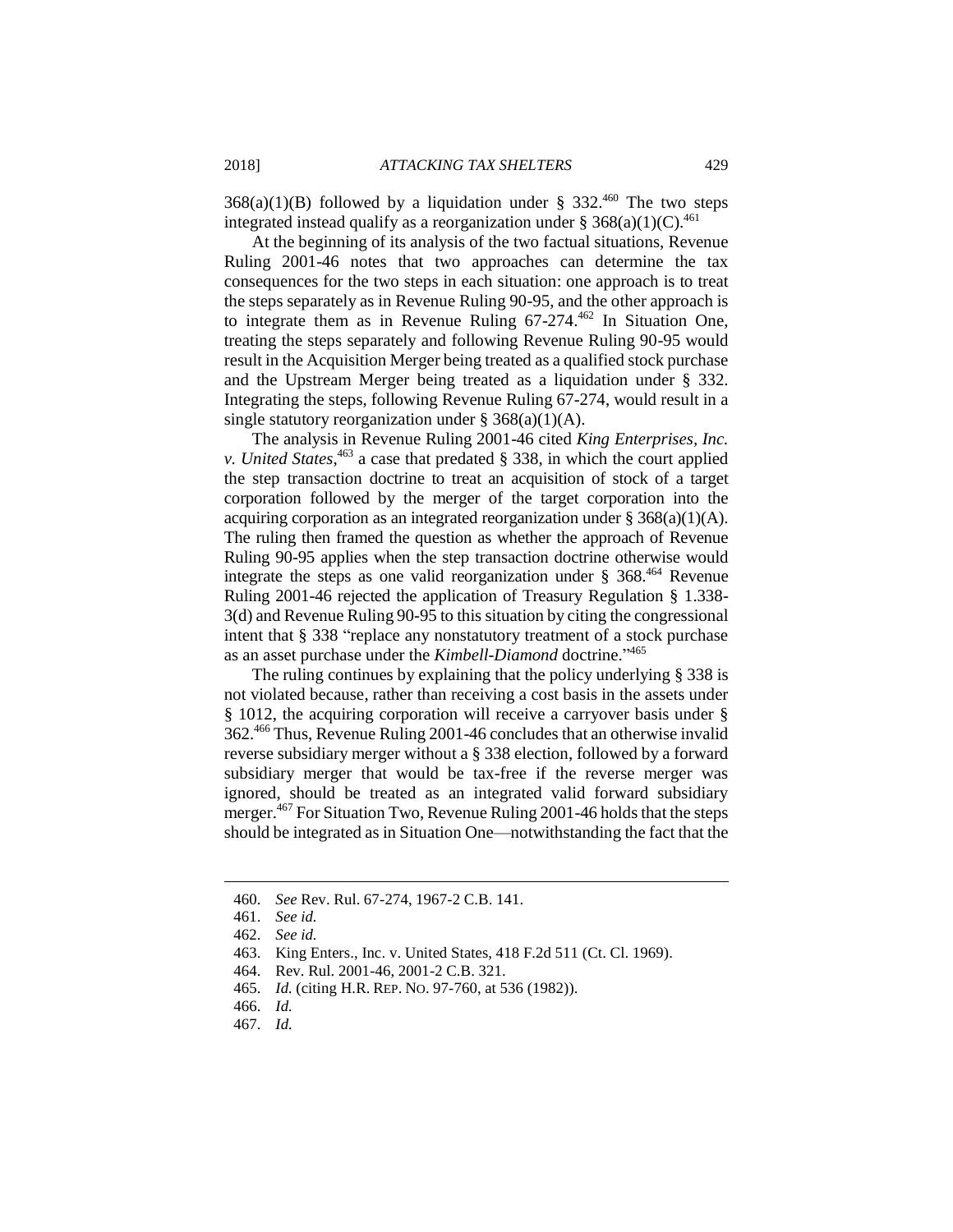368(a)(1)(B) followed by a liquidation under § 332.[460] The two steps integrated instead qualify as a reorganization under § 368(a)(1)(C).[461]

At the beginning of its analysis of the two factual situations, Revenue Ruling 2001-46 notes that two approaches can determine the tax consequences for the two steps in each situation: one approach is to treat the steps separately as in Revenue Ruling 90-95, and the other approach is to integrate them as in Revenue Ruling 67-274.[462] In Situation One, treating the steps separately and following Revenue Ruling 90-95 would result in the Acquisition Merger being treated as a qualified stock purchase and the Upstream Merger being treated as a liquidation under § 332. Integrating the steps, following Revenue Ruling 67-274, would result in a single statutory reorganization under § 368(a)(1)(A).

The analysis in Revenue Ruling 2001-46 cited *King Enterprises, Inc. v. United States*,[463] a case that predated § 338, in which the court applied the step transaction doctrine to treat an acquisition of stock of a target corporation followed by the merger of the target corporation into the acquiring corporation as an integrated reorganization under § 368(a)(1)(A). The ruling then framed the question as whether the approach of Revenue Ruling 90-95 applies when the step transaction doctrine otherwise would integrate the steps as one valid reorganization under § 368.[464] Revenue Ruling 2001-46 rejected the application of Treasury Regulation § 1.338-3(d) and Revenue Ruling 90-95 to this situation by citing the congressional intent that § 338 "replace any nonstatutory treatment of a stock purchase as an asset purchase under the *Kimbell-Diamond* doctrine."[465]

The ruling continues by explaining that the policy underlying § 338 is not violated because, rather than receiving a cost basis in the assets under § 1012, the acquiring corporation will receive a carryover basis under § 362.[466] Thus, Revenue Ruling 2001-46 concludes that an otherwise invalid reverse subsidiary merger without a § 338 election, followed by a forward subsidiary merger that would be tax-free if the reverse merger was ignored, should be treated as an integrated valid forward subsidiary merger.[467] For Situation Two, Revenue Ruling 2001-46 holds that the steps should be integrated as in Situation One—notwithstanding the fact that the

---

460. *See* Rev. Rul. 67-274, 1967-2 C.B. 141.

461. *See id.*

462. *See id.*

463. King Enters., Inc. v. United States, 418 F.2d 511 (Ct. Cl. 1969).

464. Rev. Rul. 2001-46, 2001-2 C.B. 321.

465. *Id.* (citing H.R. REP. NO. 97-760, at 536 (1982)).

466. *Id.*

467. *Id.*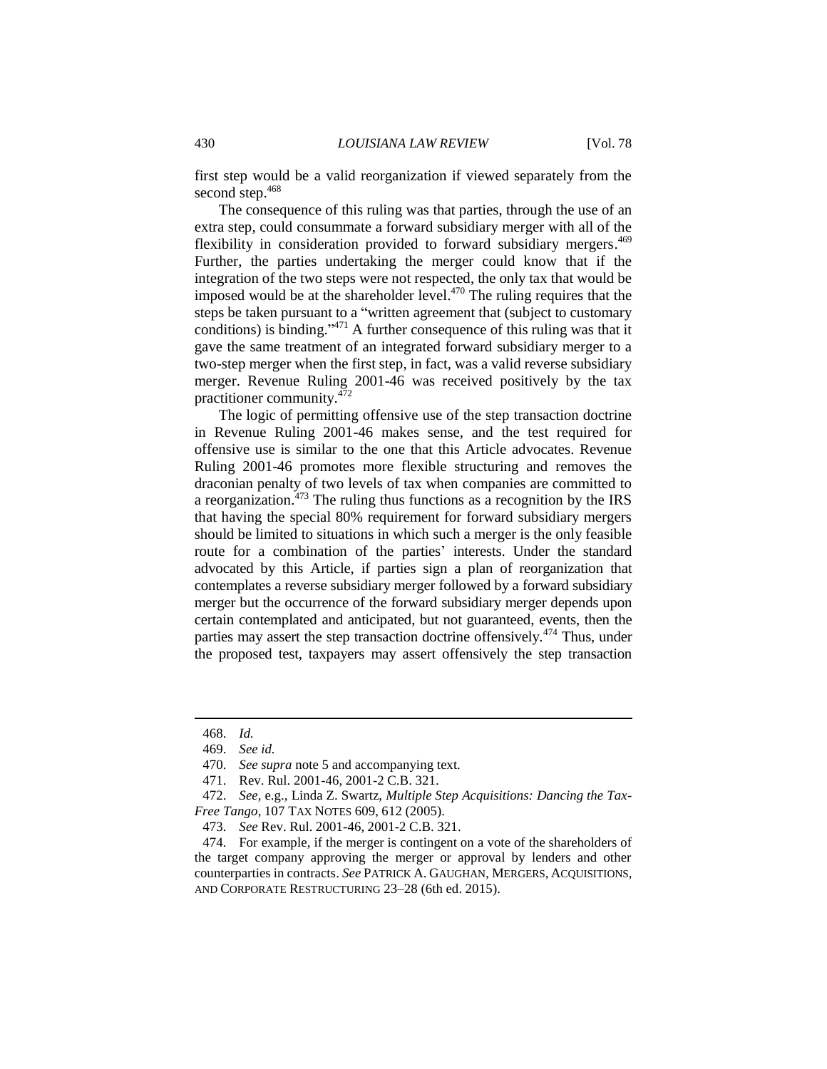first step would be a valid reorganization if viewed separately from the second step.[468]

The consequence of this ruling was that parties, through the use of an extra step, could consummate a forward subsidiary merger with all of the flexibility in consideration provided to forward subsidiary mergers.[469] Further, the parties undertaking the merger could know that if the integration of the two steps were not respected, the only tax that would be imposed would be at the shareholder level.[470] The ruling requires that the steps be taken pursuant to a "written agreement that (subject to customary conditions) is binding."[471] A further consequence of this ruling was that it gave the same treatment of an integrated forward subsidiary merger to a two-step merger when the first step, in fact, was a valid reverse subsidiary merger. Revenue Ruling 2001-46 was received positively by the tax practitioner community.[472]

The logic of permitting offensive use of the step transaction doctrine in Revenue Ruling 2001-46 makes sense, and the test required for offensive use is similar to the one that this Article advocates. Revenue Ruling 2001-46 promotes more flexible structuring and removes the draconian penalty of two levels of tax when companies are committed to a reorganization.[473] The ruling thus functions as a recognition by the IRS that having the special 80% requirement for forward subsidiary mergers should be limited to situations in which such a merger is the only feasible route for a combination of the parties' interests. Under the standard advocated by this Article, if parties sign a plan of reorganization that contemplates a reverse subsidiary merger followed by a forward subsidiary merger but the occurrence of the forward subsidiary merger depends upon certain contemplated and anticipated, but not guaranteed, events, then the parties may assert the step transaction doctrine offensively.[474] Thus, under the proposed test, taxpayers may assert offensively the step transaction

---

468. *Id.*

469. *See id.*

470. *See supra* note 5 and accompanying text.

471. Rev. Rul. 2001-46, 2001-2 C.B. 321.

472. *See*, e.g., Linda Z. Swartz, *Multiple Step Acquisitions: Dancing the Tax-Free Tango*, 107 TAX NOTES 609, 612 (2005).

473. *See* Rev. Rul. 2001-46, 2001-2 C.B. 321.

474. For example, if the merger is contingent on a vote of the shareholders of the target company approving the merger or approval by lenders and other counterparties in contracts. *See* PATRICK A. GAUGHAN, MERGERS, ACQUISITIONS, AND CORPORATE RESTRUCTURING 23–28 (6th ed. 2015).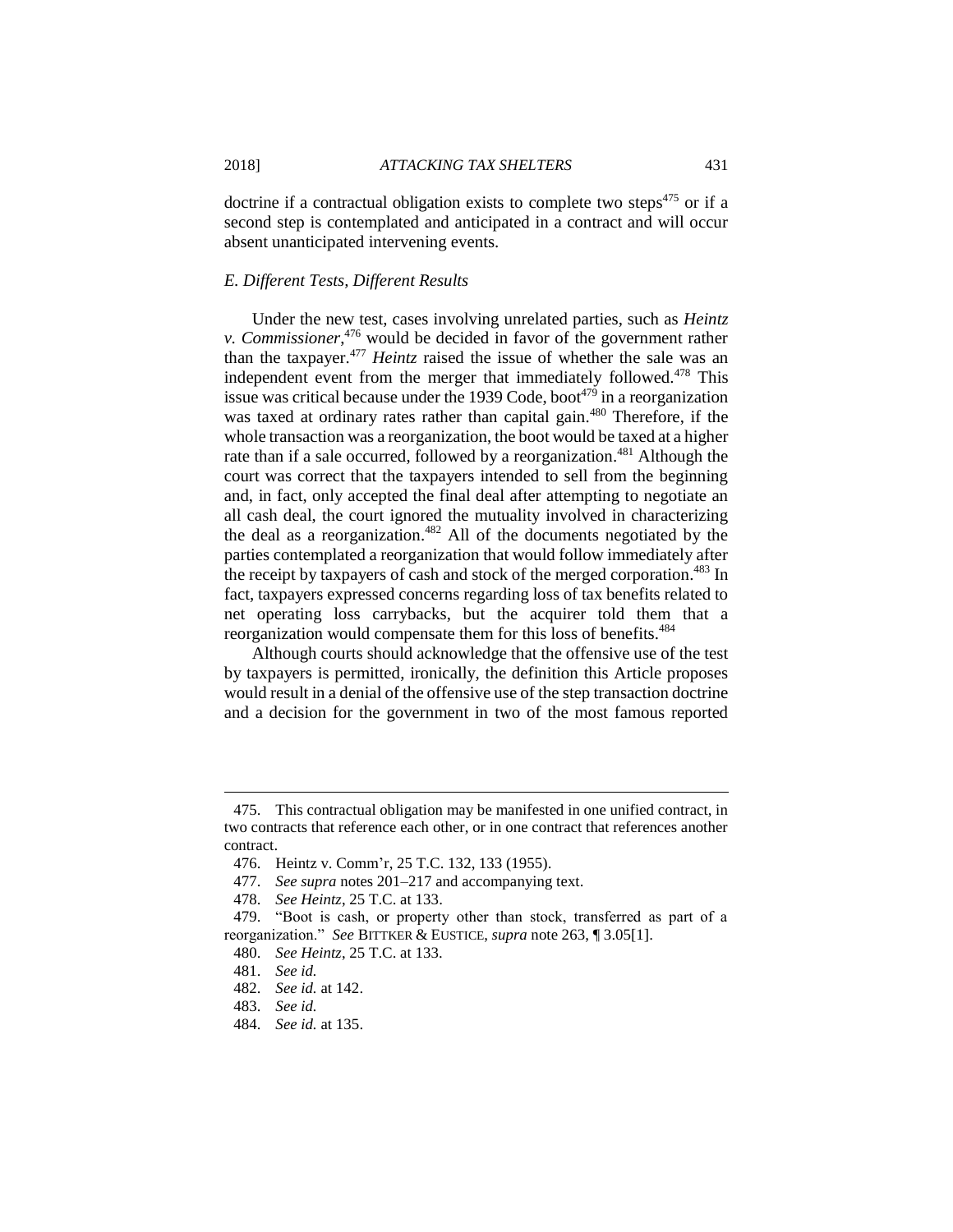doctrine if a contractual obligation exists to complete two steps[475] or if a second step is contemplated and anticipated in a contract and will occur absent unanticipated intervening events.

### *E. Different Tests, Different Results*

Under the new test, cases involving unrelated parties, such as *Heintz v. Commissioner*,[476] would be decided in favor of the government rather than the taxpayer.[477] *Heintz* raised the issue of whether the sale was an independent event from the merger that immediately followed.[478] This issue was critical because under the 1939 Code, boot[479] in a reorganization was taxed at ordinary rates rather than capital gain.[480] Therefore, if the whole transaction was a reorganization, the boot would be taxed at a higher rate than if a sale occurred, followed by a reorganization.[481] Although the court was correct that the taxpayers intended to sell from the beginning and, in fact, only accepted the final deal after attempting to negotiate an all cash deal, the court ignored the mutuality involved in characterizing the deal as a reorganization.[482] All of the documents negotiated by the parties contemplated a reorganization that would follow immediately after the receipt by taxpayers of cash and stock of the merged corporation.[483] In fact, taxpayers expressed concerns regarding loss of tax benefits related to net operating loss carrybacks, but the acquirer told them that a reorganization would compensate them for this loss of benefits.[484]

Although courts should acknowledge that the offensive use of the test by taxpayers is permitted, ironically, the definition this Article proposes would result in a denial of the offensive use of the step transaction doctrine and a decision for the government in two of the most famous reported

---

475. This contractual obligation may be manifested in one unified contract, in two contracts that reference each other, or in one contract that references another contract.

476. Heintz v. Comm'r, 25 T.C. 132, 133 (1955).

477. *See supra* notes 201–217 and accompanying text.

478. *See Heintz*, 25 T.C. at 133.

479. "Boot is cash, or property other than stock, transferred as part of a reorganization." *See* BITTKER & EUSTICE, *supra* note 263, ¶ 3.05[1].

480. *See Heintz*, 25 T.C. at 133.

481. *See id.*

482. *See id.* at 142.

483. *See id.*

484. *See id.* at 135.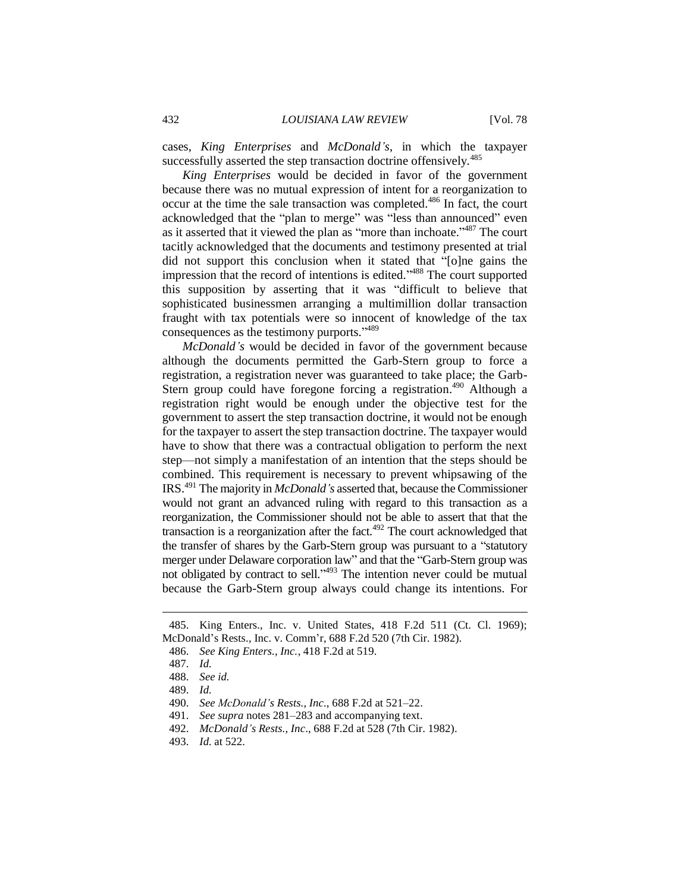cases, *King Enterprises* and *McDonald's*, in which the taxpayer successfully asserted the step transaction doctrine offensively.[485]

*King Enterprises* would be decided in favor of the government because there was no mutual expression of intent for a reorganization to occur at the time the sale transaction was completed.[486] In fact, the court acknowledged that the "plan to merge" was "less than announced" even as it asserted that it viewed the plan as "more than inchoate."[487] The court tacitly acknowledged that the documents and testimony presented at trial did not support this conclusion when it stated that "[o]ne gains the impression that the record of intentions is edited."[488] The court supported this supposition by asserting that it was "difficult to believe that sophisticated businessmen arranging a multimillion dollar transaction fraught with tax potentials were so innocent of knowledge of the tax consequences as the testimony purports."[489]

*McDonald's* would be decided in favor of the government because although the documents permitted the Garb-Stern group to force a registration, a registration never was guaranteed to take place; the Garb-Stern group could have foregone forcing a registration.[490] Although a registration right would be enough under the objective test for the government to assert the step transaction doctrine, it would not be enough for the taxpayer to assert the step transaction doctrine. The taxpayer would have to show that there was a contractual obligation to perform the next step—not simply a manifestation of an intention that the steps should be combined. This requirement is necessary to prevent whipsawing of the IRS.[491] The majority in *McDonald's* asserted that, because the Commissioner would not grant an advanced ruling with regard to this transaction as a reorganization, the Commissioner should not be able to assert that that the transaction is a reorganization after the fact.[492] The court acknowledged that the transfer of shares by the Garb-Stern group was pursuant to a "statutory merger under Delaware corporation law" and that the "Garb-Stern group was not obligated by contract to sell."[493] The intention never could be mutual because the Garb-Stern group always could change its intentions. For

---

485. King Enters., Inc. v. United States, 418 F.2d 511 (Ct. Cl. 1969); McDonald's Rests., Inc. v. Comm'r, 688 F.2d 520 (7th Cir. 1982).

486. *See King Enters., Inc.*, 418 F.2d at 519.

487. *Id.*

488. *See id.*

489. *Id.*

490. *See McDonald's Rests., Inc.*, 688 F.2d at 521–22.

491. *See supra* notes 281–283 and accompanying text.

492. *McDonald's Rests., Inc*., 688 F.2d at 528 (7th Cir. 1982).

493. *Id.* at 522.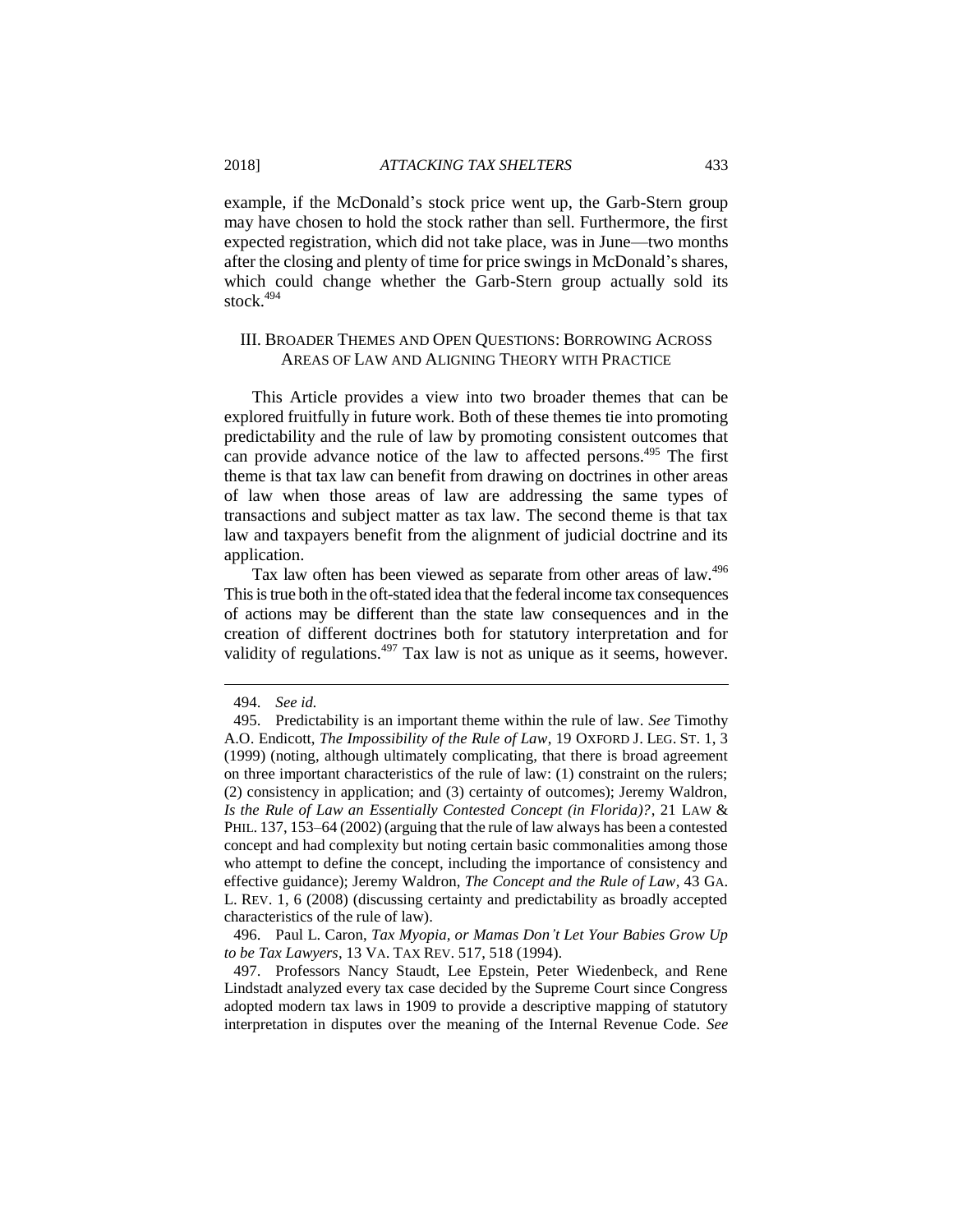example, if the McDonald's stock price went up, the Garb-Stern group may have chosen to hold the stock rather than sell. Furthermore, the first expected registration, which did not take place, was in June—two months after the closing and plenty of time for price swings in McDonald's shares, which could change whether the Garb-Stern group actually sold its stock.[494]

## III. Broader Themes and Open Questions: Borrowing Across Areas of Law and Aligning Theory with Practice

This Article provides a view into two broader themes that can be explored fruitfully in future work. Both of these themes tie into promoting predictability and the rule of law by promoting consistent outcomes that can provide advance notice of the law to affected persons.[495] The first theme is that tax law can benefit from drawing on doctrines in other areas of law when those areas of law are addressing the same types of transactions and subject matter as tax law. The second theme is that tax law and taxpayers benefit from the alignment of judicial doctrine and its application.

Tax law often has been viewed as separate from other areas of law.[496] This is true both in the oft-stated idea that the federal income tax consequences of actions may be different than the state law consequences and in the creation of different doctrines both for statutory interpretation and for validity of regulations.[497] Tax law is not as unique as it seems, however.

---

494. *See id.*

495. Predictability is an important theme within the rule of law. *See* Timothy A.O. Endicott, *The Impossibility of the Rule of Law*, 19 OXFORD J. LEG. ST. 1, 3 (1999) (noting, although ultimately complicating, that there is broad agreement on three important characteristics of the rule of law: (1) constraint on the rulers; (2) consistency in application; and (3) certainty of outcomes); Jeremy Waldron, *Is the Rule of Law an Essentially Contested Concept (in Florida)?*, 21 LAW & PHIL. 137, 153–64 (2002) (arguing that the rule of law always has been a contested concept and had complexity but noting certain basic commonalities among those who attempt to define the concept, including the importance of consistency and effective guidance); Jeremy Waldron, *The Concept and the Rule of Law*, 43 GA. L. REV. 1, 6 (2008) (discussing certainty and predictability as broadly accepted characteristics of the rule of law).

496. Paul L. Caron, *Tax Myopia, or Mamas Don't Let Your Babies Grow Up to be Tax Lawyers*, 13 VA. TAX REV. 517, 518 (1994).

497. Professors Nancy Staudt, Lee Epstein, Peter Wiedenbeck, and Rene Lindstadt analyzed every tax case decided by the Supreme Court since Congress adopted modern tax laws in 1909 to provide a descriptive mapping of statutory interpretation in disputes over the meaning of the Internal Revenue Code. *See*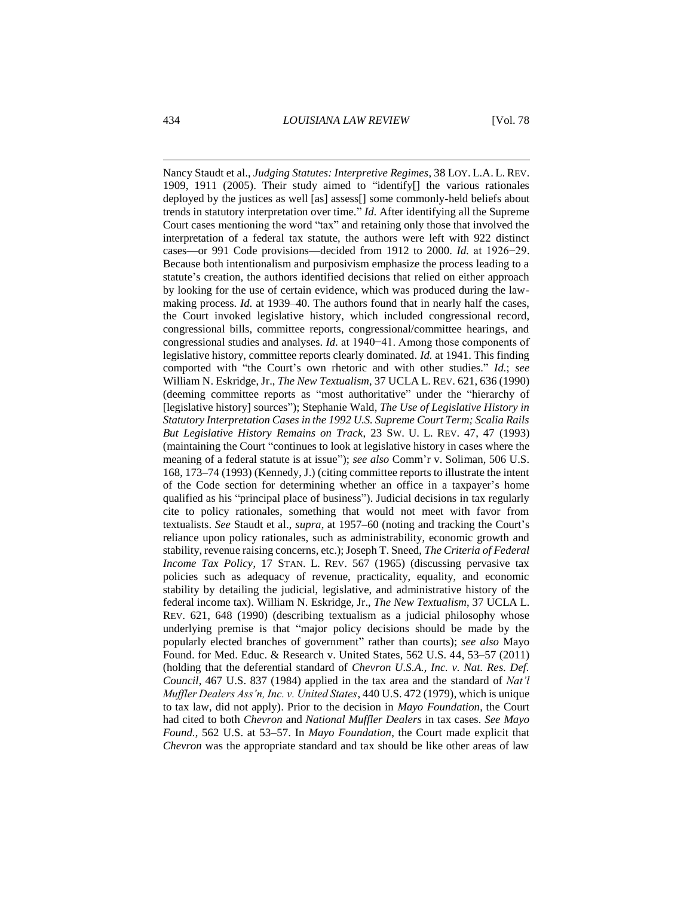Nancy Staudt et al., *Judging Statutes: Interpretive Regimes*, 38 LOY. L.A. L. REV. 1909, 1911 (2005). Their study aimed to "identify[] the various rationales deployed by the justices as well [as] assess[] some commonly-held beliefs about trends in statutory interpretation over time." *Id.* After identifying all the Supreme Court cases mentioning the word "tax" and retaining only those that involved the interpretation of a federal tax statute, the authors were left with 922 distinct cases—or 991 Code provisions—decided from 1912 to 2000. *Id.* at 1926−29. Because both intentionalism and purposivism emphasize the process leading to a statute's creation, the authors identified decisions that relied on either approach by looking for the use of certain evidence, which was produced during the law-making process. *Id.* at 1939–40. The authors found that in nearly half the cases, the Court invoked legislative history, which included congressional record, congressional bills, committee reports, congressional/committee hearings, and congressional studies and analyses. *Id.* at 1940−41. Among those components of legislative history, committee reports clearly dominated. *Id.* at 1941. This finding comported with "the Court's own rhetoric and with other studies." *Id.*; *see* William N. Eskridge, Jr., *The New Textualism*, 37 UCLA L. REV. 621, 636 (1990) (deeming committee reports as "most authoritative" under the "hierarchy of [legislative history] sources"); Stephanie Wald, *The Use of Legislative History in Statutory Interpretation Cases in the 1992 U.S. Supreme Court Term; Scalia Rails But Legislative History Remains on Track*, 23 SW. U. L. REV. 47, 47 (1993) (maintaining the Court "continues to look at legislative history in cases where the meaning of a federal statute is at issue"); *see also* Comm'r v. Soliman, 506 U.S. 168, 173–74 (1993) (Kennedy, J.) (citing committee reports to illustrate the intent of the Code section for determining whether an office in a taxpayer's home qualified as his "principal place of business"). Judicial decisions in tax regularly cite to policy rationales, something that would not meet with favor from textualists. *See* Staudt et al., *supra*, at 1957–60 (noting and tracking the Court's reliance upon policy rationales, such as administrability, economic growth and stability, revenue raising concerns, etc.); Joseph T. Sneed, *The Criteria of Federal Income Tax Policy*, 17 STAN. L. REV. 567 (1965) (discussing pervasive tax policies such as adequacy of revenue, practicality, equality, and economic stability by detailing the judicial, legislative, and administrative history of the federal income tax). William N. Eskridge, Jr., *The New Textualism*, 37 UCLA L. REV. 621, 648 (1990) (describing textualism as a judicial philosophy whose underlying premise is that "major policy decisions should be made by the popularly elected branches of government" rather than courts); *see also* Mayo Found. for Med. Educ. & Research v. United States, 562 U.S. 44, 53–57 (2011) (holding that the deferential standard of *Chevron U.S.A., Inc. v. Nat. Res. Def. Council*, 467 U.S. 837 (1984) applied in the tax area and the standard of *Nat'l Muffler Dealers Ass'n, Inc. v. United States*, 440 U.S. 472 (1979), which is unique to tax law, did not apply). Prior to the decision in *Mayo Foundation*, the Court had cited to both *Chevron* and *National Muffler Dealers* in tax cases. *See Mayo Found.*, 562 U.S. at 53–57. In *Mayo Foundation*, the Court made explicit that *Chevron* was the appropriate standard and tax should be like other areas of law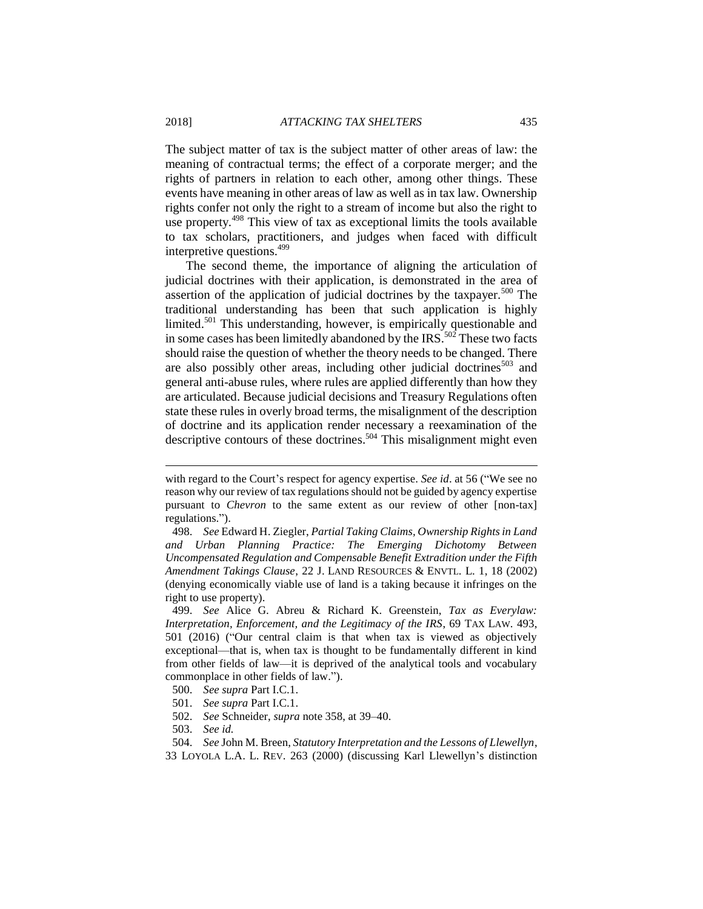The subject matter of tax is the subject matter of other areas of law: the meaning of contractual terms; the effect of a corporate merger; and the rights of partners in relation to each other, among other things. These events have meaning in other areas of law as well as in tax law. Ownership rights confer not only the right to a stream of income but also the right to use property.[498] This view of tax as exceptional limits the tools available to tax scholars, practitioners, and judges when faced with difficult interpretive questions.[499]

The second theme, the importance of aligning the articulation of judicial doctrines with their application, is demonstrated in the area of assertion of the application of judicial doctrines by the taxpayer.[500] The traditional understanding has been that such application is highly limited.[501] This understanding, however, is empirically questionable and in some cases has been limitedly abandoned by the IRS.[502] These two facts should raise the question of whether the theory needs to be changed. There are also possibly other areas, including other judicial doctrines[503] and general anti-abuse rules, where rules are applied differently than how they are articulated. Because judicial decisions and Treasury Regulations often state these rules in overly broad terms, the misalignment of the description of doctrine and its application render necessary a reexamination of the descriptive contours of these doctrines.[504] This misalignment might even

---

with regard to the Court's respect for agency expertise. *See id*. at 56 ("We see no reason why our review of tax regulations should not be guided by agency expertise pursuant to *Chevron* to the same extent as our review of other [non-tax] regulations.").

498. *See* Edward H. Ziegler, *Partial Taking Claims, Ownership Rights in Land and Urban Planning Practice: The Emerging Dichotomy Between Uncompensated Regulation and Compensable Benefit Extradition under the Fifth Amendment Takings Clause*, 22 J. LAND RESOURCES & ENVTL. L. 1, 18 (2002) (denying economically viable use of land is a taking because it infringes on the right to use property).

499. *See* Alice G. Abreu & Richard K. Greenstein, *Tax as Everylaw: Interpretation, Enforcement, and the Legitimacy of the IRS*, 69 TAX LAW. 493, 501 (2016) ("Our central claim is that when tax is viewed as objectively exceptional—that is, when tax is thought to be fundamentally different in kind from other fields of law—it is deprived of the analytical tools and vocabulary commonplace in other fields of law.").

500. *See supra* Part I.C.1.

501. *See supra* Part I.C.1.

502. *See* Schneider, *supra* note 358, at 39–40.

503. *See id.*

504. *See* John M. Breen, *Statutory Interpretation and the Lessons of Llewellyn*, 33 LOYOLA L.A. L. REV. 263 (2000) (discussing Karl Llewellyn's distinction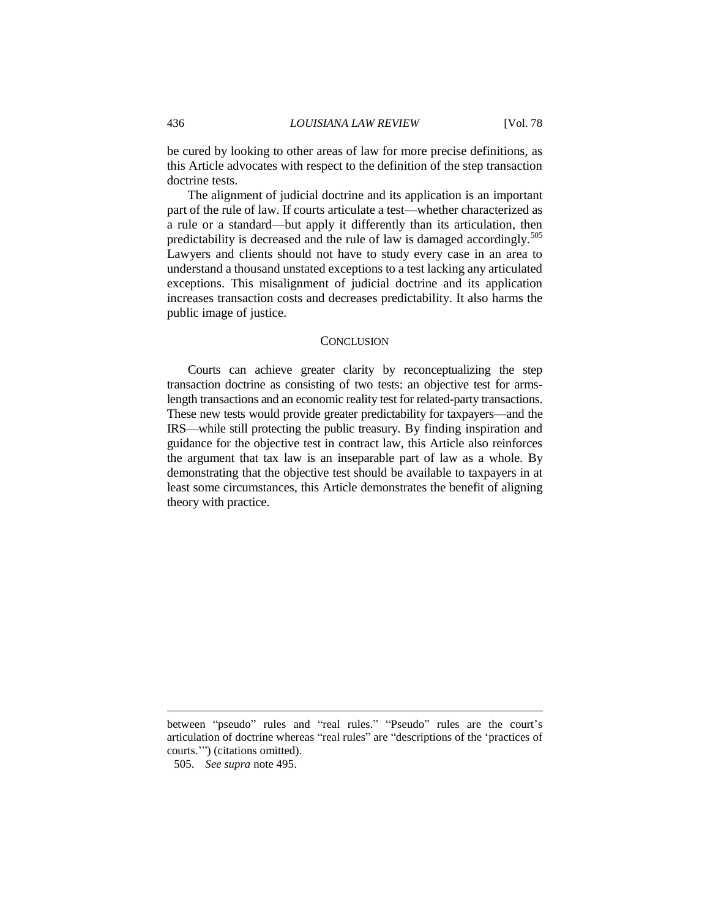be cured by looking to other areas of law for more precise definitions, as this Article advocates with respect to the definition of the step transaction doctrine tests.

The alignment of judicial doctrine and its application is an important part of the rule of law. If courts articulate a test—whether characterized as a rule or a standard—but apply it differently than its articulation, then predictability is decreased and the rule of law is damaged accordingly.[505] Lawyers and clients should not have to study every case in an area to understand a thousand unstated exceptions to a test lacking any articulated exceptions. This misalignment of judicial doctrine and its application increases transaction costs and decreases predictability. It also harms the public image of justice.

## CONCLUSION

Courts can achieve greater clarity by reconceptualizing the step transaction doctrine as consisting of two tests: an objective test for arms-length transactions and an economic reality test for related-party transactions. These new tests would provide greater predictability for taxpayers—and the IRS—while still protecting the public treasury. By finding inspiration and guidance for the objective test in contract law, this Article also reinforces the argument that tax law is an inseparable part of law as a whole. By demonstrating that the objective test should be available to taxpayers in at least some circumstances, this Article demonstrates the benefit of aligning theory with practice.

---

between "pseudo" rules and "real rules." "Pseudo" rules are the court's articulation of doctrine whereas "real rules" are "descriptions of the 'practices of courts.'") (citations omitted).

505. *See supra* note 495.